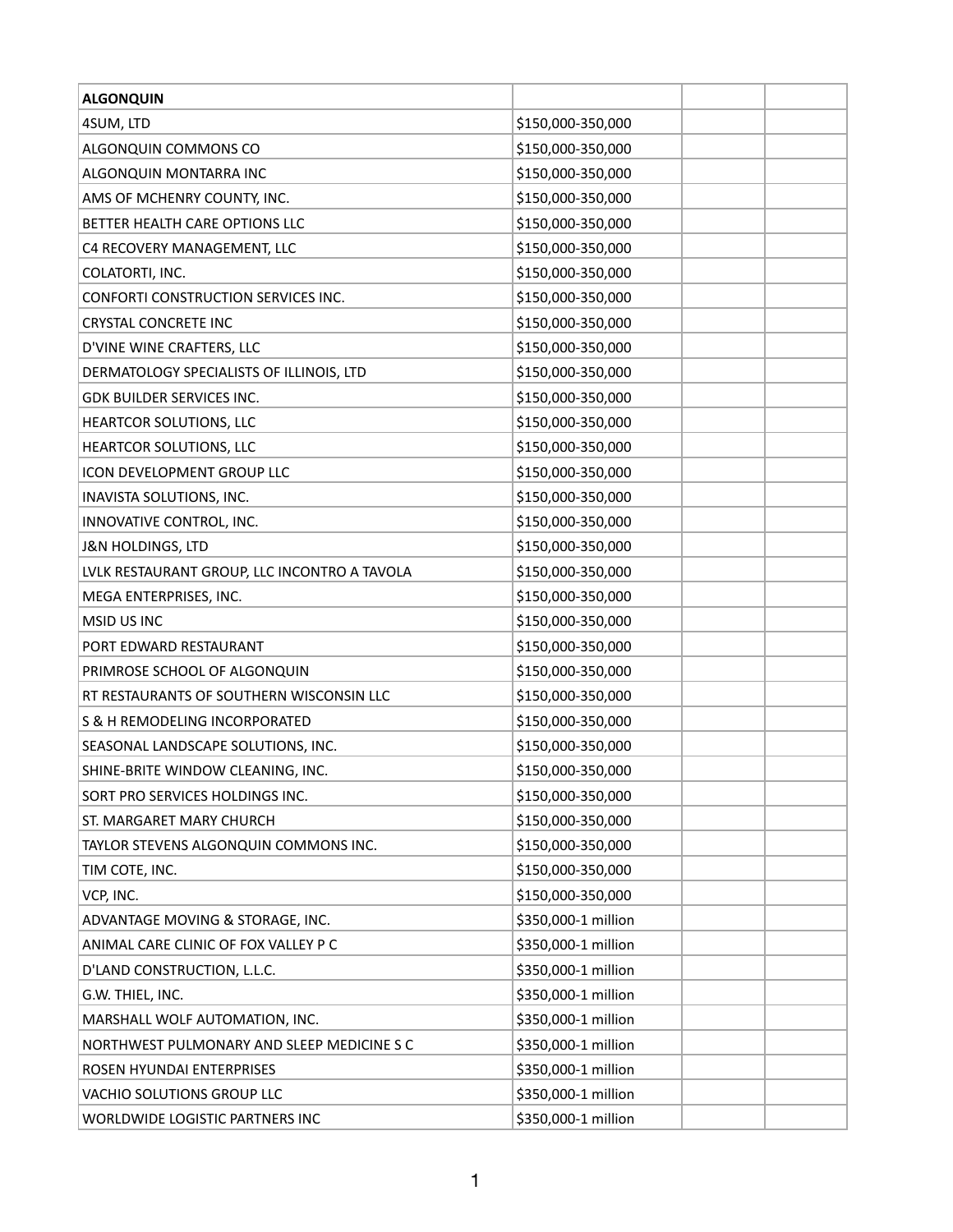| | | | |
|---|---|---|---|
| **ALGONQUIN** | | | |
| 4SUM, LTD | $150,000-350,000 | | |
| ALGONQUIN COMMONS CO | $150,000-350,000 | | |
| ALGONQUIN MONTARRA INC | $150,000-350,000 | | |
| AMS OF MCHENRY COUNTY, INC. | $150,000-350,000 | | |
| BETTER HEALTH CARE OPTIONS LLC | $150,000-350,000 | | |
| C4 RECOVERY MANAGEMENT, LLC | $150,000-350,000 | | |
| COLATORTI, INC. | $150,000-350,000 | | |
| CONFORTI CONSTRUCTION SERVICES INC. | $150,000-350,000 | | |
| CRYSTAL CONCRETE INC | $150,000-350,000 | | |
| D'VINE WINE CRAFTERS, LLC | $150,000-350,000 | | |
| DERMATOLOGY SPECIALISTS OF ILLINOIS, LTD | $150,000-350,000 | | |
| GDK BUILDER SERVICES INC. | $150,000-350,000 | | |
| HEARTCOR SOLUTIONS, LLC | $150,000-350,000 | | |
| HEARTCOR SOLUTIONS, LLC | $150,000-350,000 | | |
| ICON DEVELOPMENT GROUP LLC | $150,000-350,000 | | |
| INAVISTA SOLUTIONS, INC. | $150,000-350,000 | | |
| INNOVATIVE CONTROL, INC. | $150,000-350,000 | | |
| J&N HOLDINGS, LTD | $150,000-350,000 | | |
| LVLK RESTAURANT GROUP, LLC INCONTRO A TAVOLA | $150,000-350,000 | | |
| MEGA ENTERPRISES, INC. | $150,000-350,000 | | |
| MSID US INC | $150,000-350,000 | | |
| PORT EDWARD RESTAURANT | $150,000-350,000 | | |
| PRIMROSE SCHOOL OF ALGONQUIN | $150,000-350,000 | | |
| RT RESTAURANTS OF SOUTHERN WISCONSIN LLC | $150,000-350,000 | | |
| S & H REMODELING INCORPORATED | $150,000-350,000 | | |
| SEASONAL LANDSCAPE SOLUTIONS, INC. | $150,000-350,000 | | |
| SHINE-BRITE WINDOW CLEANING, INC. | $150,000-350,000 | | |
| SORT PRO SERVICES HOLDINGS INC. | $150,000-350,000 | | |
| ST. MARGARET MARY CHURCH | $150,000-350,000 | | |
| TAYLOR STEVENS ALGONQUIN COMMONS INC. | $150,000-350,000 | | |
| TIM COTE, INC. | $150,000-350,000 | | |
| VCP, INC. | $150,000-350,000 | | |
| ADVANTAGE MOVING & STORAGE, INC. | $350,000-1 million | | |
| ANIMAL CARE CLINIC OF FOX VALLEY P C | $350,000-1 million | | |
| D'LAND CONSTRUCTION, L.L.C. | $350,000-1 million | | |
| G.W. THIEL, INC. | $350,000-1 million | | |
| MARSHALL WOLF AUTOMATION, INC. | $350,000-1 million | | |
| NORTHWEST PULMONARY AND SLEEP MEDICINE S C | $350,000-1 million | | |
| ROSEN HYUNDAI ENTERPRISES | $350,000-1 million | | |
| VACHIO SOLUTIONS GROUP LLC | $350,000-1 million | | |
| WORLDWIDE LOGISTIC PARTNERS INC | $350,000-1 million | | |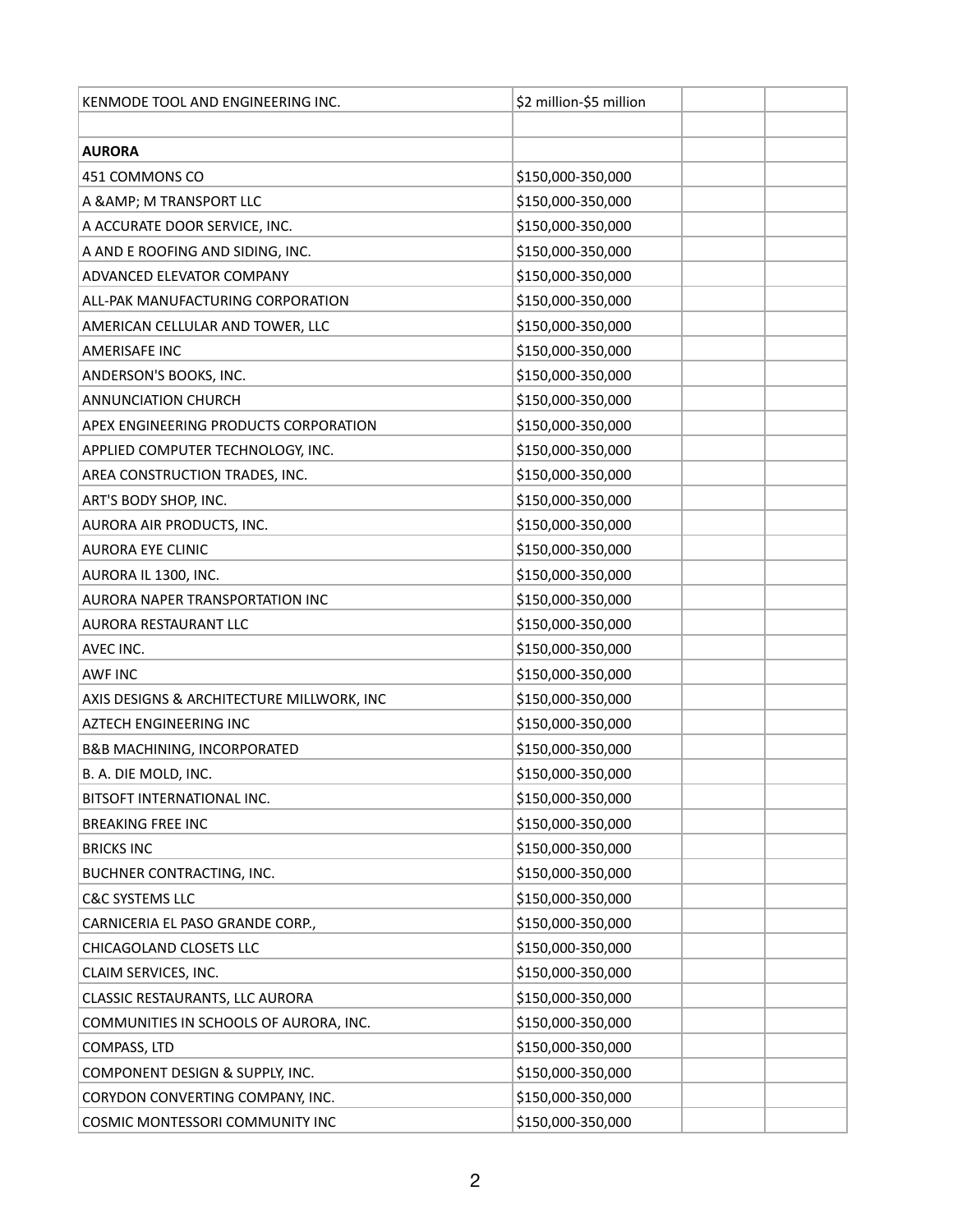| | | | |
|---|---|---|---|
| KENMODE TOOL AND ENGINEERING INC. | $2 million-$5 million | | |
| | | | |
| **AURORA** | | | |
| 451 COMMONS CO | $150,000-350,000 | | |
| A &AMP; M TRANSPORT LLC | $150,000-350,000 | | |
| A ACCURATE DOOR SERVICE, INC. | $150,000-350,000 | | |
| A AND E ROOFING AND SIDING, INC. | $150,000-350,000 | | |
| ADVANCED ELEVATOR COMPANY | $150,000-350,000 | | |
| ALL-PAK MANUFACTURING CORPORATION | $150,000-350,000 | | |
| AMERICAN CELLULAR AND TOWER, LLC | $150,000-350,000 | | |
| AMERISAFE INC | $150,000-350,000 | | |
| ANDERSON'S BOOKS, INC. | $150,000-350,000 | | |
| ANNUNCIATION CHURCH | $150,000-350,000 | | |
| APEX ENGINEERING PRODUCTS CORPORATION | $150,000-350,000 | | |
| APPLIED COMPUTER TECHNOLOGY, INC. | $150,000-350,000 | | |
| AREA CONSTRUCTION TRADES, INC. | $150,000-350,000 | | |
| ART'S BODY SHOP, INC. | $150,000-350,000 | | |
| AURORA AIR PRODUCTS, INC. | $150,000-350,000 | | |
| AURORA EYE CLINIC | $150,000-350,000 | | |
| AURORA IL 1300, INC. | $150,000-350,000 | | |
| AURORA NAPER TRANSPORTATION INC | $150,000-350,000 | | |
| AURORA RESTAURANT LLC | $150,000-350,000 | | |
| AVEC INC. | $150,000-350,000 | | |
| AWF INC | $150,000-350,000 | | |
| AXIS DESIGNS & ARCHITECTURE MILLWORK, INC | $150,000-350,000 | | |
| AZTECH ENGINEERING INC | $150,000-350,000 | | |
| B&B MACHINING, INCORPORATED | $150,000-350,000 | | |
| B. A. DIE MOLD, INC. | $150,000-350,000 | | |
| BITSOFT INTERNATIONAL INC. | $150,000-350,000 | | |
| BREAKING FREE INC | $150,000-350,000 | | |
| BRICKS INC | $150,000-350,000 | | |
| BUCHNER CONTRACTING, INC. | $150,000-350,000 | | |
| C&C SYSTEMS LLC | $150,000-350,000 | | |
| CARNICERIA EL PASO GRANDE CORP., | $150,000-350,000 | | |
| CHICAGOLAND CLOSETS LLC | $150,000-350,000 | | |
| CLAIM SERVICES, INC. | $150,000-350,000 | | |
| CLASSIC RESTAURANTS, LLC AURORA | $150,000-350,000 | | |
| COMMUNITIES IN SCHOOLS OF AURORA, INC. | $150,000-350,000 | | |
| COMPASS, LTD | $150,000-350,000 | | |
| COMPONENT DESIGN & SUPPLY, INC. | $150,000-350,000 | | |
| CORYDON CONVERTING COMPANY, INC. | $150,000-350,000 | | |
| COSMIC MONTESSORI COMMUNITY INC | $150,000-350,000 | | |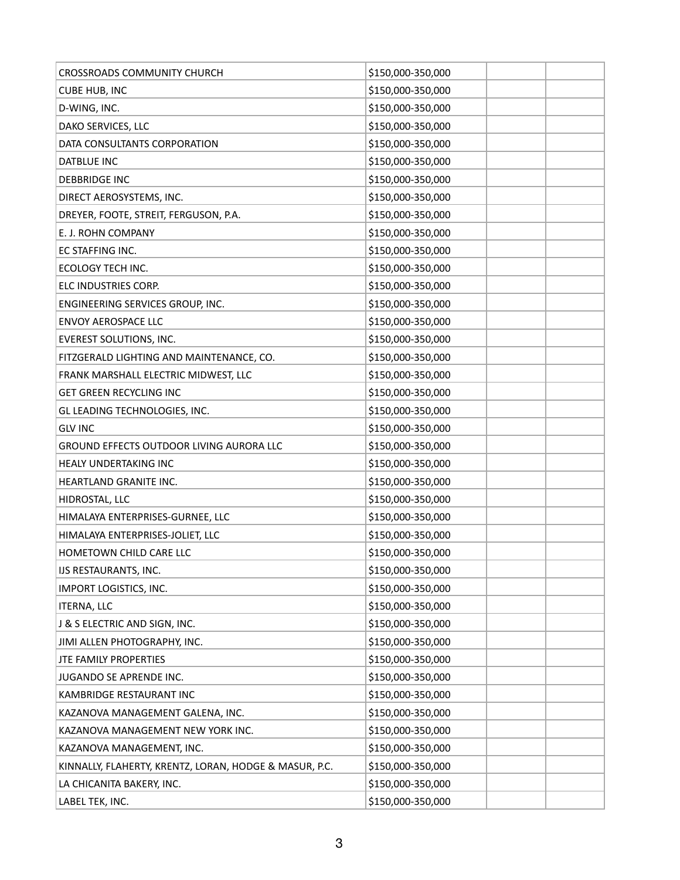| | | | |
|---|---|---|---|
| CROSSROADS COMMUNITY CHURCH | $150,000-350,000 | | |
| CUBE HUB, INC | $150,000-350,000 | | |
| D-WING, INC. | $150,000-350,000 | | |
| DAKO SERVICES, LLC | $150,000-350,000 | | |
| DATA CONSULTANTS CORPORATION | $150,000-350,000 | | |
| DATBLUE INC | $150,000-350,000 | | |
| DEBBRIDGE INC | $150,000-350,000 | | |
| DIRECT AEROSYSTEMS, INC. | $150,000-350,000 | | |
| DREYER, FOOTE, STREIT, FERGUSON, P.A. | $150,000-350,000 | | |
| E. J. ROHN COMPANY | $150,000-350,000 | | |
| EC STAFFING INC. | $150,000-350,000 | | |
| ECOLOGY TECH INC. | $150,000-350,000 | | |
| ELC INDUSTRIES CORP. | $150,000-350,000 | | |
| ENGINEERING SERVICES GROUP, INC. | $150,000-350,000 | | |
| ENVOY AEROSPACE LLC | $150,000-350,000 | | |
| EVEREST SOLUTIONS, INC. | $150,000-350,000 | | |
| FITZGERALD LIGHTING AND MAINTENANCE, CO. | $150,000-350,000 | | |
| FRANK MARSHALL ELECTRIC MIDWEST, LLC | $150,000-350,000 | | |
| GET GREEN RECYCLING INC | $150,000-350,000 | | |
| GL LEADING TECHNOLOGIES, INC. | $150,000-350,000 | | |
| GLV INC | $150,000-350,000 | | |
| GROUND EFFECTS OUTDOOR LIVING AURORA LLC | $150,000-350,000 | | |
| HEALY UNDERTAKING INC | $150,000-350,000 | | |
| HEARTLAND GRANITE INC. | $150,000-350,000 | | |
| HIDROSTAL, LLC | $150,000-350,000 | | |
| HIMALAYA ENTERPRISES-GURNEE, LLC | $150,000-350,000 | | |
| HIMALAYA ENTERPRISES-JOLIET, LLC | $150,000-350,000 | | |
| HOMETOWN CHILD CARE LLC | $150,000-350,000 | | |
| IJS RESTAURANTS, INC. | $150,000-350,000 | | |
| IMPORT LOGISTICS, INC. | $150,000-350,000 | | |
| ITERNA, LLC | $150,000-350,000 | | |
| J & S ELECTRIC AND SIGN, INC. | $150,000-350,000 | | |
| JIMI ALLEN PHOTOGRAPHY, INC. | $150,000-350,000 | | |
| JTE FAMILY PROPERTIES | $150,000-350,000 | | |
| JUGANDO SE APRENDE INC. | $150,000-350,000 | | |
| KAMBRIDGE RESTAURANT INC | $150,000-350,000 | | |
| KAZANOVA MANAGEMENT GALENA, INC. | $150,000-350,000 | | |
| KAZANOVA MANAGEMENT NEW YORK INC. | $150,000-350,000 | | |
| KAZANOVA MANAGEMENT, INC. | $150,000-350,000 | | |
| KINNALLY, FLAHERTY, KRENTZ, LORAN, HODGE & MASUR, P.C. | $150,000-350,000 | | |
| LA CHICANITA BAKERY, INC. | $150,000-350,000 | | |
| LABEL TEK, INC. | $150,000-350,000 | | |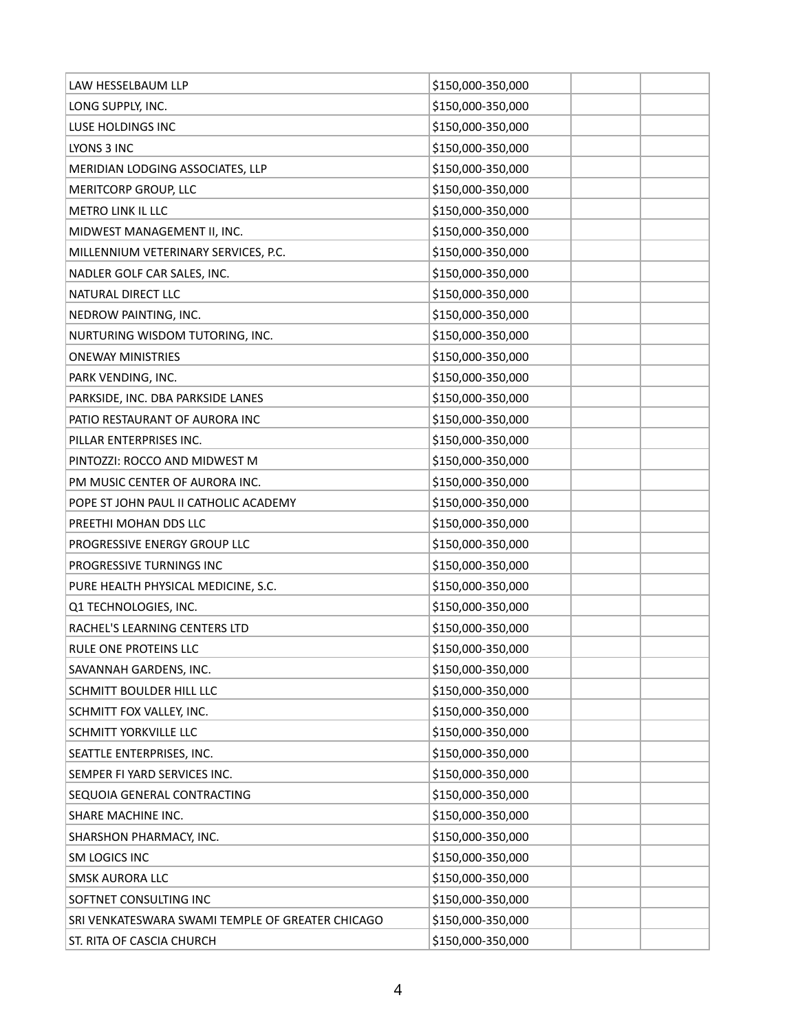| | | | |
|---|---|---|---|
| LAW HESSELBAUM LLP | $150,000-350,000 | | |
| LONG SUPPLY, INC. | $150,000-350,000 | | |
| LUSE HOLDINGS INC | $150,000-350,000 | | |
| LYONS 3 INC | $150,000-350,000 | | |
| MERIDIAN LODGING ASSOCIATES, LLP | $150,000-350,000 | | |
| MERITCORP GROUP, LLC | $150,000-350,000 | | |
| METRO LINK IL LLC | $150,000-350,000 | | |
| MIDWEST MANAGEMENT II, INC. | $150,000-350,000 | | |
| MILLENNIUM VETERINARY SERVICES, P.C. | $150,000-350,000 | | |
| NADLER GOLF CAR SALES, INC. | $150,000-350,000 | | |
| NATURAL DIRECT LLC | $150,000-350,000 | | |
| NEDROW PAINTING, INC. | $150,000-350,000 | | |
| NURTURING WISDOM TUTORING, INC. | $150,000-350,000 | | |
| ONEWAY MINISTRIES | $150,000-350,000 | | |
| PARK VENDING, INC. | $150,000-350,000 | | |
| PARKSIDE, INC. DBA PARKSIDE LANES | $150,000-350,000 | | |
| PATIO RESTAURANT OF AURORA INC | $150,000-350,000 | | |
| PILLAR ENTERPRISES INC. | $150,000-350,000 | | |
| PINTOZZI: ROCCO AND MIDWEST M | $150,000-350,000 | | |
| PM MUSIC CENTER OF AURORA INC. | $150,000-350,000 | | |
| POPE ST JOHN PAUL II CATHOLIC ACADEMY | $150,000-350,000 | | |
| PREETHI MOHAN DDS LLC | $150,000-350,000 | | |
| PROGRESSIVE ENERGY GROUP LLC | $150,000-350,000 | | |
| PROGRESSIVE TURNINGS INC | $150,000-350,000 | | |
| PURE HEALTH PHYSICAL MEDICINE, S.C. | $150,000-350,000 | | |
| Q1 TECHNOLOGIES, INC. | $150,000-350,000 | | |
| RACHEL'S LEARNING CENTERS LTD | $150,000-350,000 | | |
| RULE ONE PROTEINS LLC | $150,000-350,000 | | |
| SAVANNAH GARDENS, INC. | $150,000-350,000 | | |
| SCHMITT BOULDER HILL LLC | $150,000-350,000 | | |
| SCHMITT FOX VALLEY, INC. | $150,000-350,000 | | |
| SCHMITT YORKVILLE LLC | $150,000-350,000 | | |
| SEATTLE ENTERPRISES, INC. | $150,000-350,000 | | |
| SEMPER FI YARD SERVICES INC. | $150,000-350,000 | | |
| SEQUOIA GENERAL CONTRACTING | $150,000-350,000 | | |
| SHARE MACHINE INC. | $150,000-350,000 | | |
| SHARSHON PHARMACY, INC. | $150,000-350,000 | | |
| SM LOGICS INC | $150,000-350,000 | | |
| SMSK AURORA LLC | $150,000-350,000 | | |
| SOFTNET CONSULTING INC | $150,000-350,000 | | |
| SRI VENKATESWARA SWAMI TEMPLE OF GREATER CHICAGO | $150,000-350,000 | | |
| ST. RITA OF CASCIA CHURCH | $150,000-350,000 | | |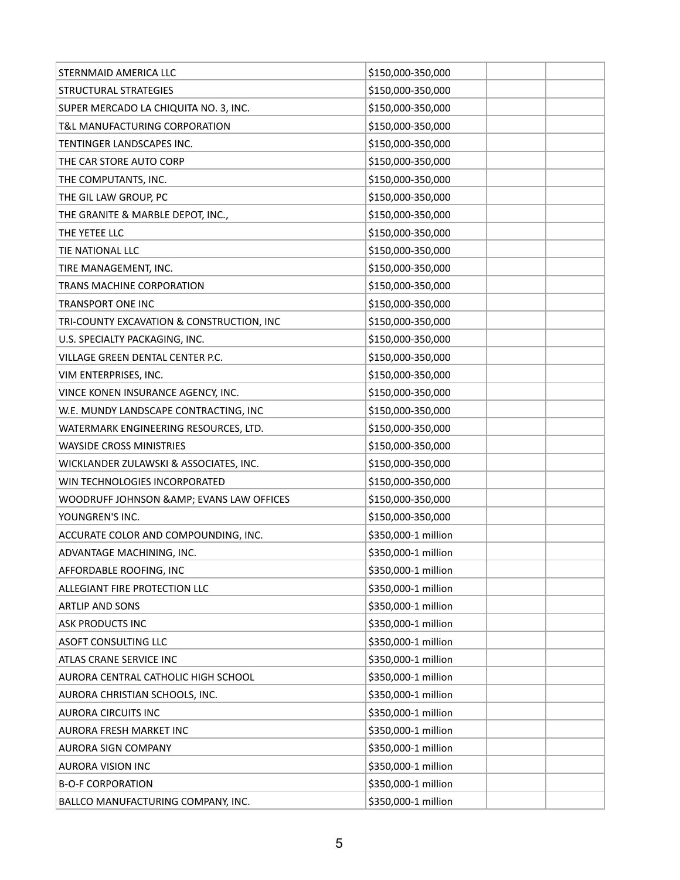| | | | |
|---|---|---|---|
| STERNMAID AMERICA LLC | $150,000-350,000 | | |
| STRUCTURAL STRATEGIES | $150,000-350,000 | | |
| SUPER MERCADO LA CHIQUITA NO. 3, INC. | $150,000-350,000 | | |
| T&L MANUFACTURING CORPORATION | $150,000-350,000 | | |
| TENTINGER LANDSCAPES INC. | $150,000-350,000 | | |
| THE CAR STORE AUTO CORP | $150,000-350,000 | | |
| THE COMPUTANTS, INC. | $150,000-350,000 | | |
| THE GIL LAW GROUP, PC | $150,000-350,000 | | |
| THE GRANITE & MARBLE DEPOT, INC., | $150,000-350,000 | | |
| THE YETEE LLC | $150,000-350,000 | | |
| TIE NATIONAL LLC | $150,000-350,000 | | |
| TIRE MANAGEMENT, INC. | $150,000-350,000 | | |
| TRANS MACHINE CORPORATION | $150,000-350,000 | | |
| TRANSPORT ONE INC | $150,000-350,000 | | |
| TRI-COUNTY EXCAVATION & CONSTRUCTION, INC | $150,000-350,000 | | |
| U.S. SPECIALTY PACKAGING, INC. | $150,000-350,000 | | |
| VILLAGE GREEN DENTAL CENTER P.C. | $150,000-350,000 | | |
| VIM ENTERPRISES, INC. | $150,000-350,000 | | |
| VINCE KONEN INSURANCE AGENCY, INC. | $150,000-350,000 | | |
| W.E. MUNDY LANDSCAPE CONTRACTING, INC | $150,000-350,000 | | |
| WATERMARK ENGINEERING RESOURCES, LTD. | $150,000-350,000 | | |
| WAYSIDE CROSS MINISTRIES | $150,000-350,000 | | |
| WICKLANDER ZULAWSKI & ASSOCIATES, INC. | $150,000-350,000 | | |
| WIN TECHNOLOGIES INCORPORATED | $150,000-350,000 | | |
| WOODRUFF JOHNSON &AMP; EVANS LAW OFFICES | $150,000-350,000 | | |
| YOUNGREN'S INC. | $150,000-350,000 | | |
| ACCURATE COLOR AND COMPOUNDING, INC. | $350,000-1 million | | |
| ADVANTAGE MACHINING, INC. | $350,000-1 million | | |
| AFFORDABLE ROOFING, INC | $350,000-1 million | | |
| ALLEGIANT FIRE PROTECTION LLC | $350,000-1 million | | |
| ARTLIP AND SONS | $350,000-1 million | | |
| ASK PRODUCTS INC | $350,000-1 million | | |
| ASOFT CONSULTING LLC | $350,000-1 million | | |
| ATLAS CRANE SERVICE INC | $350,000-1 million | | |
| AURORA CENTRAL CATHOLIC HIGH SCHOOL | $350,000-1 million | | |
| AURORA CHRISTIAN SCHOOLS, INC. | $350,000-1 million | | |
| AURORA CIRCUITS INC | $350,000-1 million | | |
| AURORA FRESH MARKET INC | $350,000-1 million | | |
| AURORA SIGN COMPANY | $350,000-1 million | | |
| AURORA VISION INC | $350,000-1 million | | |
| B-O-F CORPORATION | $350,000-1 million | | |
| BALLCO MANUFACTURING COMPANY, INC. | $350,000-1 million | | |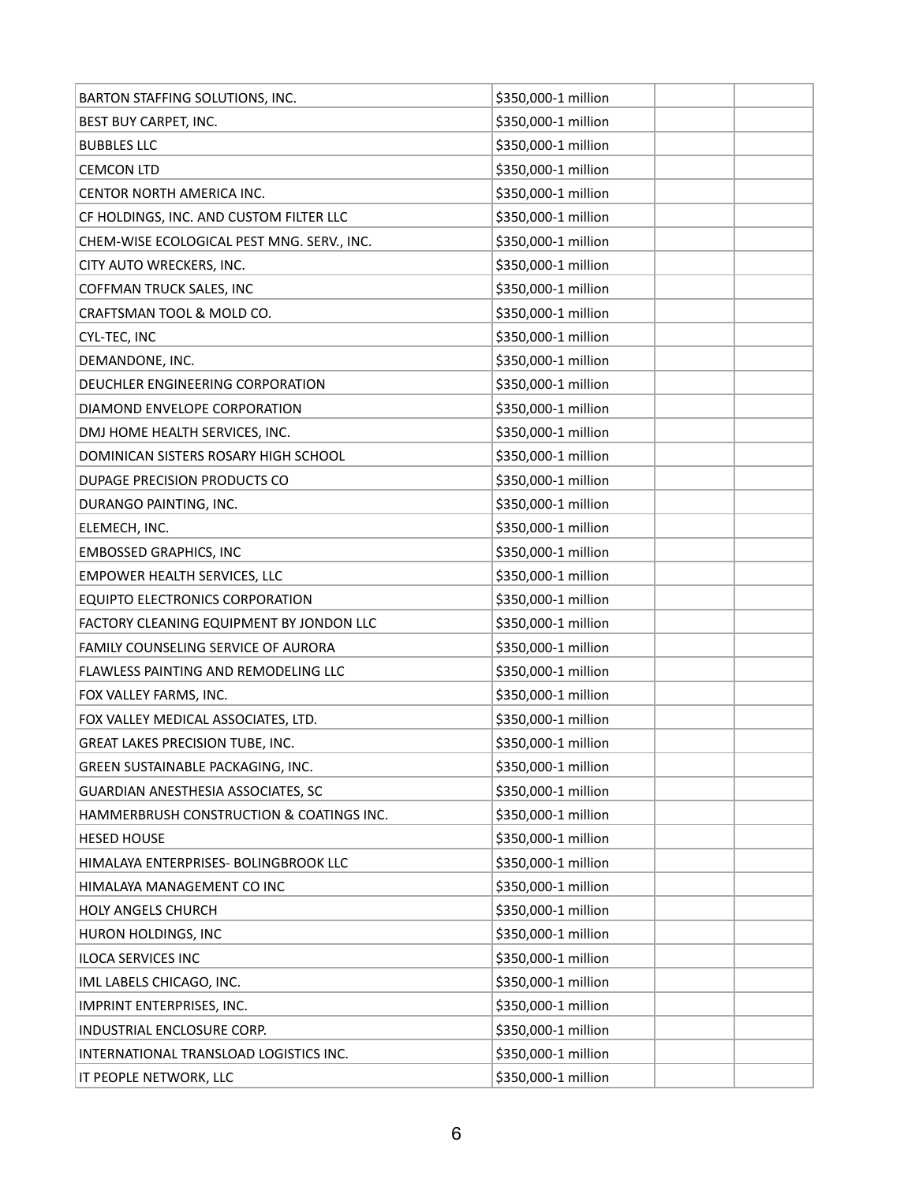| | | | |
|---|---|---|---|
| BARTON STAFFING SOLUTIONS, INC. | $350,000-1 million | | |
| BEST BUY CARPET, INC. | $350,000-1 million | | |
| BUBBLES LLC | $350,000-1 million | | |
| CEMCON LTD | $350,000-1 million | | |
| CENTOR NORTH AMERICA INC. | $350,000-1 million | | |
| CF HOLDINGS, INC. AND CUSTOM FILTER LLC | $350,000-1 million | | |
| CHEM-WISE ECOLOGICAL PEST MNG. SERV., INC. | $350,000-1 million | | |
| CITY AUTO WRECKERS, INC. | $350,000-1 million | | |
| COFFMAN TRUCK SALES, INC | $350,000-1 million | | |
| CRAFTSMAN TOOL & MOLD CO. | $350,000-1 million | | |
| CYL-TEC, INC | $350,000-1 million | | |
| DEMANDONE, INC. | $350,000-1 million | | |
| DEUCHLER ENGINEERING CORPORATION | $350,000-1 million | | |
| DIAMOND ENVELOPE CORPORATION | $350,000-1 million | | |
| DMJ HOME HEALTH SERVICES, INC. | $350,000-1 million | | |
| DOMINICAN SISTERS ROSARY HIGH SCHOOL | $350,000-1 million | | |
| DUPAGE PRECISION PRODUCTS CO | $350,000-1 million | | |
| DURANGO PAINTING, INC. | $350,000-1 million | | |
| ELEMECH, INC. | $350,000-1 million | | |
| EMBOSSED GRAPHICS, INC | $350,000-1 million | | |
| EMPOWER HEALTH SERVICES, LLC | $350,000-1 million | | |
| EQUIPTO ELECTRONICS CORPORATION | $350,000-1 million | | |
| FACTORY CLEANING EQUIPMENT BY JONDON LLC | $350,000-1 million | | |
| FAMILY COUNSELING SERVICE OF AURORA | $350,000-1 million | | |
| FLAWLESS PAINTING AND REMODELING LLC | $350,000-1 million | | |
| FOX VALLEY FARMS, INC. | $350,000-1 million | | |
| FOX VALLEY MEDICAL ASSOCIATES, LTD. | $350,000-1 million | | |
| GREAT LAKES PRECISION TUBE, INC. | $350,000-1 million | | |
| GREEN SUSTAINABLE PACKAGING, INC. | $350,000-1 million | | |
| GUARDIAN ANESTHESIA ASSOCIATES, SC | $350,000-1 million | | |
| HAMMERBRUSH CONSTRUCTION & COATINGS INC. | $350,000-1 million | | |
| HESED HOUSE | $350,000-1 million | | |
| HIMALAYA ENTERPRISES- BOLINGBROOK LLC | $350,000-1 million | | |
| HIMALAYA MANAGEMENT CO INC | $350,000-1 million | | |
| HOLY ANGELS CHURCH | $350,000-1 million | | |
| HURON HOLDINGS, INC | $350,000-1 million | | |
| ILOCA SERVICES INC | $350,000-1 million | | |
| IML LABELS CHICAGO, INC. | $350,000-1 million | | |
| IMPRINT ENTERPRISES, INC. | $350,000-1 million | | |
| INDUSTRIAL ENCLOSURE CORP. | $350,000-1 million | | |
| INTERNATIONAL TRANSLOAD LOGISTICS INC. | $350,000-1 million | | |
| IT PEOPLE NETWORK, LLC | $350,000-1 million | | |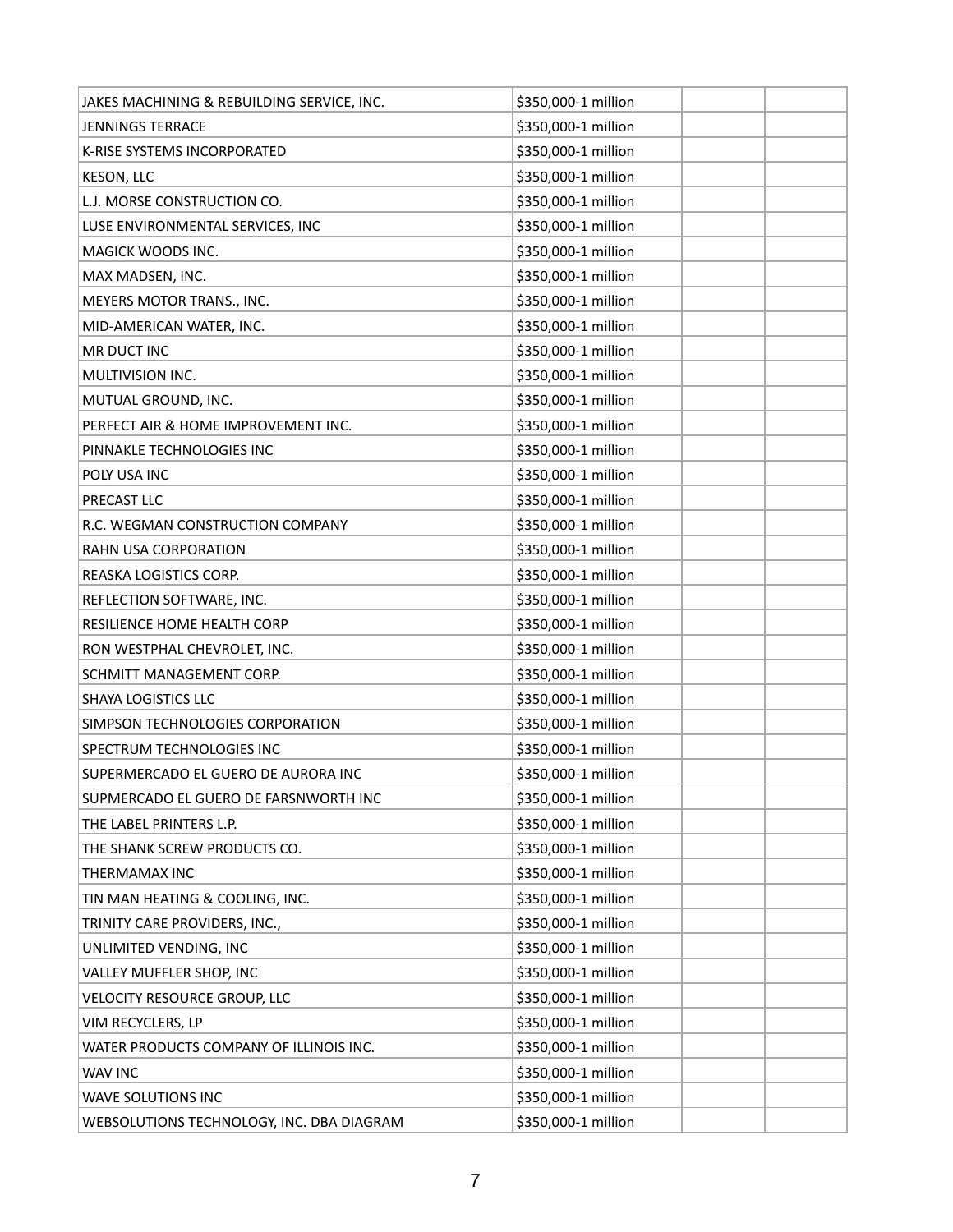| | | | |
|---|---|---|---|
| JAKES MACHINING & REBUILDING SERVICE, INC. | $350,000-1 million | | |
| JENNINGS TERRACE | $350,000-1 million | | |
| K-RISE SYSTEMS INCORPORATED | $350,000-1 million | | |
| KESON, LLC | $350,000-1 million | | |
| L.J. MORSE CONSTRUCTION CO. | $350,000-1 million | | |
| LUSE ENVIRONMENTAL SERVICES, INC | $350,000-1 million | | |
| MAGICK WOODS INC. | $350,000-1 million | | |
| MAX MADSEN, INC. | $350,000-1 million | | |
| MEYERS MOTOR TRANS., INC. | $350,000-1 million | | |
| MID-AMERICAN WATER, INC. | $350,000-1 million | | |
| MR DUCT INC | $350,000-1 million | | |
| MULTIVISION INC. | $350,000-1 million | | |
| MUTUAL GROUND, INC. | $350,000-1 million | | |
| PERFECT AIR & HOME IMPROVEMENT INC. | $350,000-1 million | | |
| PINNAKLE TECHNOLOGIES INC | $350,000-1 million | | |
| POLY USA INC | $350,000-1 million | | |
| PRECAST LLC | $350,000-1 million | | |
| R.C. WEGMAN CONSTRUCTION COMPANY | $350,000-1 million | | |
| RAHN USA CORPORATION | $350,000-1 million | | |
| REASKA LOGISTICS CORP. | $350,000-1 million | | |
| REFLECTION SOFTWARE, INC. | $350,000-1 million | | |
| RESILIENCE HOME HEALTH CORP | $350,000-1 million | | |
| RON WESTPHAL CHEVROLET, INC. | $350,000-1 million | | |
| SCHMITT MANAGEMENT CORP. | $350,000-1 million | | |
| SHAYA LOGISTICS LLC | $350,000-1 million | | |
| SIMPSON TECHNOLOGIES CORPORATION | $350,000-1 million | | |
| SPECTRUM TECHNOLOGIES INC | $350,000-1 million | | |
| SUPERMERCADO EL GUERO DE AURORA INC | $350,000-1 million | | |
| SUPMERCADO EL GUERO DE FARSNWORTH INC | $350,000-1 million | | |
| THE LABEL PRINTERS L.P. | $350,000-1 million | | |
| THE SHANK SCREW PRODUCTS CO. | $350,000-1 million | | |
| THERMAMAX INC | $350,000-1 million | | |
| TIN MAN HEATING & COOLING, INC. | $350,000-1 million | | |
| TRINITY CARE PROVIDERS, INC., | $350,000-1 million | | |
| UNLIMITED VENDING, INC | $350,000-1 million | | |
| VALLEY MUFFLER SHOP, INC | $350,000-1 million | | |
| VELOCITY RESOURCE GROUP, LLC | $350,000-1 million | | |
| VIM RECYCLERS, LP | $350,000-1 million | | |
| WATER PRODUCTS COMPANY OF ILLINOIS INC. | $350,000-1 million | | |
| WAV INC | $350,000-1 million | | |
| WAVE SOLUTIONS INC | $350,000-1 million | | |
| WEBSOLUTIONS TECHNOLOGY, INC. DBA DIAGRAM | $350,000-1 million | | |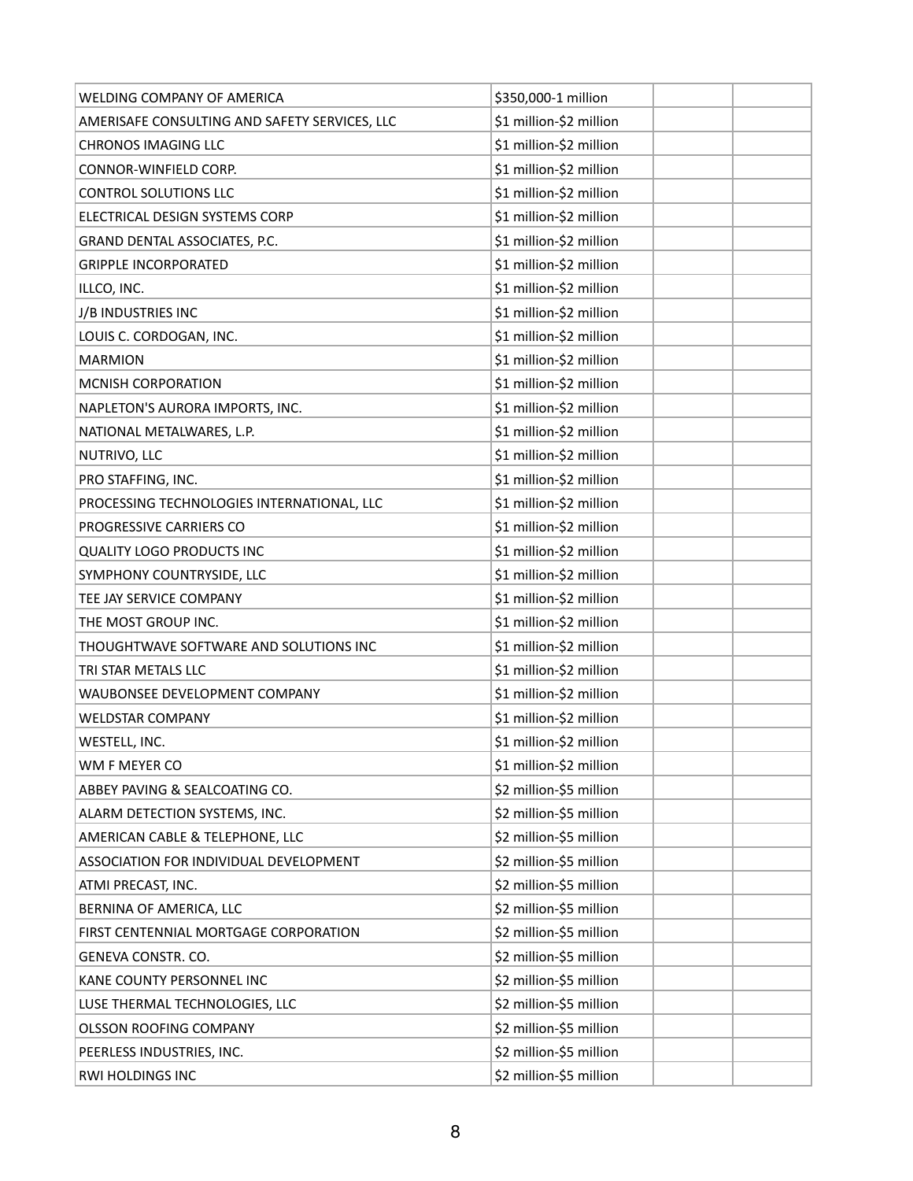| | | | |
|---|---|---|---|
| WELDING COMPANY OF AMERICA | $350,000-1 million | | |
| AMERISAFE CONSULTING AND SAFETY SERVICES, LLC | $1 million-$2 million | | |
| CHRONOS IMAGING LLC | $1 million-$2 million | | |
| CONNOR-WINFIELD CORP. | $1 million-$2 million | | |
| CONTROL SOLUTIONS LLC | $1 million-$2 million | | |
| ELECTRICAL DESIGN SYSTEMS CORP | $1 million-$2 million | | |
| GRAND DENTAL ASSOCIATES, P.C. | $1 million-$2 million | | |
| GRIPPLE INCORPORATED | $1 million-$2 million | | |
| ILLCO, INC. | $1 million-$2 million | | |
| J/B INDUSTRIES INC | $1 million-$2 million | | |
| LOUIS C. CORDOGAN, INC. | $1 million-$2 million | | |
| MARMION | $1 million-$2 million | | |
| MCNISH CORPORATION | $1 million-$2 million | | |
| NAPLETON'S AURORA IMPORTS, INC. | $1 million-$2 million | | |
| NATIONAL METALWARES, L.P. | $1 million-$2 million | | |
| NUTRIVO, LLC | $1 million-$2 million | | |
| PRO STAFFING, INC. | $1 million-$2 million | | |
| PROCESSING TECHNOLOGIES INTERNATIONAL, LLC | $1 million-$2 million | | |
| PROGRESSIVE CARRIERS CO | $1 million-$2 million | | |
| QUALITY LOGO PRODUCTS INC | $1 million-$2 million | | |
| SYMPHONY COUNTRYSIDE, LLC | $1 million-$2 million | | |
| TEE JAY SERVICE COMPANY | $1 million-$2 million | | |
| THE MOST GROUP INC. | $1 million-$2 million | | |
| THOUGHTWAVE SOFTWARE AND SOLUTIONS INC | $1 million-$2 million | | |
| TRI STAR METALS LLC | $1 million-$2 million | | |
| WAUBONSEE DEVELOPMENT COMPANY | $1 million-$2 million | | |
| WELDSTAR COMPANY | $1 million-$2 million | | |
| WESTELL, INC. | $1 million-$2 million | | |
| WM F MEYER CO | $1 million-$2 million | | |
| ABBEY PAVING & SEALCOATING CO. | $2 million-$5 million | | |
| ALARM DETECTION SYSTEMS, INC. | $2 million-$5 million | | |
| AMERICAN CABLE & TELEPHONE, LLC | $2 million-$5 million | | |
| ASSOCIATION FOR INDIVIDUAL DEVELOPMENT | $2 million-$5 million | | |
| ATMI PRECAST, INC. | $2 million-$5 million | | |
| BERNINA OF AMERICA, LLC | $2 million-$5 million | | |
| FIRST CENTENNIAL MORTGAGE CORPORATION | $2 million-$5 million | | |
| GENEVA CONSTR. CO. | $2 million-$5 million | | |
| KANE COUNTY PERSONNEL INC | $2 million-$5 million | | |
| LUSE THERMAL TECHNOLOGIES, LLC | $2 million-$5 million | | |
| OLSSON ROOFING COMPANY | $2 million-$5 million | | |
| PEERLESS INDUSTRIES, INC. | $2 million-$5 million | | |
| RWI HOLDINGS INC | $2 million-$5 million | | |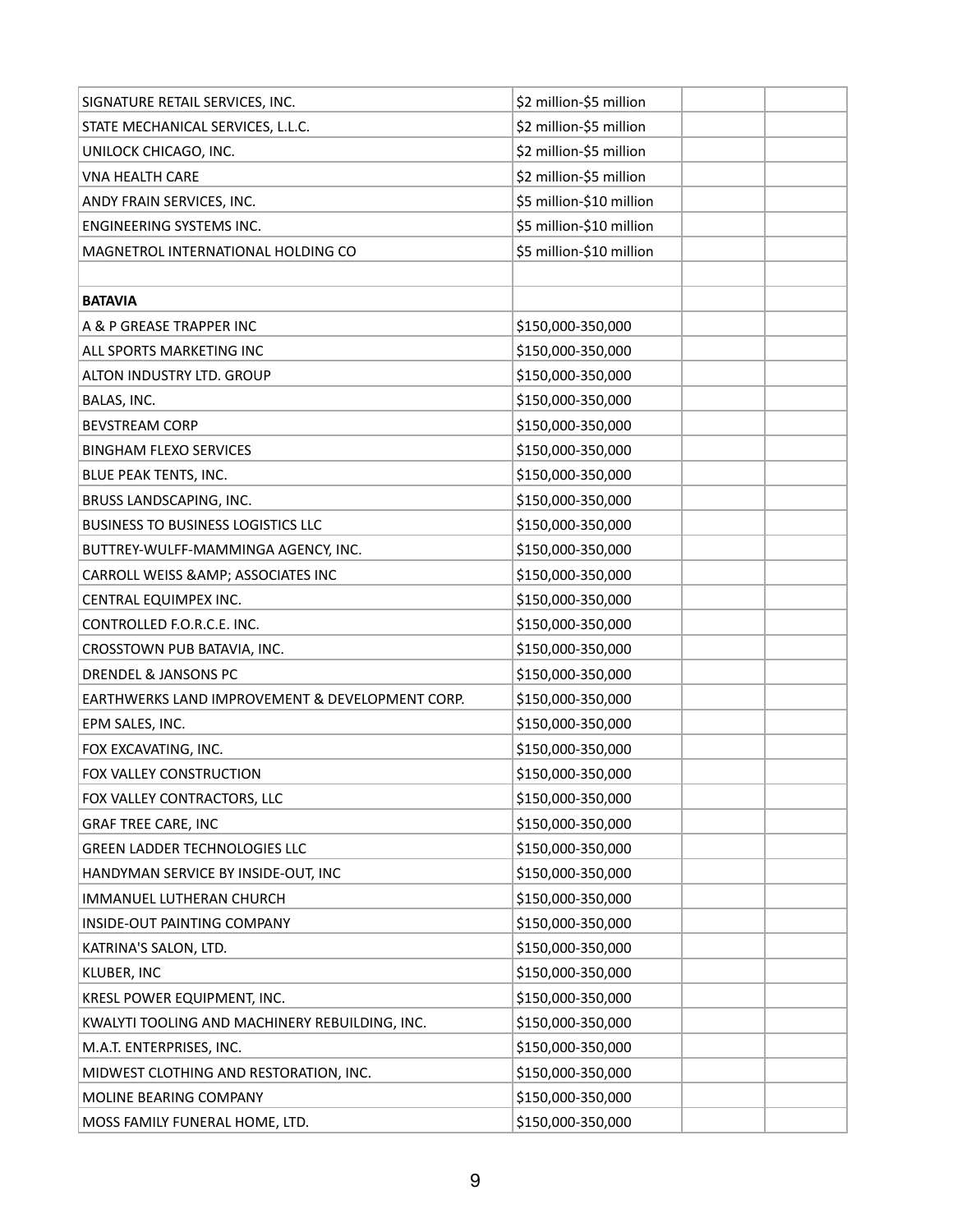| | | | |
|---|---|---|---|
| SIGNATURE RETAIL SERVICES, INC. | $2 million-$5 million | | |
| STATE MECHANICAL SERVICES, L.L.C. | $2 million-$5 million | | |
| UNILOCK CHICAGO, INC. | $2 million-$5 million | | |
| VNA HEALTH CARE | $2 million-$5 million | | |
| ANDY FRAIN SERVICES, INC. | $5 million-$10 million | | |
| ENGINEERING SYSTEMS INC. | $5 million-$10 million | | |
| MAGNETROL INTERNATIONAL HOLDING CO | $5 million-$10 million | | |
| | | | |
| **BATAVIA** | | | |
| A & P GREASE TRAPPER INC | $150,000-350,000 | | |
| ALL SPORTS MARKETING INC | $150,000-350,000 | | |
| ALTON INDUSTRY LTD. GROUP | $150,000-350,000 | | |
| BALAS, INC. | $150,000-350,000 | | |
| BEVSTREAM CORP | $150,000-350,000 | | |
| BINGHAM FLEXO SERVICES | $150,000-350,000 | | |
| BLUE PEAK TENTS, INC. | $150,000-350,000 | | |
| BRUSS LANDSCAPING, INC. | $150,000-350,000 | | |
| BUSINESS TO BUSINESS LOGISTICS LLC | $150,000-350,000 | | |
| BUTTREY-WULFF-MAMMINGA AGENCY, INC. | $150,000-350,000 | | |
| CARROLL WEISS &AMP; ASSOCIATES INC | $150,000-350,000 | | |
| CENTRAL EQUIMPEX INC. | $150,000-350,000 | | |
| CONTROLLED F.O.R.C.E. INC. | $150,000-350,000 | | |
| CROSSTOWN PUB BATAVIA, INC. | $150,000-350,000 | | |
| DRENDEL & JANSONS PC | $150,000-350,000 | | |
| EARTHWERKS LAND IMPROVEMENT & DEVELOPMENT CORP. | $150,000-350,000 | | |
| EPM SALES, INC. | $150,000-350,000 | | |
| FOX EXCAVATING, INC. | $150,000-350,000 | | |
| FOX VALLEY CONSTRUCTION | $150,000-350,000 | | |
| FOX VALLEY CONTRACTORS, LLC | $150,000-350,000 | | |
| GRAF TREE CARE, INC | $150,000-350,000 | | |
| GREEN LADDER TECHNOLOGIES LLC | $150,000-350,000 | | |
| HANDYMAN SERVICE BY INSIDE-OUT, INC | $150,000-350,000 | | |
| IMMANUEL LUTHERAN CHURCH | $150,000-350,000 | | |
| INSIDE-OUT PAINTING COMPANY | $150,000-350,000 | | |
| KATRINA'S SALON, LTD. | $150,000-350,000 | | |
| KLUBER, INC | $150,000-350,000 | | |
| KRESL POWER EQUIPMENT, INC. | $150,000-350,000 | | |
| KWALYTI TOOLING AND MACHINERY REBUILDING, INC. | $150,000-350,000 | | |
| M.A.T. ENTERPRISES, INC. | $150,000-350,000 | | |
| MIDWEST CLOTHING AND RESTORATION, INC. | $150,000-350,000 | | |
| MOLINE BEARING COMPANY | $150,000-350,000 | | |
| MOSS FAMILY FUNERAL HOME, LTD. | $150,000-350,000 | | |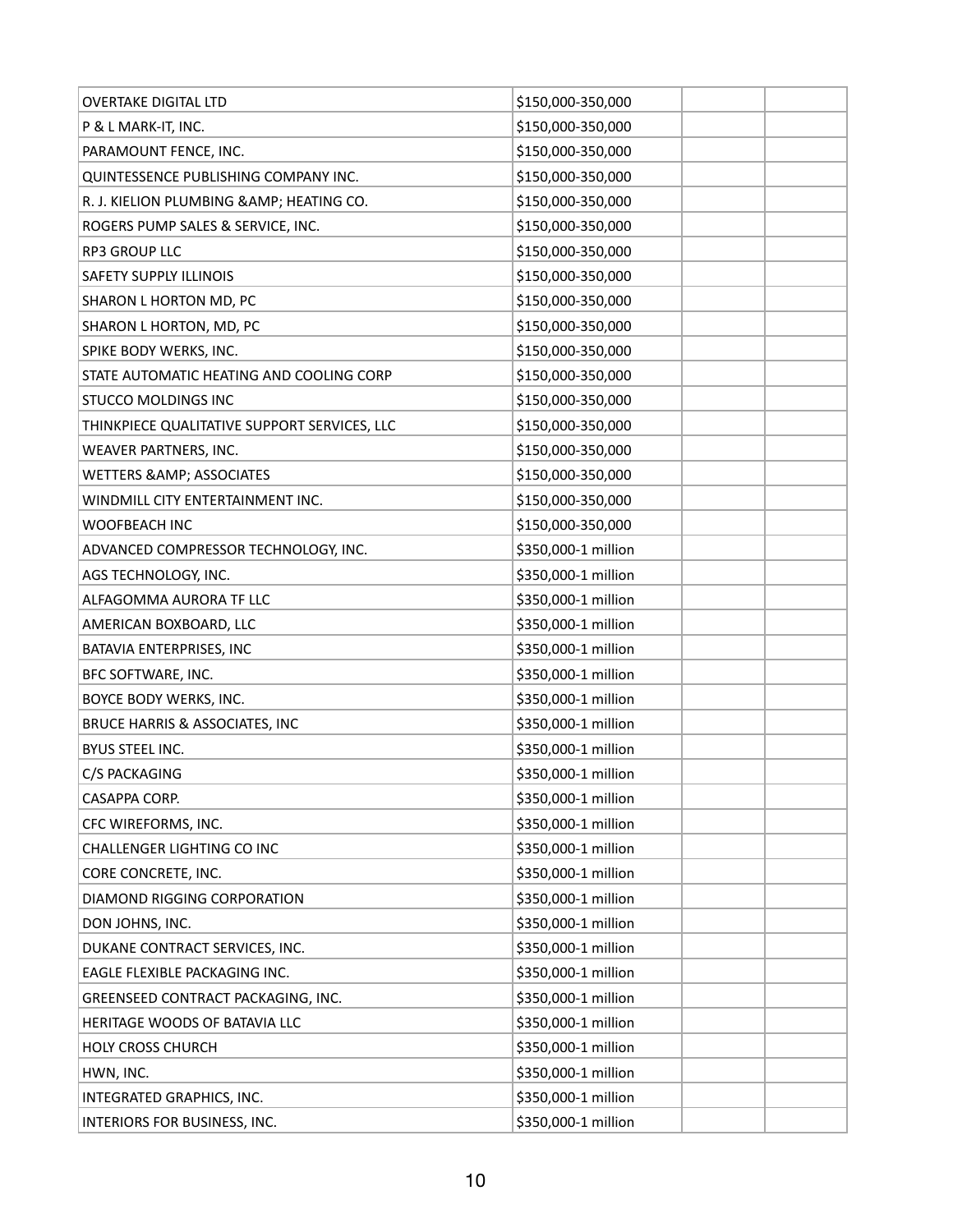| | | | |
|---|---|---|---|
| OVERTAKE DIGITAL LTD | $150,000-350,000 | | |
| P & L MARK-IT, INC. | $150,000-350,000 | | |
| PARAMOUNT FENCE, INC. | $150,000-350,000 | | |
| QUINTESSENCE PUBLISHING COMPANY INC. | $150,000-350,000 | | |
| R. J. KIELION PLUMBING &AMP; HEATING CO. | $150,000-350,000 | | |
| ROGERS PUMP SALES & SERVICE, INC. | $150,000-350,000 | | |
| RP3 GROUP LLC | $150,000-350,000 | | |
| SAFETY SUPPLY ILLINOIS | $150,000-350,000 | | |
| SHARON L HORTON MD, PC | $150,000-350,000 | | |
| SHARON L HORTON, MD, PC | $150,000-350,000 | | |
| SPIKE BODY WERKS, INC. | $150,000-350,000 | | |
| STATE AUTOMATIC HEATING AND COOLING CORP | $150,000-350,000 | | |
| STUCCO MOLDINGS INC | $150,000-350,000 | | |
| THINKPIECE QUALITATIVE SUPPORT SERVICES, LLC | $150,000-350,000 | | |
| WEAVER PARTNERS, INC. | $150,000-350,000 | | |
| WETTERS &AMP; ASSOCIATES | $150,000-350,000 | | |
| WINDMILL CITY ENTERTAINMENT INC. | $150,000-350,000 | | |
| WOOFBEACH INC | $150,000-350,000 | | |
| ADVANCED COMPRESSOR TECHNOLOGY, INC. | $350,000-1 million | | |
| AGS TECHNOLOGY, INC. | $350,000-1 million | | |
| ALFAGOMMA AURORA TF LLC | $350,000-1 million | | |
| AMERICAN BOXBOARD, LLC | $350,000-1 million | | |
| BATAVIA ENTERPRISES, INC | $350,000-1 million | | |
| BFC SOFTWARE, INC. | $350,000-1 million | | |
| BOYCE BODY WERKS, INC. | $350,000-1 million | | |
| BRUCE HARRIS & ASSOCIATES, INC | $350,000-1 million | | |
| BYUS STEEL INC. | $350,000-1 million | | |
| C/S PACKAGING | $350,000-1 million | | |
| CASAPPA CORP. | $350,000-1 million | | |
| CFC WIREFORMS, INC. | $350,000-1 million | | |
| CHALLENGER LIGHTING CO INC | $350,000-1 million | | |
| CORE CONCRETE, INC. | $350,000-1 million | | |
| DIAMOND RIGGING CORPORATION | $350,000-1 million | | |
| DON JOHNS, INC. | $350,000-1 million | | |
| DUKANE CONTRACT SERVICES, INC. | $350,000-1 million | | |
| EAGLE FLEXIBLE PACKAGING INC. | $350,000-1 million | | |
| GREENSEED CONTRACT PACKAGING, INC. | $350,000-1 million | | |
| HERITAGE WOODS OF BATAVIA LLC | $350,000-1 million | | |
| HOLY CROSS CHURCH | $350,000-1 million | | |
| HWN, INC. | $350,000-1 million | | |
| INTEGRATED GRAPHICS, INC. | $350,000-1 million | | |
| INTERIORS FOR BUSINESS, INC. | $350,000-1 million | | |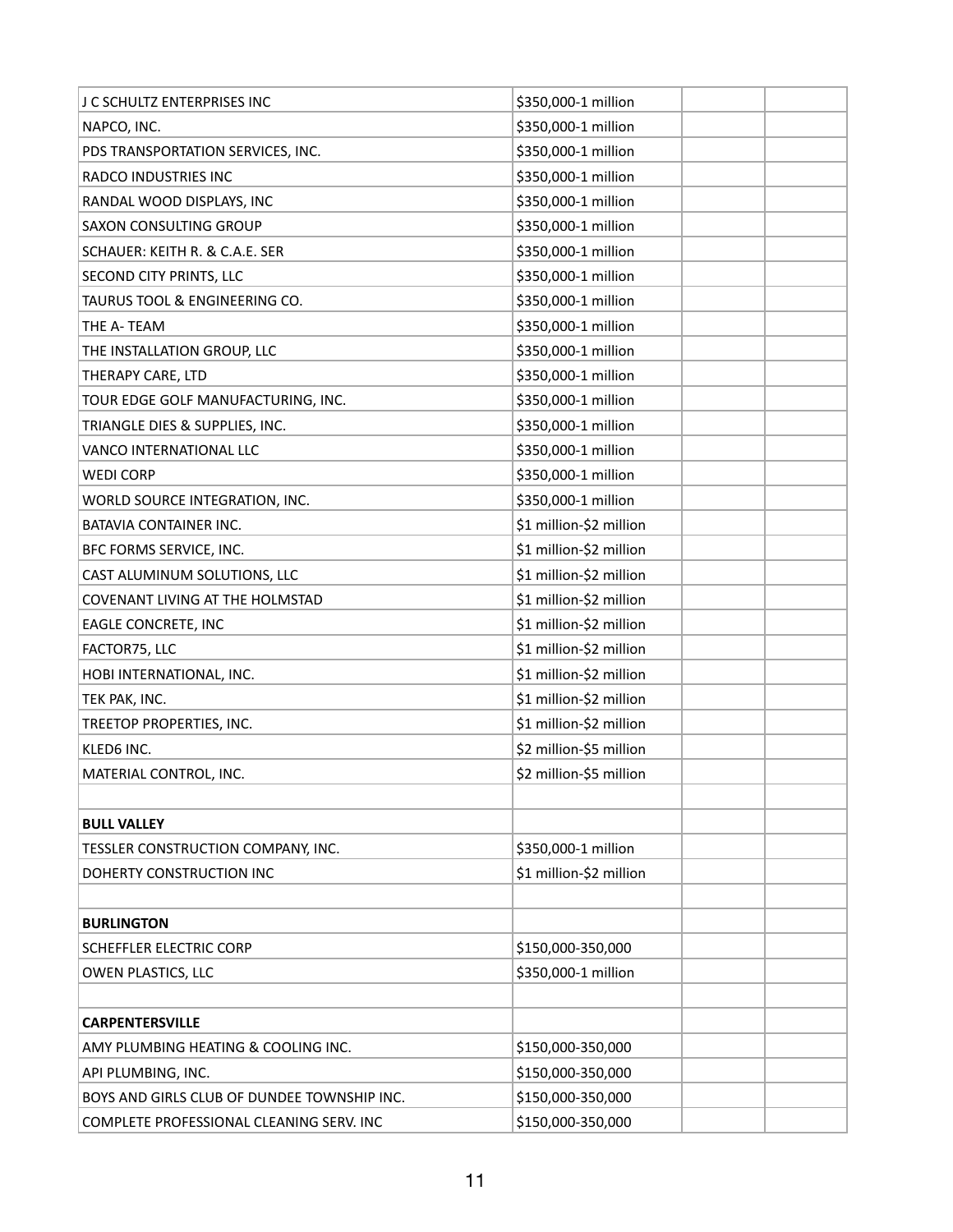| | | | |
|---|---|---|---|
| J C SCHULTZ ENTERPRISES INC | $350,000-1 million | | |
| NAPCO, INC. | $350,000-1 million | | |
| PDS TRANSPORTATION SERVICES, INC. | $350,000-1 million | | |
| RADCO INDUSTRIES INC | $350,000-1 million | | |
| RANDAL WOOD DISPLAYS, INC | $350,000-1 million | | |
| SAXON CONSULTING GROUP | $350,000-1 million | | |
| SCHAUER: KEITH R. & C.A.E. SER | $350,000-1 million | | |
| SECOND CITY PRINTS, LLC | $350,000-1 million | | |
| TAURUS TOOL & ENGINEERING CO. | $350,000-1 million | | |
| THE A- TEAM | $350,000-1 million | | |
| THE INSTALLATION GROUP, LLC | $350,000-1 million | | |
| THERAPY CARE, LTD | $350,000-1 million | | |
| TOUR EDGE GOLF MANUFACTURING, INC. | $350,000-1 million | | |
| TRIANGLE DIES & SUPPLIES, INC. | $350,000-1 million | | |
| VANCO INTERNATIONAL LLC | $350,000-1 million | | |
| WEDI CORP | $350,000-1 million | | |
| WORLD SOURCE INTEGRATION, INC. | $350,000-1 million | | |
| BATAVIA CONTAINER INC. | $1 million-$2 million | | |
| BFC FORMS SERVICE, INC. | $1 million-$2 million | | |
| CAST ALUMINUM SOLUTIONS, LLC | $1 million-$2 million | | |
| COVENANT LIVING AT THE HOLMSTAD | $1 million-$2 million | | |
| EAGLE CONCRETE, INC | $1 million-$2 million | | |
| FACTOR75, LLC | $1 million-$2 million | | |
| HOBI INTERNATIONAL, INC. | $1 million-$2 million | | |
| TEK PAK, INC. | $1 million-$2 million | | |
| TREETOP PROPERTIES, INC. | $1 million-$2 million | | |
| KLED6 INC. | $2 million-$5 million | | |
| MATERIAL CONTROL, INC. | $2 million-$5 million | | |
| | | | |
| **BULL VALLEY** | | | |
| TESSLER CONSTRUCTION COMPANY, INC. | $350,000-1 million | | |
| DOHERTY CONSTRUCTION INC | $1 million-$2 million | | |
| | | | |
| **BURLINGTON** | | | |
| SCHEFFLER ELECTRIC CORP | $150,000-350,000 | | |
| OWEN PLASTICS, LLC | $350,000-1 million | | |
| | | | |
| **CARPENTERSVILLE** | | | |
| AMY PLUMBING HEATING & COOLING INC. | $150,000-350,000 | | |
| API PLUMBING, INC. | $150,000-350,000 | | |
| BOYS AND GIRLS CLUB OF DUNDEE TOWNSHIP INC. | $150,000-350,000 | | |
| COMPLETE PROFESSIONAL CLEANING SERV. INC | $150,000-350,000 | | |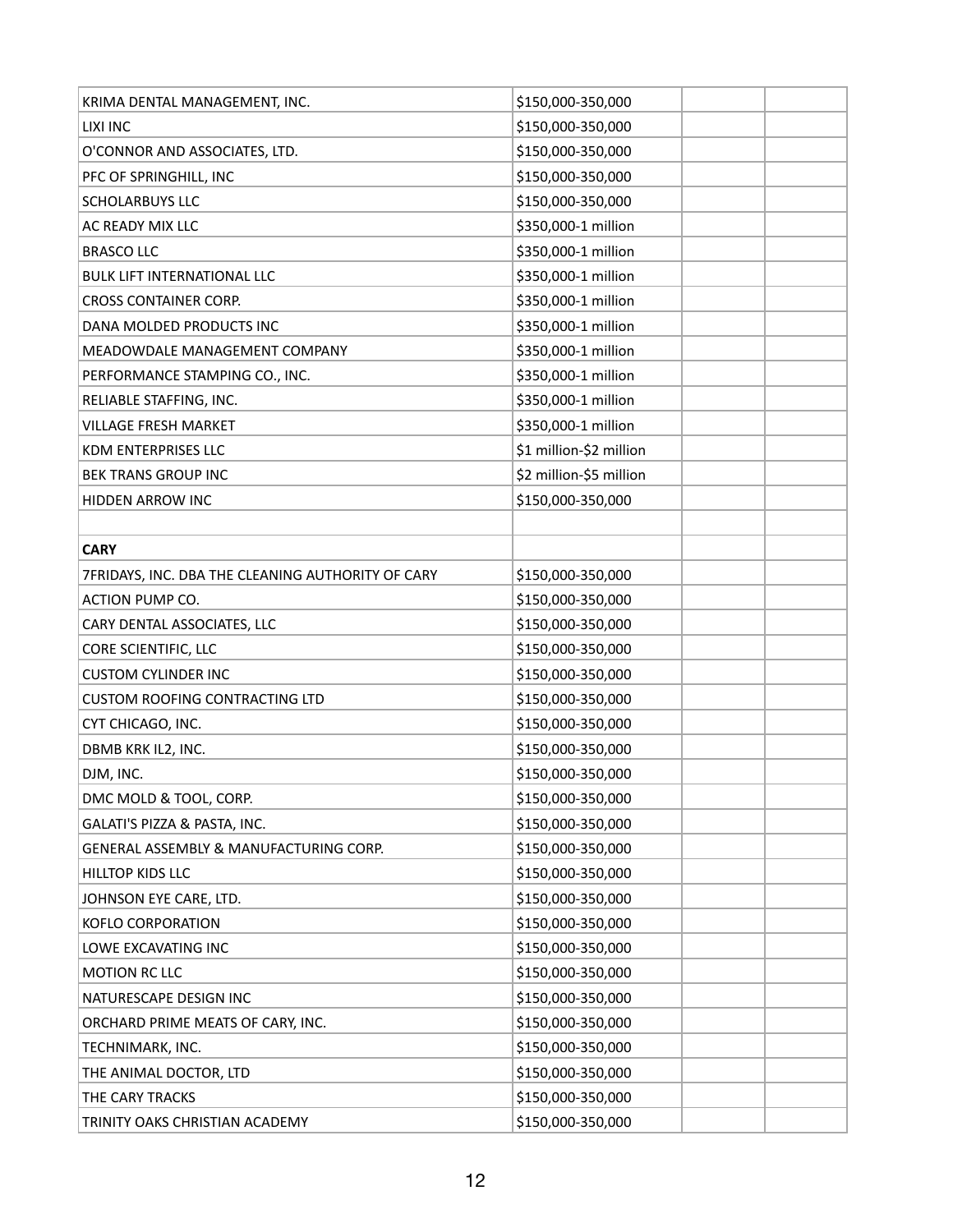| | | | |
|---|---|---|---|
| KRIMA DENTAL MANAGEMENT, INC. | $150,000-350,000 | | |
| LIXI INC | $150,000-350,000 | | |
| O'CONNOR AND ASSOCIATES, LTD. | $150,000-350,000 | | |
| PFC OF SPRINGHILL, INC | $150,000-350,000 | | |
| SCHOLARBUYS LLC | $150,000-350,000 | | |
| AC READY MIX LLC | $350,000-1 million | | |
| BRASCO LLC | $350,000-1 million | | |
| BULK LIFT INTERNATIONAL LLC | $350,000-1 million | | |
| CROSS CONTAINER CORP. | $350,000-1 million | | |
| DANA MOLDED PRODUCTS INC | $350,000-1 million | | |
| MEADOWDALE MANAGEMENT COMPANY | $350,000-1 million | | |
| PERFORMANCE STAMPING CO., INC. | $350,000-1 million | | |
| RELIABLE STAFFING, INC. | $350,000-1 million | | |
| VILLAGE FRESH MARKET | $350,000-1 million | | |
| KDM ENTERPRISES LLC | $1 million-$2 million | | |
| BEK TRANS GROUP INC | $2 million-$5 million | | |
| HIDDEN ARROW INC | $150,000-350,000 | | |
| | | | |
| **CARY** | | | |
| 7FRIDAYS, INC. DBA THE CLEANING AUTHORITY OF CARY | $150,000-350,000 | | |
| ACTION PUMP CO. | $150,000-350,000 | | |
| CARY DENTAL ASSOCIATES, LLC | $150,000-350,000 | | |
| CORE SCIENTIFIC, LLC | $150,000-350,000 | | |
| CUSTOM CYLINDER INC | $150,000-350,000 | | |
| CUSTOM ROOFING CONTRACTING LTD | $150,000-350,000 | | |
| CYT CHICAGO, INC. | $150,000-350,000 | | |
| DBMB KRK IL2, INC. | $150,000-350,000 | | |
| DJM, INC. | $150,000-350,000 | | |
| DMC MOLD & TOOL, CORP. | $150,000-350,000 | | |
| GALATI'S PIZZA & PASTA, INC. | $150,000-350,000 | | |
| GENERAL ASSEMBLY & MANUFACTURING CORP. | $150,000-350,000 | | |
| HILLTOP KIDS LLC | $150,000-350,000 | | |
| JOHNSON EYE CARE, LTD. | $150,000-350,000 | | |
| KOFLO CORPORATION | $150,000-350,000 | | |
| LOWE EXCAVATING INC | $150,000-350,000 | | |
| MOTION RC LLC | $150,000-350,000 | | |
| NATURESCAPE DESIGN INC | $150,000-350,000 | | |
| ORCHARD PRIME MEATS OF CARY, INC. | $150,000-350,000 | | |
| TECHNIMARK, INC. | $150,000-350,000 | | |
| THE ANIMAL DOCTOR, LTD | $150,000-350,000 | | |
| THE CARY TRACKS | $150,000-350,000 | | |
| TRINITY OAKS CHRISTIAN ACADEMY | $150,000-350,000 | | |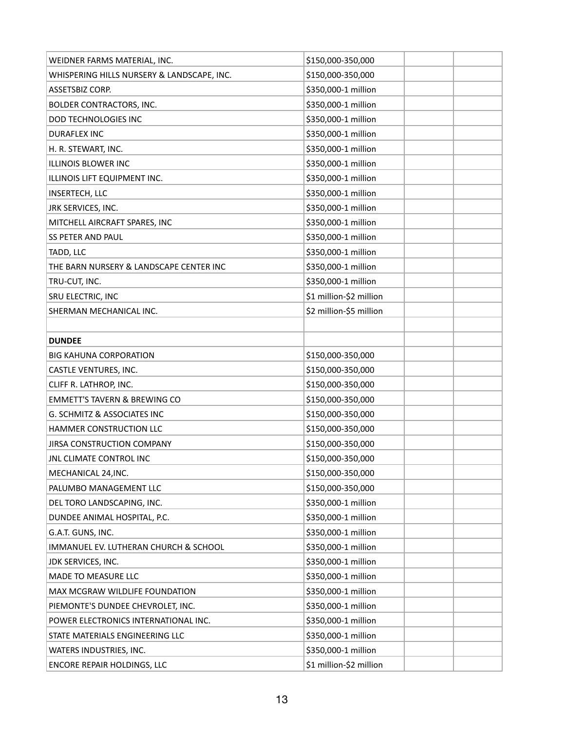| | | | |
|---|---|---|---|
| WEIDNER FARMS MATERIAL, INC. | $150,000-350,000 | | |
| WHISPERING HILLS NURSERY & LANDSCAPE, INC. | $150,000-350,000 | | |
| ASSETSBIZ CORP. | $350,000-1 million | | |
| BOLDER CONTRACTORS, INC. | $350,000-1 million | | |
| DOD TECHNOLOGIES INC | $350,000-1 million | | |
| DURAFLEX INC | $350,000-1 million | | |
| H. R. STEWART, INC. | $350,000-1 million | | |
| ILLINOIS BLOWER INC | $350,000-1 million | | |
| ILLINOIS LIFT EQUIPMENT INC. | $350,000-1 million | | |
| INSERTECH, LLC | $350,000-1 million | | |
| JRK SERVICES, INC. | $350,000-1 million | | |
| MITCHELL AIRCRAFT SPARES, INC | $350,000-1 million | | |
| SS PETER AND PAUL | $350,000-1 million | | |
| TADD, LLC | $350,000-1 million | | |
| THE BARN NURSERY & LANDSCAPE CENTER INC | $350,000-1 million | | |
| TRU-CUT, INC. | $350,000-1 million | | |
| SRU ELECTRIC, INC | $1 million-$2 million | | |
| SHERMAN MECHANICAL INC. | $2 million-$5 million | | |
| | | | |
| **DUNDEE** | | | |
| BIG KAHUNA CORPORATION | $150,000-350,000 | | |
| CASTLE VENTURES, INC. | $150,000-350,000 | | |
| CLIFF R. LATHROP, INC. | $150,000-350,000 | | |
| EMMETT'S TAVERN & BREWING CO | $150,000-350,000 | | |
| G. SCHMITZ & ASSOCIATES INC | $150,000-350,000 | | |
| HAMMER CONSTRUCTION LLC | $150,000-350,000 | | |
| JIRSA CONSTRUCTION COMPANY | $150,000-350,000 | | |
| JNL CLIMATE CONTROL INC | $150,000-350,000 | | |
| MECHANICAL 24,INC. | $150,000-350,000 | | |
| PALUMBO MANAGEMENT LLC | $150,000-350,000 | | |
| DEL TORO LANDSCAPING, INC. | $350,000-1 million | | |
| DUNDEE ANIMAL HOSPITAL, P.C. | $350,000-1 million | | |
| G.A.T. GUNS, INC. | $350,000-1 million | | |
| IMMANUEL EV. LUTHERAN CHURCH & SCHOOL | $350,000-1 million | | |
| JDK SERVICES, INC. | $350,000-1 million | | |
| MADE TO MEASURE LLC | $350,000-1 million | | |
| MAX MCGRAW WILDLIFE FOUNDATION | $350,000-1 million | | |
| PIEMONTE'S DUNDEE CHEVROLET, INC. | $350,000-1 million | | |
| POWER ELECTRONICS INTERNATIONAL INC. | $350,000-1 million | | |
| STATE MATERIALS ENGINEERING LLC | $350,000-1 million | | |
| WATERS INDUSTRIES, INC. | $350,000-1 million | | |
| ENCORE REPAIR HOLDINGS, LLC | $1 million-$2 million | | |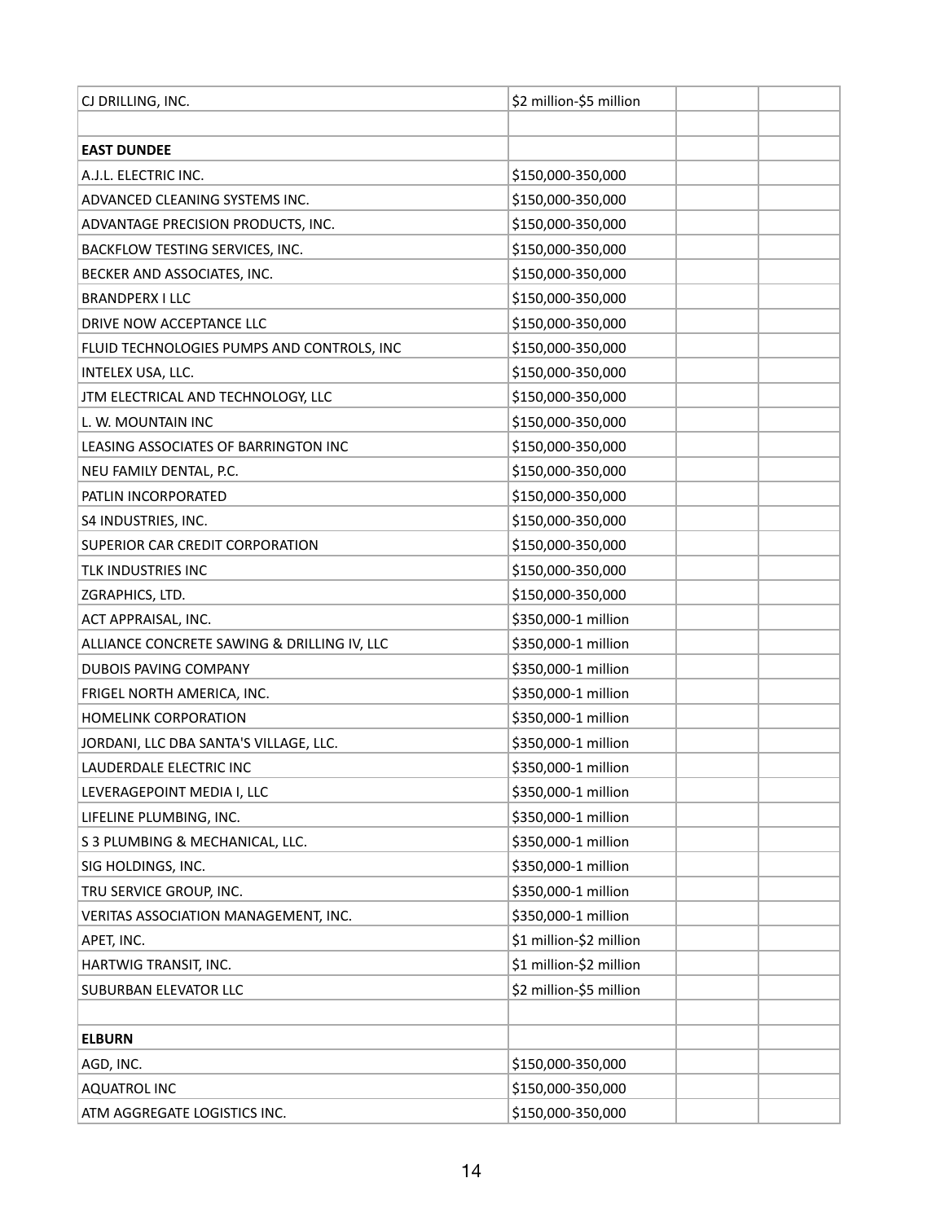| | | | |
|---|---|---|---|
| CJ DRILLING, INC. | $2 million-$5 million | | |
| | | | |
| **EAST DUNDEE** | | | |
| A.J.L. ELECTRIC INC. | $150,000-350,000 | | |
| ADVANCED CLEANING SYSTEMS INC. | $150,000-350,000 | | |
| ADVANTAGE PRECISION PRODUCTS, INC. | $150,000-350,000 | | |
| BACKFLOW TESTING SERVICES, INC. | $150,000-350,000 | | |
| BECKER AND ASSOCIATES, INC. | $150,000-350,000 | | |
| BRANDPERX I LLC | $150,000-350,000 | | |
| DRIVE NOW ACCEPTANCE LLC | $150,000-350,000 | | |
| FLUID TECHNOLOGIES PUMPS AND CONTROLS, INC | $150,000-350,000 | | |
| INTELEX USA, LLC. | $150,000-350,000 | | |
| JTM ELECTRICAL AND TECHNOLOGY, LLC | $150,000-350,000 | | |
| L. W. MOUNTAIN INC | $150,000-350,000 | | |
| LEASING ASSOCIATES OF BARRINGTON INC | $150,000-350,000 | | |
| NEU FAMILY DENTAL, P.C. | $150,000-350,000 | | |
| PATLIN INCORPORATED | $150,000-350,000 | | |
| S4 INDUSTRIES, INC. | $150,000-350,000 | | |
| SUPERIOR CAR CREDIT CORPORATION | $150,000-350,000 | | |
| TLK INDUSTRIES INC | $150,000-350,000 | | |
| ZGRAPHICS, LTD. | $150,000-350,000 | | |
| ACT APPRAISAL, INC. | $350,000-1 million | | |
| ALLIANCE CONCRETE SAWING & DRILLING IV, LLC | $350,000-1 million | | |
| DUBOIS PAVING COMPANY | $350,000-1 million | | |
| FRIGEL NORTH AMERICA, INC. | $350,000-1 million | | |
| HOMELINK CORPORATION | $350,000-1 million | | |
| JORDANI, LLC DBA SANTA'S VILLAGE, LLC. | $350,000-1 million | | |
| LAUDERDALE ELECTRIC INC | $350,000-1 million | | |
| LEVERAGEPOINT MEDIA I, LLC | $350,000-1 million | | |
| LIFELINE PLUMBING, INC. | $350,000-1 million | | |
| S 3 PLUMBING & MECHANICAL, LLC. | $350,000-1 million | | |
| SIG HOLDINGS, INC. | $350,000-1 million | | |
| TRU SERVICE GROUP, INC. | $350,000-1 million | | |
| VERITAS ASSOCIATION MANAGEMENT, INC. | $350,000-1 million | | |
| APET, INC. | $1 million-$2 million | | |
| HARTWIG TRANSIT, INC. | $1 million-$2 million | | |
| SUBURBAN ELEVATOR LLC | $2 million-$5 million | | |
| | | | |
| **ELBURN** | | | |
| AGD, INC. | $150,000-350,000 | | |
| AQUATROL INC | $150,000-350,000 | | |
| ATM AGGREGATE LOGISTICS INC. | $150,000-350,000 | | |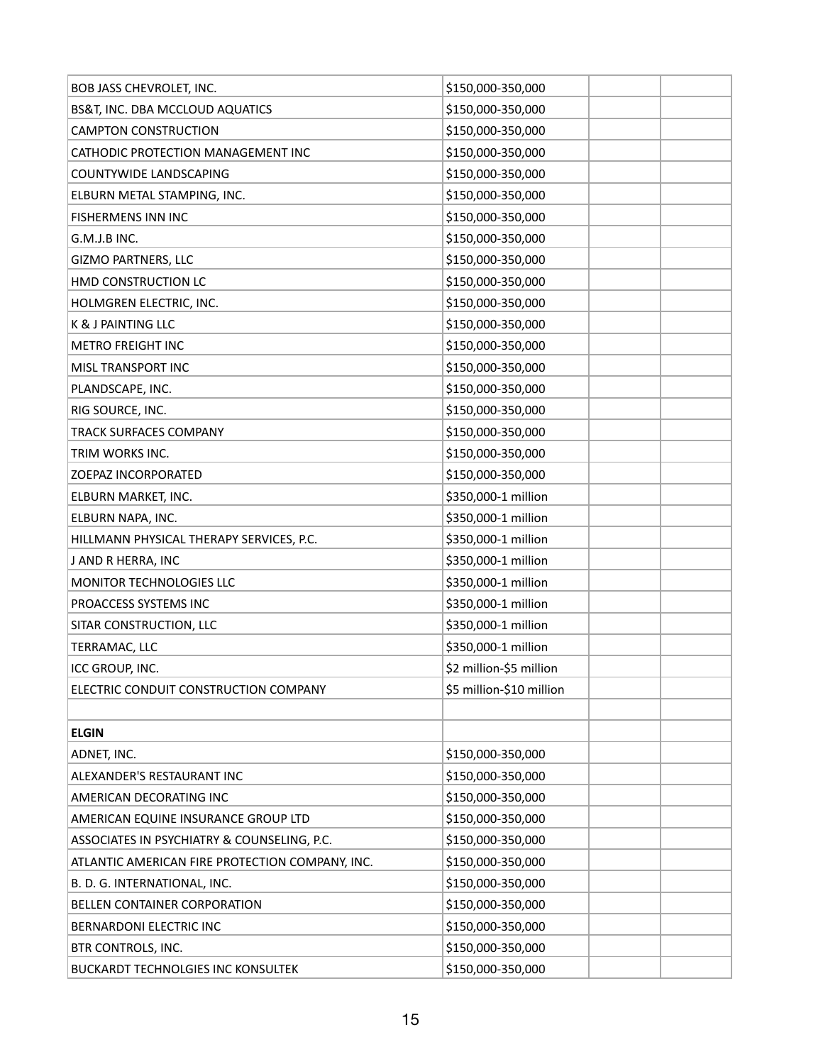| | | | |
|---|---|---|---|
| BOB JASS CHEVROLET, INC. | $150,000-350,000 | | |
| BS&T, INC. DBA MCCLOUD AQUATICS | $150,000-350,000 | | |
| CAMPTON CONSTRUCTION | $150,000-350,000 | | |
| CATHODIC PROTECTION MANAGEMENT INC | $150,000-350,000 | | |
| COUNTYWIDE LANDSCAPING | $150,000-350,000 | | |
| ELBURN METAL STAMPING, INC. | $150,000-350,000 | | |
| FISHERMENS INN INC | $150,000-350,000 | | |
| G.M.J.B INC. | $150,000-350,000 | | |
| GIZMO PARTNERS, LLC | $150,000-350,000 | | |
| HMD CONSTRUCTION LC | $150,000-350,000 | | |
| HOLMGREN ELECTRIC, INC. | $150,000-350,000 | | |
| K & J PAINTING LLC | $150,000-350,000 | | |
| METRO FREIGHT INC | $150,000-350,000 | | |
| MISL TRANSPORT INC | $150,000-350,000 | | |
| PLANDSCAPE, INC. | $150,000-350,000 | | |
| RIG SOURCE, INC. | $150,000-350,000 | | |
| TRACK SURFACES COMPANY | $150,000-350,000 | | |
| TRIM WORKS INC. | $150,000-350,000 | | |
| ZOEPAZ INCORPORATED | $150,000-350,000 | | |
| ELBURN MARKET, INC. | $350,000-1 million | | |
| ELBURN NAPA, INC. | $350,000-1 million | | |
| HILLMANN PHYSICAL THERAPY SERVICES, P.C. | $350,000-1 million | | |
| J AND R HERRA, INC | $350,000-1 million | | |
| MONITOR TECHNOLOGIES LLC | $350,000-1 million | | |
| PROACCESS SYSTEMS INC | $350,000-1 million | | |
| SITAR CONSTRUCTION, LLC | $350,000-1 million | | |
| TERRAMAC, LLC | $350,000-1 million | | |
| ICC GROUP, INC. | $2 million-$5 million | | |
| ELECTRIC CONDUIT CONSTRUCTION COMPANY | $5 million-$10 million | | |
| | | | |
| **ELGIN** | | | |
| ADNET, INC. | $150,000-350,000 | | |
| ALEXANDER'S RESTAURANT INC | $150,000-350,000 | | |
| AMERICAN DECORATING INC | $150,000-350,000 | | |
| AMERICAN EQUINE INSURANCE GROUP LTD | $150,000-350,000 | | |
| ASSOCIATES IN PSYCHIATRY & COUNSELING, P.C. | $150,000-350,000 | | |
| ATLANTIC AMERICAN FIRE PROTECTION COMPANY, INC. | $150,000-350,000 | | |
| B. D. G. INTERNATIONAL, INC. | $150,000-350,000 | | |
| BELLEN CONTAINER CORPORATION | $150,000-350,000 | | |
| BERNARDONI ELECTRIC INC | $150,000-350,000 | | |
| BTR CONTROLS, INC. | $150,000-350,000 | | |
| BUCKARDT TECHNOLGIES INC KONSULTEK | $150,000-350,000 | | |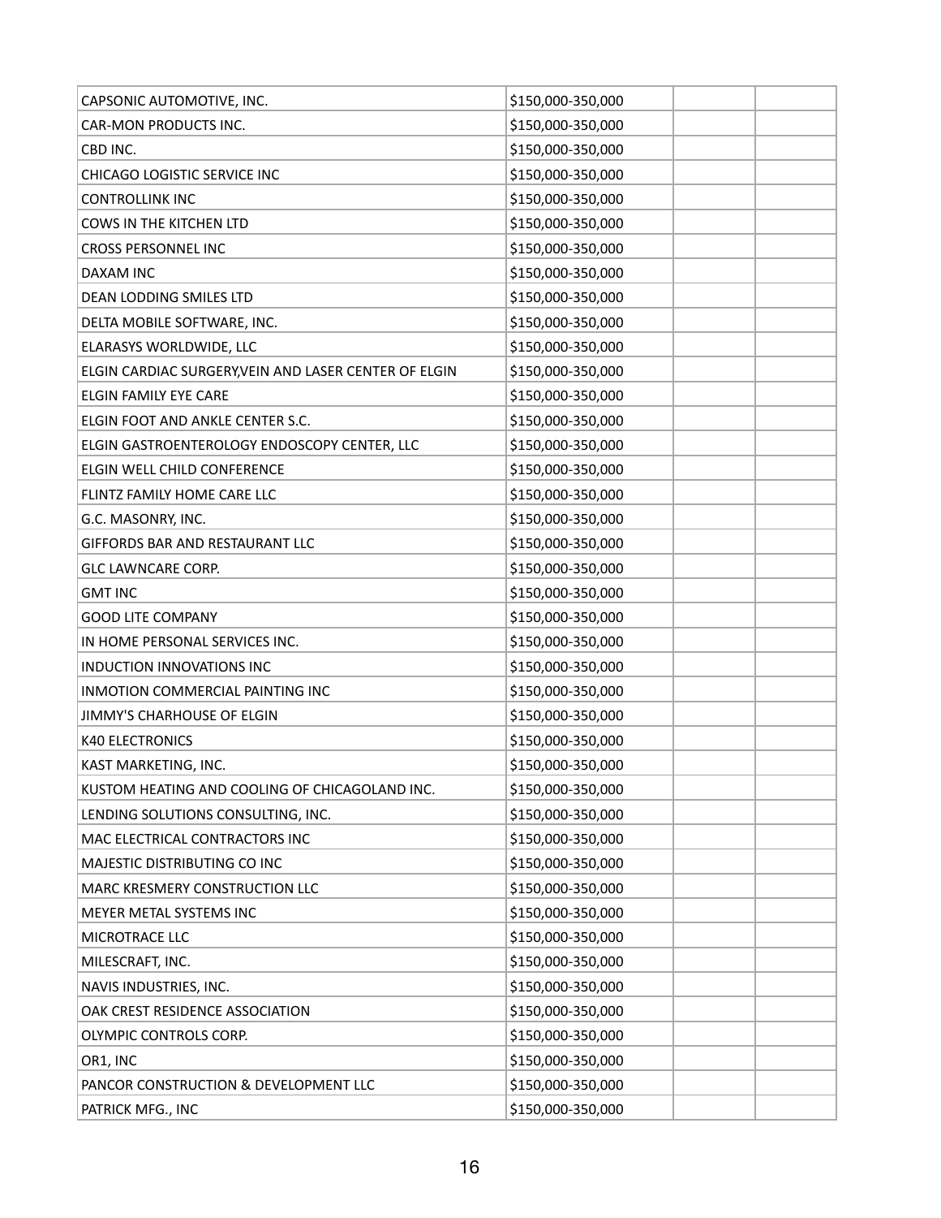| | | | |
|---|---|---|---|
| CAPSONIC AUTOMOTIVE, INC. | $150,000-350,000 | | |
| CAR-MON PRODUCTS INC. | $150,000-350,000 | | |
| CBD INC. | $150,000-350,000 | | |
| CHICAGO LOGISTIC SERVICE INC | $150,000-350,000 | | |
| CONTROLLINK INC | $150,000-350,000 | | |
| COWS IN THE KITCHEN LTD | $150,000-350,000 | | |
| CROSS PERSONNEL INC | $150,000-350,000 | | |
| DAXAM INC | $150,000-350,000 | | |
| DEAN LODDING SMILES LTD | $150,000-350,000 | | |
| DELTA MOBILE SOFTWARE, INC. | $150,000-350,000 | | |
| ELARASYS WORLDWIDE, LLC | $150,000-350,000 | | |
| ELGIN CARDIAC SURGERY,VEIN AND LASER CENTER OF ELGIN | $150,000-350,000 | | |
| ELGIN FAMILY EYE CARE | $150,000-350,000 | | |
| ELGIN FOOT AND ANKLE CENTER S.C. | $150,000-350,000 | | |
| ELGIN GASTROENTEROLOGY ENDOSCOPY CENTER, LLC | $150,000-350,000 | | |
| ELGIN WELL CHILD CONFERENCE | $150,000-350,000 | | |
| FLINTZ FAMILY HOME CARE LLC | $150,000-350,000 | | |
| G.C. MASONRY, INC. | $150,000-350,000 | | |
| GIFFORDS BAR AND RESTAURANT LLC | $150,000-350,000 | | |
| GLC LAWNCARE CORP. | $150,000-350,000 | | |
| GMT INC | $150,000-350,000 | | |
| GOOD LITE COMPANY | $150,000-350,000 | | |
| IN HOME PERSONAL SERVICES INC. | $150,000-350,000 | | |
| INDUCTION INNOVATIONS INC | $150,000-350,000 | | |
| INMOTION COMMERCIAL PAINTING INC | $150,000-350,000 | | |
| JIMMY'S CHARHOUSE OF ELGIN | $150,000-350,000 | | |
| K40 ELECTRONICS | $150,000-350,000 | | |
| KAST MARKETING, INC. | $150,000-350,000 | | |
| KUSTOM HEATING AND COOLING OF CHICAGOLAND INC. | $150,000-350,000 | | |
| LENDING SOLUTIONS CONSULTING, INC. | $150,000-350,000 | | |
| MAC ELECTRICAL CONTRACTORS INC | $150,000-350,000 | | |
| MAJESTIC DISTRIBUTING CO INC | $150,000-350,000 | | |
| MARC KRESMERY CONSTRUCTION LLC | $150,000-350,000 | | |
| MEYER METAL SYSTEMS INC | $150,000-350,000 | | |
| MICROTRACE LLC | $150,000-350,000 | | |
| MILESCRAFT, INC. | $150,000-350,000 | | |
| NAVIS INDUSTRIES, INC. | $150,000-350,000 | | |
| OAK CREST RESIDENCE ASSOCIATION | $150,000-350,000 | | |
| OLYMPIC CONTROLS CORP. | $150,000-350,000 | | |
| OR1, INC | $150,000-350,000 | | |
| PANCOR CONSTRUCTION & DEVELOPMENT LLC | $150,000-350,000 | | |
| PATRICK MFG., INC | $150,000-350,000 | | |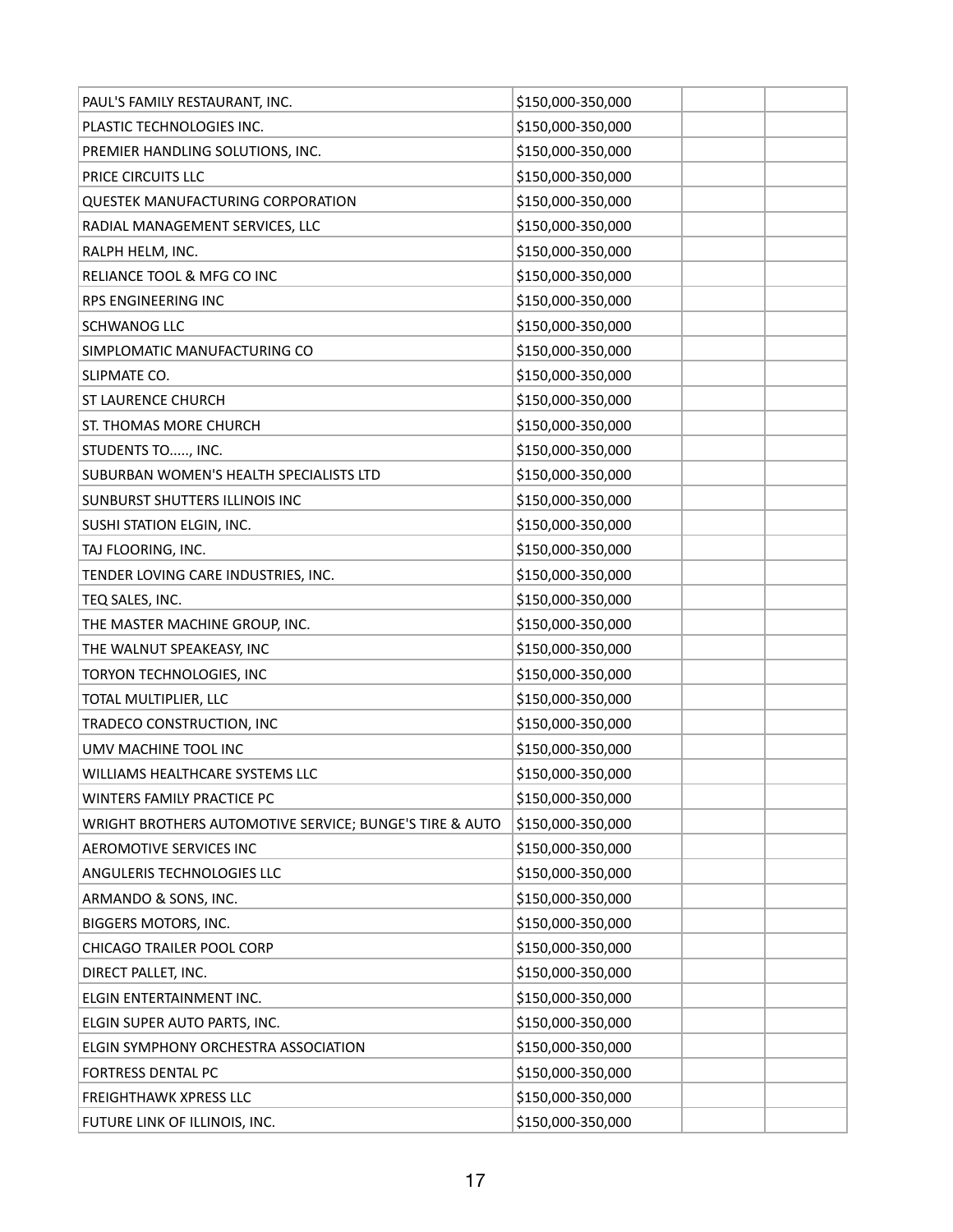| | | | |
|---|---|---|---|
| PAUL'S FAMILY RESTAURANT, INC. | $150,000-350,000 | | |
| PLASTIC TECHNOLOGIES INC. | $150,000-350,000 | | |
| PREMIER HANDLING SOLUTIONS, INC. | $150,000-350,000 | | |
| PRICE CIRCUITS LLC | $150,000-350,000 | | |
| QUESTEK MANUFACTURING CORPORATION | $150,000-350,000 | | |
| RADIAL MANAGEMENT SERVICES, LLC | $150,000-350,000 | | |
| RALPH HELM, INC. | $150,000-350,000 | | |
| RELIANCE TOOL & MFG CO INC | $150,000-350,000 | | |
| RPS ENGINEERING INC | $150,000-350,000 | | |
| SCHWANOG LLC | $150,000-350,000 | | |
| SIMPLOMATIC MANUFACTURING CO | $150,000-350,000 | | |
| SLIPMATE CO. | $150,000-350,000 | | |
| ST LAURENCE CHURCH | $150,000-350,000 | | |
| ST. THOMAS MORE CHURCH | $150,000-350,000 | | |
| STUDENTS TO....., INC. | $150,000-350,000 | | |
| SUBURBAN WOMEN'S HEALTH SPECIALISTS LTD | $150,000-350,000 | | |
| SUNBURST SHUTTERS ILLINOIS INC | $150,000-350,000 | | |
| SUSHI STATION ELGIN, INC. | $150,000-350,000 | | |
| TAJ FLOORING, INC. | $150,000-350,000 | | |
| TENDER LOVING CARE INDUSTRIES, INC. | $150,000-350,000 | | |
| TEQ SALES, INC. | $150,000-350,000 | | |
| THE MASTER MACHINE GROUP, INC. | $150,000-350,000 | | |
| THE WALNUT SPEAKEASY, INC | $150,000-350,000 | | |
| TORYON TECHNOLOGIES, INC | $150,000-350,000 | | |
| TOTAL MULTIPLIER, LLC | $150,000-350,000 | | |
| TRADECO CONSTRUCTION, INC | $150,000-350,000 | | |
| UMV MACHINE TOOL INC | $150,000-350,000 | | |
| WILLIAMS HEALTHCARE SYSTEMS LLC | $150,000-350,000 | | |
| WINTERS FAMILY PRACTICE PC | $150,000-350,000 | | |
| WRIGHT BROTHERS AUTOMOTIVE SERVICE; BUNGE'S TIRE & AUTO | $150,000-350,000 | | |
| AEROMOTIVE SERVICES INC | $150,000-350,000 | | |
| ANGULERIS TECHNOLOGIES LLC | $150,000-350,000 | | |
| ARMANDO & SONS, INC. | $150,000-350,000 | | |
| BIGGERS MOTORS, INC. | $150,000-350,000 | | |
| CHICAGO TRAILER POOL CORP | $150,000-350,000 | | |
| DIRECT PALLET, INC. | $150,000-350,000 | | |
| ELGIN ENTERTAINMENT INC. | $150,000-350,000 | | |
| ELGIN SUPER AUTO PARTS, INC. | $150,000-350,000 | | |
| ELGIN SYMPHONY ORCHESTRA ASSOCIATION | $150,000-350,000 | | |
| FORTRESS DENTAL PC | $150,000-350,000 | | |
| FREIGHTHAWK XPRESS LLC | $150,000-350,000 | | |
| FUTURE LINK OF ILLINOIS, INC. | $150,000-350,000 | | |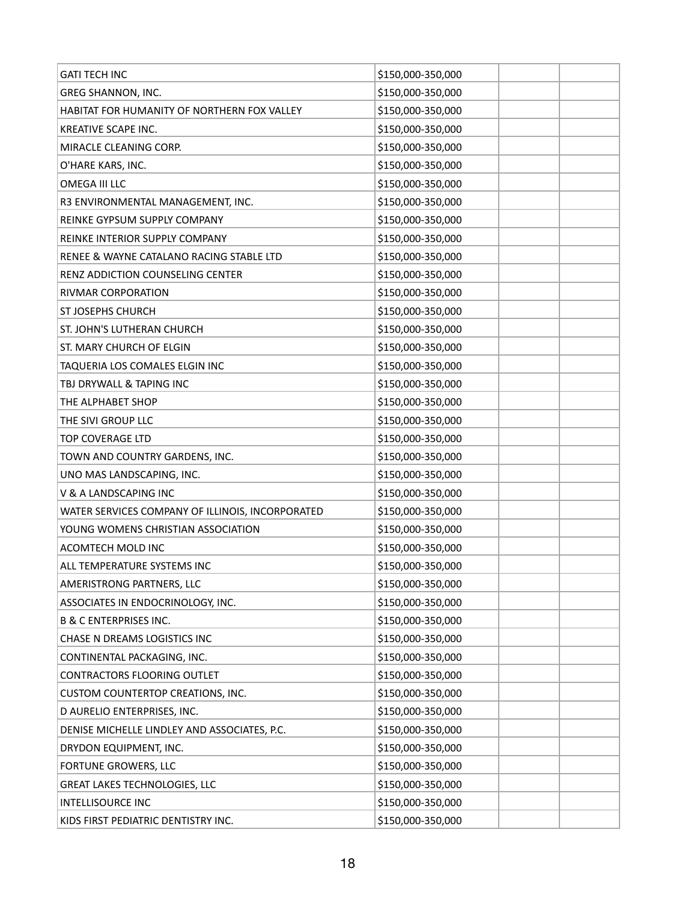| | | | |
|---|---|---|---|
| GATI TECH INC | $150,000-350,000 | | |
| GREG SHANNON, INC. | $150,000-350,000 | | |
| HABITAT FOR HUMANITY OF NORTHERN FOX VALLEY | $150,000-350,000 | | |
| KREATIVE SCAPE INC. | $150,000-350,000 | | |
| MIRACLE CLEANING CORP. | $150,000-350,000 | | |
| O'HARE KARS, INC. | $150,000-350,000 | | |
| OMEGA III LLC | $150,000-350,000 | | |
| R3 ENVIRONMENTAL MANAGEMENT, INC. | $150,000-350,000 | | |
| REINKE GYPSUM SUPPLY COMPANY | $150,000-350,000 | | |
| REINKE INTERIOR SUPPLY COMPANY | $150,000-350,000 | | |
| RENEE & WAYNE CATALANO RACING STABLE LTD | $150,000-350,000 | | |
| RENZ ADDICTION COUNSELING CENTER | $150,000-350,000 | | |
| RIVMAR CORPORATION | $150,000-350,000 | | |
| ST JOSEPHS CHURCH | $150,000-350,000 | | |
| ST. JOHN'S LUTHERAN CHURCH | $150,000-350,000 | | |
| ST. MARY CHURCH OF ELGIN | $150,000-350,000 | | |
| TAQUERIA LOS COMALES ELGIN INC | $150,000-350,000 | | |
| TBJ DRYWALL & TAPING INC | $150,000-350,000 | | |
| THE ALPHABET SHOP | $150,000-350,000 | | |
| THE SIVI GROUP LLC | $150,000-350,000 | | |
| TOP COVERAGE LTD | $150,000-350,000 | | |
| TOWN AND COUNTRY GARDENS, INC. | $150,000-350,000 | | |
| UNO MAS LANDSCAPING, INC. | $150,000-350,000 | | |
| V & A LANDSCAPING INC | $150,000-350,000 | | |
| WATER SERVICES COMPANY OF ILLINOIS, INCORPORATED | $150,000-350,000 | | |
| YOUNG WOMENS CHRISTIAN ASSOCIATION | $150,000-350,000 | | |
| ACOMTECH MOLD INC | $150,000-350,000 | | |
| ALL TEMPERATURE SYSTEMS INC | $150,000-350,000 | | |
| AMERISTRONG PARTNERS, LLC | $150,000-350,000 | | |
| ASSOCIATES IN ENDOCRINOLOGY, INC. | $150,000-350,000 | | |
| B & C ENTERPRISES INC. | $150,000-350,000 | | |
| CHASE N DREAMS LOGISTICS INC | $150,000-350,000 | | |
| CONTINENTAL PACKAGING, INC. | $150,000-350,000 | | |
| CONTRACTORS FLOORING OUTLET | $150,000-350,000 | | |
| CUSTOM COUNTERTOP CREATIONS, INC. | $150,000-350,000 | | |
| D AURELIO ENTERPRISES, INC. | $150,000-350,000 | | |
| DENISE MICHELLE LINDLEY AND ASSOCIATES, P.C. | $150,000-350,000 | | |
| DRYDON EQUIPMENT, INC. | $150,000-350,000 | | |
| FORTUNE GROWERS, LLC | $150,000-350,000 | | |
| GREAT LAKES TECHNOLOGIES, LLC | $150,000-350,000 | | |
| INTELLISOURCE INC | $150,000-350,000 | | |
| KIDS FIRST PEDIATRIC DENTISTRY INC. | $150,000-350,000 | | |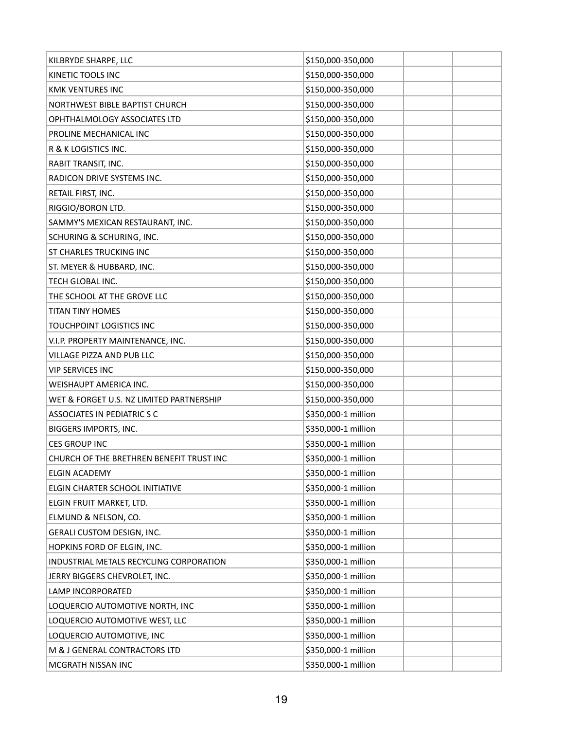| | | | |
|---|---|---|---|
| KILBRYDE SHARPE, LLC | $150,000-350,000 | | |
| KINETIC TOOLS INC | $150,000-350,000 | | |
| KMK VENTURES INC | $150,000-350,000 | | |
| NORTHWEST BIBLE BAPTIST CHURCH | $150,000-350,000 | | |
| OPHTHALMOLOGY ASSOCIATES LTD | $150,000-350,000 | | |
| PROLINE MECHANICAL INC | $150,000-350,000 | | |
| R & K LOGISTICS INC. | $150,000-350,000 | | |
| RABIT TRANSIT, INC. | $150,000-350,000 | | |
| RADICON DRIVE SYSTEMS INC. | $150,000-350,000 | | |
| RETAIL FIRST, INC. | $150,000-350,000 | | |
| RIGGIO/BORON LTD. | $150,000-350,000 | | |
| SAMMY'S MEXICAN RESTAURANT, INC. | $150,000-350,000 | | |
| SCHURING & SCHURING, INC. | $150,000-350,000 | | |
| ST CHARLES TRUCKING INC | $150,000-350,000 | | |
| ST. MEYER & HUBBARD, INC. | $150,000-350,000 | | |
| TECH GLOBAL INC. | $150,000-350,000 | | |
| THE SCHOOL AT THE GROVE LLC | $150,000-350,000 | | |
| TITAN TINY HOMES | $150,000-350,000 | | |
| TOUCHPOINT LOGISTICS INC | $150,000-350,000 | | |
| V.I.P. PROPERTY MAINTENANCE, INC. | $150,000-350,000 | | |
| VILLAGE PIZZA AND PUB LLC | $150,000-350,000 | | |
| VIP SERVICES INC | $150,000-350,000 | | |
| WEISHAUPT AMERICA INC. | $150,000-350,000 | | |
| WET & FORGET U.S. NZ LIMITED PARTNERSHIP | $150,000-350,000 | | |
| ASSOCIATES IN PEDIATRIC S C | $350,000-1 million | | |
| BIGGERS IMPORTS, INC. | $350,000-1 million | | |
| CES GROUP INC | $350,000-1 million | | |
| CHURCH OF THE BRETHREN BENEFIT TRUST INC | $350,000-1 million | | |
| ELGIN ACADEMY | $350,000-1 million | | |
| ELGIN CHARTER SCHOOL INITIATIVE | $350,000-1 million | | |
| ELGIN FRUIT MARKET, LTD. | $350,000-1 million | | |
| ELMUND & NELSON, CO. | $350,000-1 million | | |
| GERALI CUSTOM DESIGN, INC. | $350,000-1 million | | |
| HOPKINS FORD OF ELGIN, INC. | $350,000-1 million | | |
| INDUSTRIAL METALS RECYCLING CORPORATION | $350,000-1 million | | |
| JERRY BIGGERS CHEVROLET, INC. | $350,000-1 million | | |
| LAMP INCORPORATED | $350,000-1 million | | |
| LOQUERCIO AUTOMOTIVE NORTH, INC | $350,000-1 million | | |
| LOQUERCIO AUTOMOTIVE WEST, LLC | $350,000-1 million | | |
| LOQUERCIO AUTOMOTIVE, INC | $350,000-1 million | | |
| M & J GENERAL CONTRACTORS LTD | $350,000-1 million | | |
| MCGRATH NISSAN INC | $350,000-1 million | | |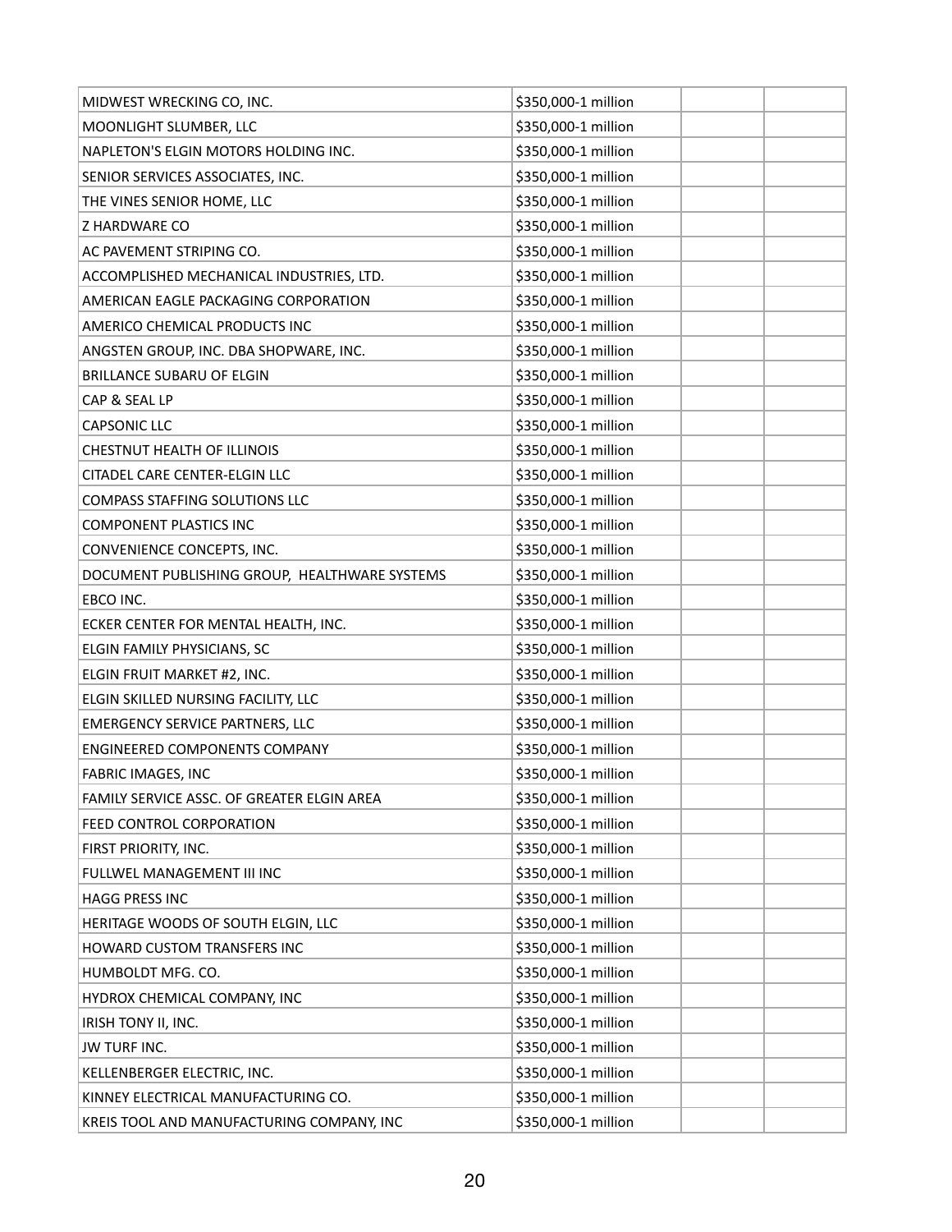| | | | |
|---|---|---|---|
| MIDWEST WRECKING CO, INC. | $350,000-1 million | | |
| MOONLIGHT SLUMBER, LLC | $350,000-1 million | | |
| NAPLETON'S ELGIN MOTORS HOLDING INC. | $350,000-1 million | | |
| SENIOR SERVICES ASSOCIATES, INC. | $350,000-1 million | | |
| THE VINES SENIOR HOME, LLC | $350,000-1 million | | |
| Z HARDWARE CO | $350,000-1 million | | |
| AC PAVEMENT STRIPING CO. | $350,000-1 million | | |
| ACCOMPLISHED MECHANICAL INDUSTRIES, LTD. | $350,000-1 million | | |
| AMERICAN EAGLE PACKAGING CORPORATION | $350,000-1 million | | |
| AMERICO CHEMICAL PRODUCTS INC | $350,000-1 million | | |
| ANGSTEN GROUP, INC. DBA SHOPWARE, INC. | $350,000-1 million | | |
| BRILLANCE SUBARU OF ELGIN | $350,000-1 million | | |
| CAP & SEAL LP | $350,000-1 million | | |
| CAPSONIC LLC | $350,000-1 million | | |
| CHESTNUT HEALTH OF ILLINOIS | $350,000-1 million | | |
| CITADEL CARE CENTER-ELGIN LLC | $350,000-1 million | | |
| COMPASS STAFFING SOLUTIONS LLC | $350,000-1 million | | |
| COMPONENT PLASTICS INC | $350,000-1 million | | |
| CONVENIENCE CONCEPTS, INC. | $350,000-1 million | | |
| DOCUMENT PUBLISHING GROUP,  HEALTHWARE SYSTEMS | $350,000-1 million | | |
| EBCO INC. | $350,000-1 million | | |
| ECKER CENTER FOR MENTAL HEALTH, INC. | $350,000-1 million | | |
| ELGIN FAMILY PHYSICIANS, SC | $350,000-1 million | | |
| ELGIN FRUIT MARKET #2, INC. | $350,000-1 million | | |
| ELGIN SKILLED NURSING FACILITY, LLC | $350,000-1 million | | |
| EMERGENCY SERVICE PARTNERS, LLC | $350,000-1 million | | |
| ENGINEERED COMPONENTS COMPANY | $350,000-1 million | | |
| FABRIC IMAGES, INC | $350,000-1 million | | |
| FAMILY SERVICE ASSC. OF GREATER ELGIN AREA | $350,000-1 million | | |
| FEED CONTROL CORPORATION | $350,000-1 million | | |
| FIRST PRIORITY, INC. | $350,000-1 million | | |
| FULLWEL MANAGEMENT III INC | $350,000-1 million | | |
| HAGG PRESS INC | $350,000-1 million | | |
| HERITAGE WOODS OF SOUTH ELGIN, LLC | $350,000-1 million | | |
| HOWARD CUSTOM TRANSFERS INC | $350,000-1 million | | |
| HUMBOLDT MFG. CO. | $350,000-1 million | | |
| HYDROX CHEMICAL COMPANY, INC | $350,000-1 million | | |
| IRISH TONY II, INC. | $350,000-1 million | | |
| JW TURF INC. | $350,000-1 million | | |
| KELLENBERGER ELECTRIC, INC. | $350,000-1 million | | |
| KINNEY ELECTRICAL MANUFACTURING CO. | $350,000-1 million | | |
| KREIS TOOL AND MANUFACTURING COMPANY, INC | $350,000-1 million | | |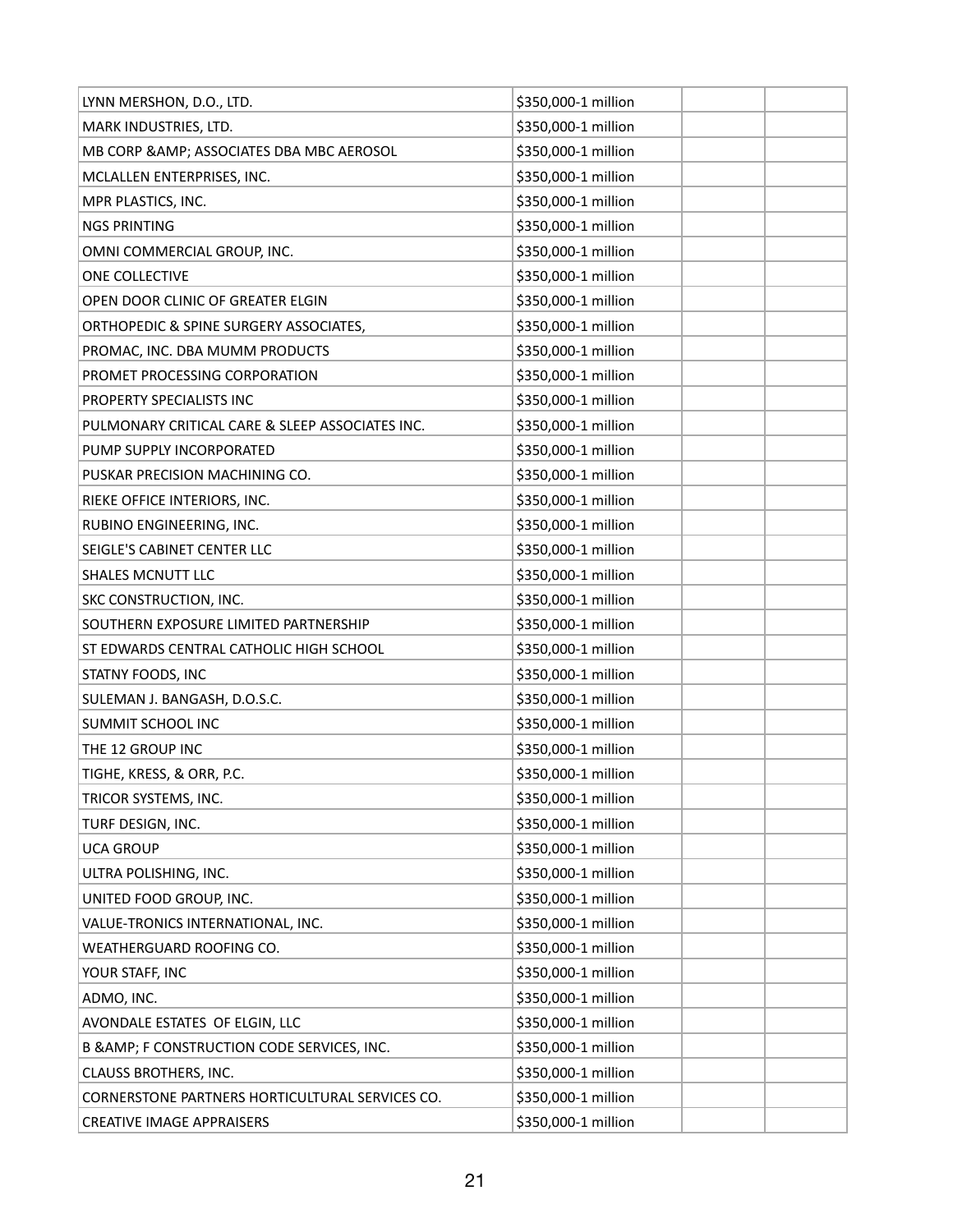| | | | |
|---|---|---|---|
| LYNN MERSHON, D.O., LTD. | $350,000-1 million | | |
| MARK INDUSTRIES, LTD. | $350,000-1 million | | |
| MB CORP &AMP; ASSOCIATES DBA MBC AEROSOL | $350,000-1 million | | |
| MCLALLEN ENTERPRISES, INC. | $350,000-1 million | | |
| MPR PLASTICS, INC. | $350,000-1 million | | |
| NGS PRINTING | $350,000-1 million | | |
| OMNI COMMERCIAL GROUP, INC. | $350,000-1 million | | |
| ONE COLLECTIVE | $350,000-1 million | | |
| OPEN DOOR CLINIC OF GREATER ELGIN | $350,000-1 million | | |
| ORTHOPEDIC & SPINE SURGERY ASSOCIATES, | $350,000-1 million | | |
| PROMAC, INC. DBA MUMM PRODUCTS | $350,000-1 million | | |
| PROMET PROCESSING CORPORATION | $350,000-1 million | | |
| PROPERTY SPECIALISTS INC | $350,000-1 million | | |
| PULMONARY CRITICAL CARE & SLEEP ASSOCIATES INC. | $350,000-1 million | | |
| PUMP SUPPLY INCORPORATED | $350,000-1 million | | |
| PUSKAR PRECISION MACHINING CO. | $350,000-1 million | | |
| RIEKE OFFICE INTERIORS, INC. | $350,000-1 million | | |
| RUBINO ENGINEERING, INC. | $350,000-1 million | | |
| SEIGLE'S CABINET CENTER LLC | $350,000-1 million | | |
| SHALES MCNUTT LLC | $350,000-1 million | | |
| SKC CONSTRUCTION, INC. | $350,000-1 million | | |
| SOUTHERN EXPOSURE LIMITED PARTNERSHIP | $350,000-1 million | | |
| ST EDWARDS CENTRAL CATHOLIC HIGH SCHOOL | $350,000-1 million | | |
| STATNY FOODS, INC | $350,000-1 million | | |
| SULEMAN J. BANGASH, D.O.S.C. | $350,000-1 million | | |
| SUMMIT SCHOOL INC | $350,000-1 million | | |
| THE 12 GROUP INC | $350,000-1 million | | |
| TIGHE, KRESS, & ORR, P.C. | $350,000-1 million | | |
| TRICOR SYSTEMS, INC. | $350,000-1 million | | |
| TURF DESIGN, INC. | $350,000-1 million | | |
| UCA GROUP | $350,000-1 million | | |
| ULTRA POLISHING, INC. | $350,000-1 million | | |
| UNITED FOOD GROUP, INC. | $350,000-1 million | | |
| VALUE-TRONICS INTERNATIONAL, INC. | $350,000-1 million | | |
| WEATHERGUARD ROOFING CO. | $350,000-1 million | | |
| YOUR STAFF, INC | $350,000-1 million | | |
| ADMO, INC. | $350,000-1 million | | |
| AVONDALE ESTATES OF ELGIN, LLC | $350,000-1 million | | |
| B &AMP; F CONSTRUCTION CODE SERVICES, INC. | $350,000-1 million | | |
| CLAUSS BROTHERS, INC. | $350,000-1 million | | |
| CORNERSTONE PARTNERS HORTICULTURAL SERVICES CO. | $350,000-1 million | | |
| CREATIVE IMAGE APPRAISERS | $350,000-1 million | | |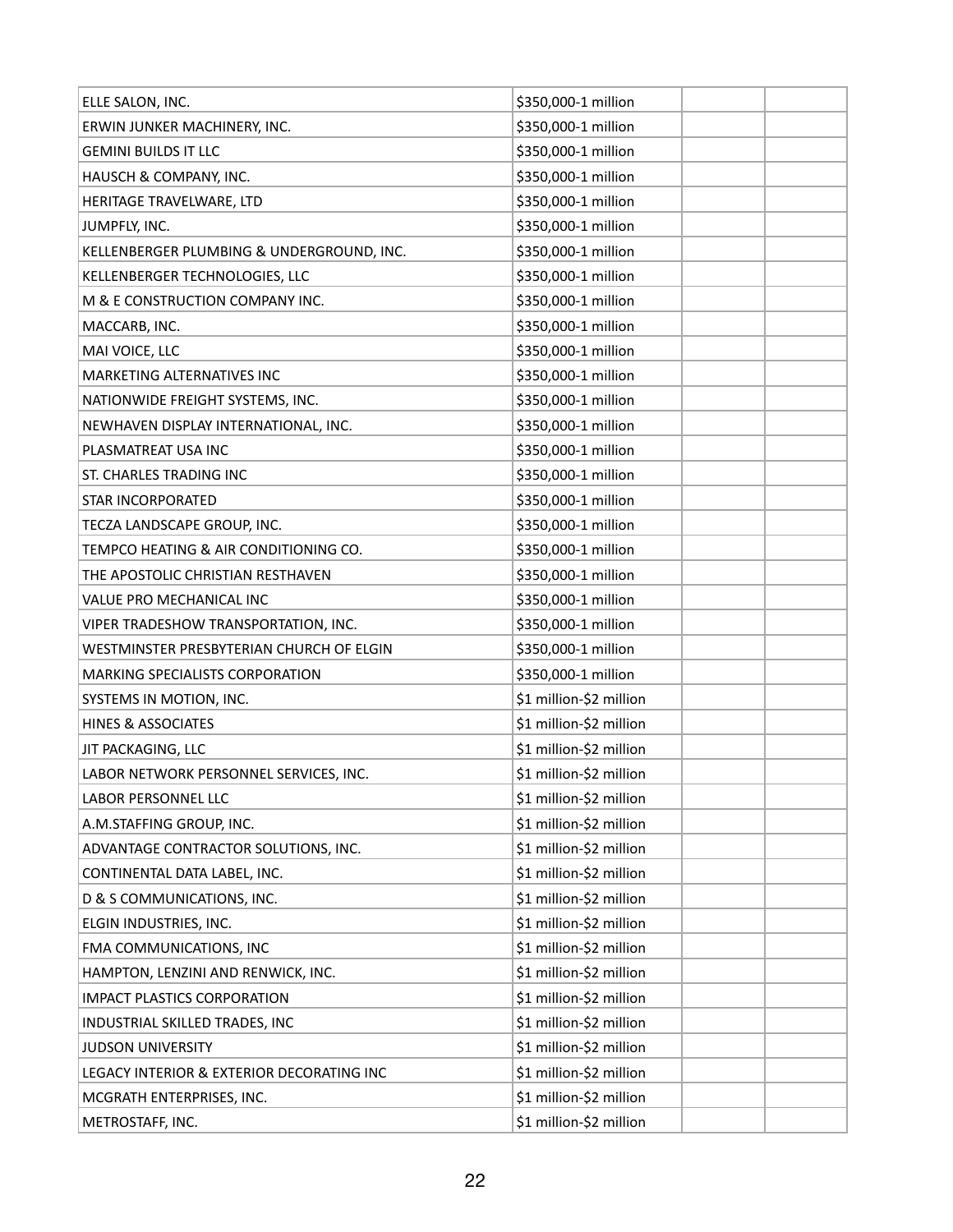| | | | |
|---|---|---|---|
| ELLE SALON, INC. | $350,000-1 million | | |
| ERWIN JUNKER MACHINERY, INC. | $350,000-1 million | | |
| GEMINI BUILDS IT LLC | $350,000-1 million | | |
| HAUSCH & COMPANY, INC. | $350,000-1 million | | |
| HERITAGE TRAVELWARE, LTD | $350,000-1 million | | |
| JUMPFLY, INC. | $350,000-1 million | | |
| KELLENBERGER PLUMBING & UNDERGROUND, INC. | $350,000-1 million | | |
| KELLENBERGER TECHNOLOGIES, LLC | $350,000-1 million | | |
| M & E CONSTRUCTION COMPANY INC. | $350,000-1 million | | |
| MACCARB, INC. | $350,000-1 million | | |
| MAI VOICE, LLC | $350,000-1 million | | |
| MARKETING ALTERNATIVES INC | $350,000-1 million | | |
| NATIONWIDE FREIGHT SYSTEMS, INC. | $350,000-1 million | | |
| NEWHAVEN DISPLAY INTERNATIONAL, INC. | $350,000-1 million | | |
| PLASMATREAT USA INC | $350,000-1 million | | |
| ST. CHARLES TRADING INC | $350,000-1 million | | |
| STAR INCORPORATED | $350,000-1 million | | |
| TECZA LANDSCAPE GROUP, INC. | $350,000-1 million | | |
| TEMPCO HEATING & AIR CONDITIONING CO. | $350,000-1 million | | |
| THE APOSTOLIC CHRISTIAN RESTHAVEN | $350,000-1 million | | |
| VALUE PRO MECHANICAL INC | $350,000-1 million | | |
| VIPER TRADESHOW TRANSPORTATION, INC. | $350,000-1 million | | |
| WESTMINSTER PRESBYTERIAN CHURCH OF ELGIN | $350,000-1 million | | |
| MARKING SPECIALISTS CORPORATION | $350,000-1 million | | |
| SYSTEMS IN MOTION, INC. | $1 million-$2 million | | |
| HINES & ASSOCIATES | $1 million-$2 million | | |
| JIT PACKAGING, LLC | $1 million-$2 million | | |
| LABOR NETWORK PERSONNEL SERVICES, INC. | $1 million-$2 million | | |
| LABOR PERSONNEL LLC | $1 million-$2 million | | |
| A.M.STAFFING GROUP, INC. | $1 million-$2 million | | |
| ADVANTAGE CONTRACTOR SOLUTIONS, INC. | $1 million-$2 million | | |
| CONTINENTAL DATA LABEL, INC. | $1 million-$2 million | | |
| D & S COMMUNICATIONS, INC. | $1 million-$2 million | | |
| ELGIN INDUSTRIES, INC. | $1 million-$2 million | | |
| FMA COMMUNICATIONS, INC | $1 million-$2 million | | |
| HAMPTON, LENZINI AND RENWICK, INC. | $1 million-$2 million | | |
| IMPACT PLASTICS CORPORATION | $1 million-$2 million | | |
| INDUSTRIAL SKILLED TRADES, INC | $1 million-$2 million | | |
| JUDSON UNIVERSITY | $1 million-$2 million | | |
| LEGACY INTERIOR & EXTERIOR DECORATING INC | $1 million-$2 million | | |
| MCGRATH ENTERPRISES, INC. | $1 million-$2 million | | |
| METROSTAFF, INC. | $1 million-$2 million | | |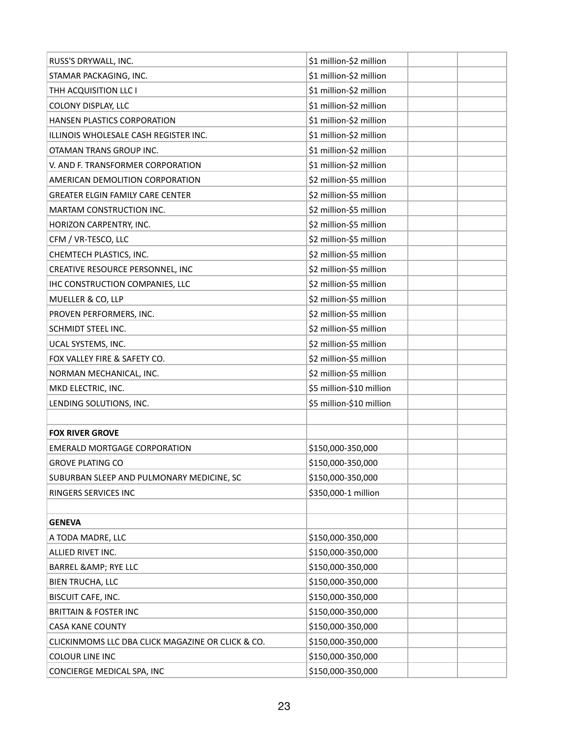| | | | |
|---|---|---|---|
| RUSS'S DRYWALL, INC. | $1 million-$2 million | | |
| STAMAR PACKAGING, INC. | $1 million-$2 million | | |
| THH ACQUISITION LLC I | $1 million-$2 million | | |
| COLONY DISPLAY, LLC | $1 million-$2 million | | |
| HANSEN PLASTICS CORPORATION | $1 million-$2 million | | |
| ILLINOIS WHOLESALE CASH REGISTER INC. | $1 million-$2 million | | |
| OTAMAN TRANS GROUP INC. | $1 million-$2 million | | |
| V. AND F. TRANSFORMER CORPORATION | $1 million-$2 million | | |
| AMERICAN DEMOLITION CORPORATION | $2 million-$5 million | | |
| GREATER ELGIN FAMILY CARE CENTER | $2 million-$5 million | | |
| MARTAM CONSTRUCTION INC. | $2 million-$5 million | | |
| HORIZON CARPENTRY, INC. | $2 million-$5 million | | |
| CFM / VR-TESCO, LLC | $2 million-$5 million | | |
| CHEMTECH PLASTICS, INC. | $2 million-$5 million | | |
| CREATIVE RESOURCE PERSONNEL, INC | $2 million-$5 million | | |
| IHC CONSTRUCTION COMPANIES, LLC | $2 million-$5 million | | |
| MUELLER & CO, LLP | $2 million-$5 million | | |
| PROVEN PERFORMERS, INC. | $2 million-$5 million | | |
| SCHMIDT STEEL INC. | $2 million-$5 million | | |
| UCAL SYSTEMS, INC. | $2 million-$5 million | | |
| FOX VALLEY FIRE & SAFETY CO. | $2 million-$5 million | | |
| NORMAN MECHANICAL, INC. | $2 million-$5 million | | |
| MKD ELECTRIC, INC. | $5 million-$10 million | | |
| LENDING SOLUTIONS, INC. | $5 million-$10 million | | |
| | | | |
| **FOX RIVER GROVE** | | | |
| EMERALD MORTGAGE CORPORATION | $150,000-350,000 | | |
| GROVE PLATING CO | $150,000-350,000 | | |
| SUBURBAN SLEEP AND PULMONARY MEDICINE, SC | $150,000-350,000 | | |
| RINGERS SERVICES INC | $350,000-1 million | | |
| | | | |
| **GENEVA** | | | |
| A TODA MADRE, LLC | $150,000-350,000 | | |
| ALLIED RIVET INC. | $150,000-350,000 | | |
| BARREL &AMP; RYE LLC | $150,000-350,000 | | |
| BIEN TRUCHA, LLC | $150,000-350,000 | | |
| BISCUIT CAFE, INC. | $150,000-350,000 | | |
| BRITTAIN & FOSTER INC | $150,000-350,000 | | |
| CASA KANE COUNTY | $150,000-350,000 | | |
| CLICKINMOMS LLC DBA CLICK MAGAZINE OR CLICK & CO. | $150,000-350,000 | | |
| COLOUR LINE INC | $150,000-350,000 | | |
| CONCIERGE MEDICAL SPA, INC | $150,000-350,000 | | |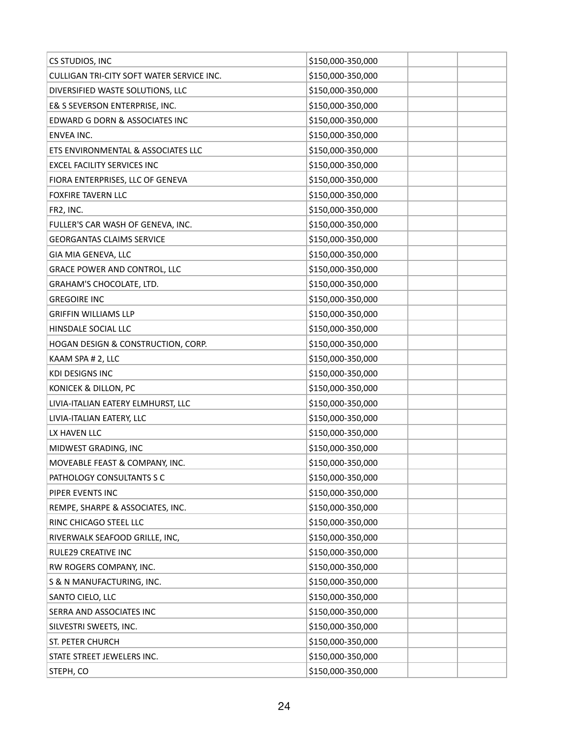| | | | |
|---|---|---|---|
| CS STUDIOS, INC | $150,000-350,000 | | |
| CULLIGAN TRI-CITY SOFT WATER SERVICE INC. | $150,000-350,000 | | |
| DIVERSIFIED WASTE SOLUTIONS, LLC | $150,000-350,000 | | |
| E& S SEVERSON ENTERPRISE, INC. | $150,000-350,000 | | |
| EDWARD G DORN & ASSOCIATES INC | $150,000-350,000 | | |
| ENVEA INC. | $150,000-350,000 | | |
| ETS ENVIRONMENTAL & ASSOCIATES LLC | $150,000-350,000 | | |
| EXCEL FACILITY SERVICES INC | $150,000-350,000 | | |
| FIORA ENTERPRISES, LLC OF GENEVA | $150,000-350,000 | | |
| FOXFIRE TAVERN LLC | $150,000-350,000 | | |
| FR2, INC. | $150,000-350,000 | | |
| FULLER'S CAR WASH OF GENEVA, INC. | $150,000-350,000 | | |
| GEORGANTAS CLAIMS SERVICE | $150,000-350,000 | | |
| GIA MIA GENEVA, LLC | $150,000-350,000 | | |
| GRACE POWER AND CONTROL, LLC | $150,000-350,000 | | |
| GRAHAM'S CHOCOLATE, LTD. | $150,000-350,000 | | |
| GREGOIRE INC | $150,000-350,000 | | |
| GRIFFIN WILLIAMS LLP | $150,000-350,000 | | |
| HINSDALE SOCIAL LLC | $150,000-350,000 | | |
| HOGAN DESIGN & CONSTRUCTION, CORP. | $150,000-350,000 | | |
| KAAM SPA # 2, LLC | $150,000-350,000 | | |
| KDI DESIGNS INC | $150,000-350,000 | | |
| KONICEK & DILLON, PC | $150,000-350,000 | | |
| LIVIA-ITALIAN EATERY ELMHURST, LLC | $150,000-350,000 | | |
| LIVIA-ITALIAN EATERY, LLC | $150,000-350,000 | | |
| LX HAVEN LLC | $150,000-350,000 | | |
| MIDWEST GRADING, INC | $150,000-350,000 | | |
| MOVEABLE FEAST & COMPANY, INC. | $150,000-350,000 | | |
| PATHOLOGY CONSULTANTS S C | $150,000-350,000 | | |
| PIPER EVENTS INC | $150,000-350,000 | | |
| REMPE, SHARPE & ASSOCIATES, INC. | $150,000-350,000 | | |
| RINC CHICAGO STEEL LLC | $150,000-350,000 | | |
| RIVERWALK SEAFOOD GRILLE, INC, | $150,000-350,000 | | |
| RULE29 CREATIVE INC | $150,000-350,000 | | |
| RW ROGERS COMPANY, INC. | $150,000-350,000 | | |
| S & N MANUFACTURING, INC. | $150,000-350,000 | | |
| SANTO CIELO, LLC | $150,000-350,000 | | |
| SERRA AND ASSOCIATES INC | $150,000-350,000 | | |
| SILVESTRI SWEETS, INC. | $150,000-350,000 | | |
| ST. PETER CHURCH | $150,000-350,000 | | |
| STATE STREET JEWELERS INC. | $150,000-350,000 | | |
| STEPH, CO | $150,000-350,000 | | |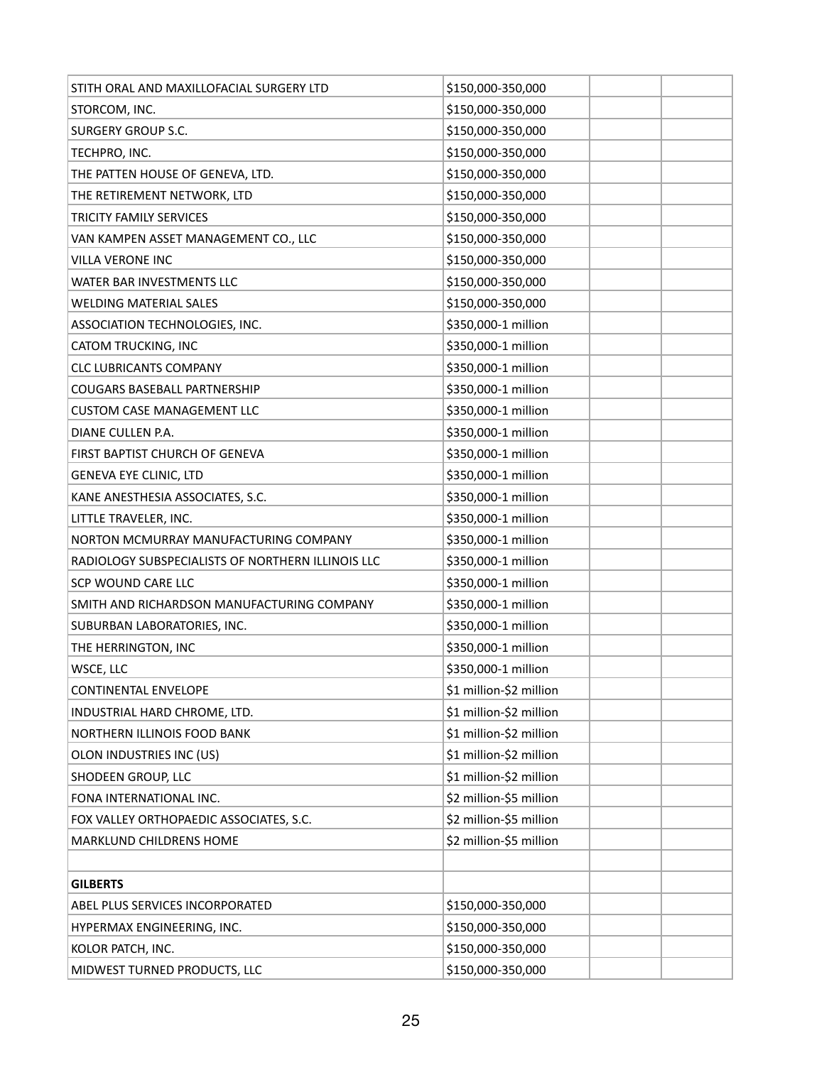| | | | |
|---|---|---|---|
| STITH ORAL AND MAXILLOFACIAL SURGERY LTD | $150,000-350,000 | | |
| STORCOM, INC. | $150,000-350,000 | | |
| SURGERY GROUP S.C. | $150,000-350,000 | | |
| TECHPRO, INC. | $150,000-350,000 | | |
| THE PATTEN HOUSE OF GENEVA, LTD. | $150,000-350,000 | | |
| THE RETIREMENT NETWORK, LTD | $150,000-350,000 | | |
| TRICITY FAMILY SERVICES | $150,000-350,000 | | |
| VAN KAMPEN ASSET MANAGEMENT CO., LLC | $150,000-350,000 | | |
| VILLA VERONE INC | $150,000-350,000 | | |
| WATER BAR INVESTMENTS LLC | $150,000-350,000 | | |
| WELDING MATERIAL SALES | $150,000-350,000 | | |
| ASSOCIATION TECHNOLOGIES, INC. | $350,000-1 million | | |
| CATOM TRUCKING, INC | $350,000-1 million | | |
| CLC LUBRICANTS COMPANY | $350,000-1 million | | |
| COUGARS BASEBALL PARTNERSHIP | $350,000-1 million | | |
| CUSTOM CASE MANAGEMENT LLC | $350,000-1 million | | |
| DIANE CULLEN P.A. | $350,000-1 million | | |
| FIRST BAPTIST CHURCH OF GENEVA | $350,000-1 million | | |
| GENEVA EYE CLINIC, LTD | $350,000-1 million | | |
| KANE ANESTHESIA ASSOCIATES, S.C. | $350,000-1 million | | |
| LITTLE TRAVELER, INC. | $350,000-1 million | | |
| NORTON MCMURRAY MANUFACTURING COMPANY | $350,000-1 million | | |
| RADIOLOGY SUBSPECIALISTS OF NORTHERN ILLINOIS LLC | $350,000-1 million | | |
| SCP WOUND CARE LLC | $350,000-1 million | | |
| SMITH AND RICHARDSON MANUFACTURING COMPANY | $350,000-1 million | | |
| SUBURBAN LABORATORIES, INC. | $350,000-1 million | | |
| THE HERRINGTON, INC | $350,000-1 million | | |
| WSCE, LLC | $350,000-1 million | | |
| CONTINENTAL ENVELOPE | $1 million-$2 million | | |
| INDUSTRIAL HARD CHROME, LTD. | $1 million-$2 million | | |
| NORTHERN ILLINOIS FOOD BANK | $1 million-$2 million | | |
| OLON INDUSTRIES INC (US) | $1 million-$2 million | | |
| SHODEEN GROUP, LLC | $1 million-$2 million | | |
| FONA INTERNATIONAL INC. | $2 million-$5 million | | |
| FOX VALLEY ORTHOPAEDIC ASSOCIATES, S.C. | $2 million-$5 million | | |
| MARKLUND CHILDRENS HOME | $2 million-$5 million | | |
| | | | |
| **GILBERTS** | | | |
| ABEL PLUS SERVICES INCORPORATED | $150,000-350,000 | | |
| HYPERMAX ENGINEERING, INC. | $150,000-350,000 | | |
| KOLOR PATCH, INC. | $150,000-350,000 | | |
| MIDWEST TURNED PRODUCTS, LLC | $150,000-350,000 | | |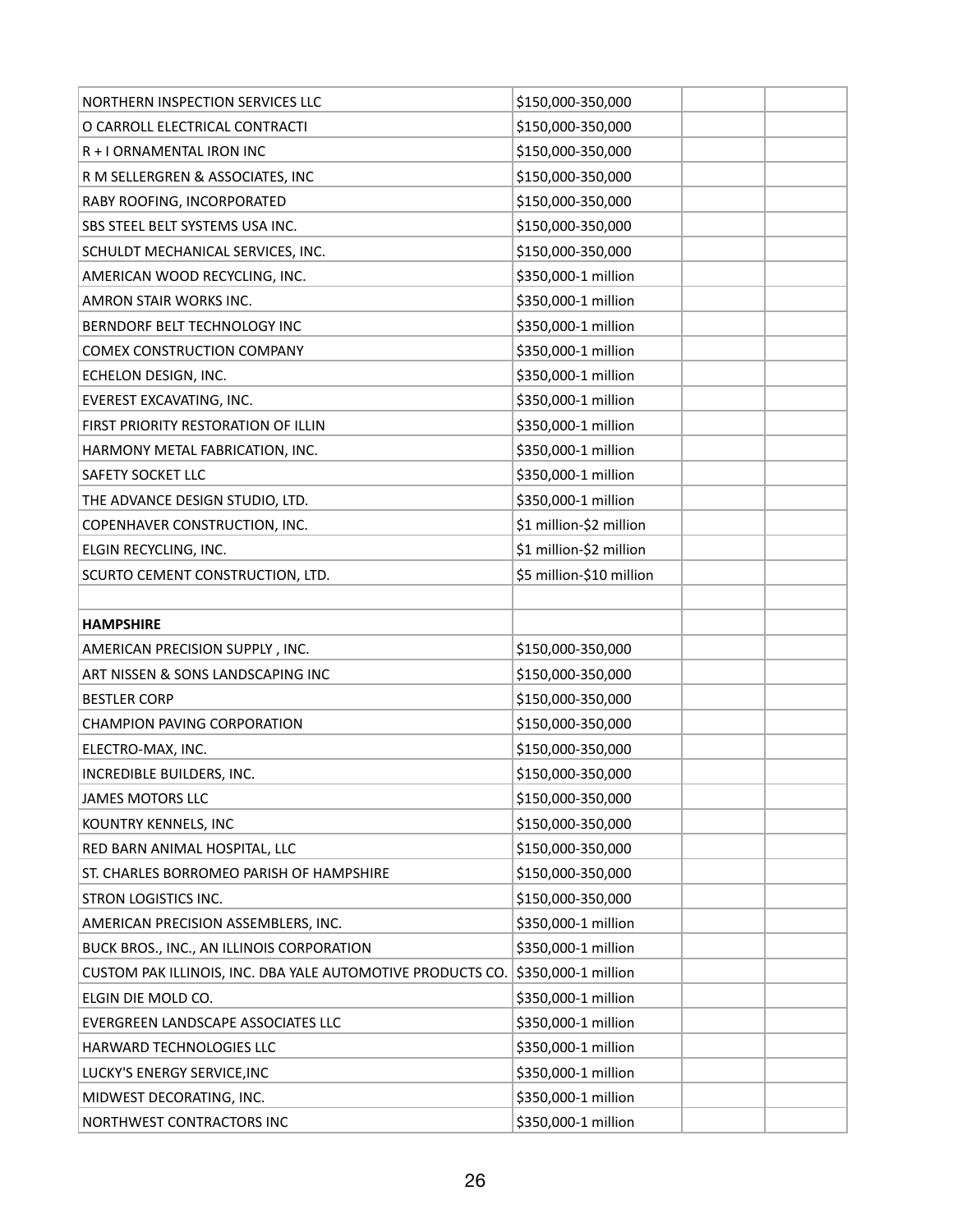| | | | |
|---|---|---|---|
| NORTHERN INSPECTION SERVICES LLC | $150,000-350,000 | | |
| O CARROLL ELECTRICAL CONTRACTI | $150,000-350,000 | | |
| R + I ORNAMENTAL IRON INC | $150,000-350,000 | | |
| R M SELLERGREN & ASSOCIATES, INC | $150,000-350,000 | | |
| RABY ROOFING, INCORPORATED | $150,000-350,000 | | |
| SBS STEEL BELT SYSTEMS USA INC. | $150,000-350,000 | | |
| SCHULDT MECHANICAL SERVICES, INC. | $150,000-350,000 | | |
| AMERICAN WOOD RECYCLING, INC. | $350,000-1 million | | |
| AMRON STAIR WORKS INC. | $350,000-1 million | | |
| BERNDORF BELT TECHNOLOGY INC | $350,000-1 million | | |
| COMEX CONSTRUCTION COMPANY | $350,000-1 million | | |
| ECHELON DESIGN, INC. | $350,000-1 million | | |
| EVEREST EXCAVATING, INC. | $350,000-1 million | | |
| FIRST PRIORITY RESTORATION OF ILLIN | $350,000-1 million | | |
| HARMONY METAL FABRICATION, INC. | $350,000-1 million | | |
| SAFETY SOCKET LLC | $350,000-1 million | | |
| THE ADVANCE DESIGN STUDIO, LTD. | $350,000-1 million | | |
| COPENHAVER CONSTRUCTION, INC. | $1 million-$2 million | | |
| ELGIN RECYCLING, INC. | $1 million-$2 million | | |
| SCURTO CEMENT CONSTRUCTION, LTD. | $5 million-$10 million | | |
| | | | |
| **HAMPSHIRE** | | | |
| AMERICAN PRECISION SUPPLY , INC. | $150,000-350,000 | | |
| ART NISSEN & SONS LANDSCAPING INC | $150,000-350,000 | | |
| BESTLER CORP | $150,000-350,000 | | |
| CHAMPION PAVING CORPORATION | $150,000-350,000 | | |
| ELECTRO-MAX, INC. | $150,000-350,000 | | |
| INCREDIBLE BUILDERS, INC. | $150,000-350,000 | | |
| JAMES MOTORS LLC | $150,000-350,000 | | |
| KOUNTRY KENNELS, INC | $150,000-350,000 | | |
| RED BARN ANIMAL HOSPITAL, LLC | $150,000-350,000 | | |
| ST. CHARLES BORROMEO PARISH OF HAMPSHIRE | $150,000-350,000 | | |
| STRON LOGISTICS INC. | $150,000-350,000 | | |
| AMERICAN PRECISION ASSEMBLERS, INC. | $350,000-1 million | | |
| BUCK BROS., INC., AN ILLINOIS CORPORATION | $350,000-1 million | | |
| CUSTOM PAK ILLINOIS, INC. DBA YALE AUTOMOTIVE PRODUCTS CO. | $350,000-1 million | | |
| ELGIN DIE MOLD CO. | $350,000-1 million | | |
| EVERGREEN LANDSCAPE ASSOCIATES LLC | $350,000-1 million | | |
| HARWARD TECHNOLOGIES LLC | $350,000-1 million | | |
| LUCKY'S ENERGY SERVICE,INC | $350,000-1 million | | |
| MIDWEST DECORATING, INC. | $350,000-1 million | | |
| NORTHWEST CONTRACTORS INC | $350,000-1 million | | |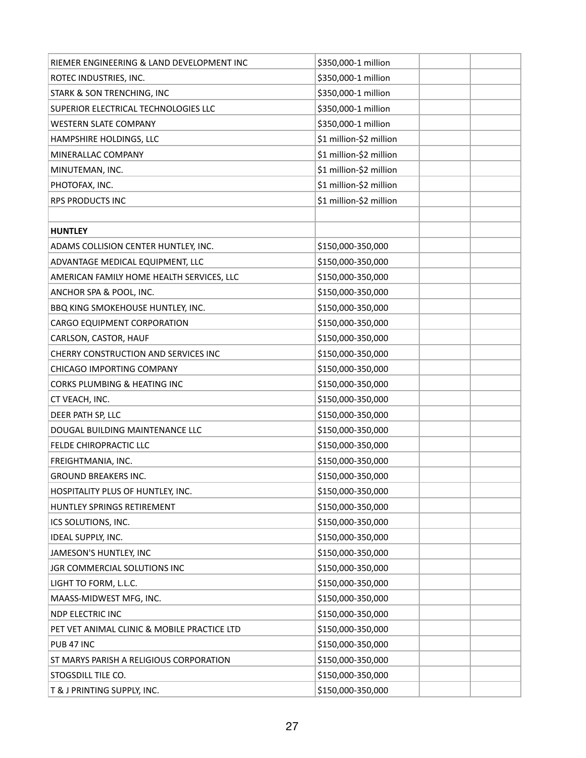| | | | |
|---|---|---|---|
| RIEMER ENGINEERING & LAND DEVELOPMENT INC | $350,000-1 million | | |
| ROTEC INDUSTRIES, INC. | $350,000-1 million | | |
| STARK & SON TRENCHING, INC | $350,000-1 million | | |
| SUPERIOR ELECTRICAL TECHNOLOGIES LLC | $350,000-1 million | | |
| WESTERN SLATE COMPANY | $350,000-1 million | | |
| HAMPSHIRE HOLDINGS, LLC | $1 million-$2 million | | |
| MINERALLAC COMPANY | $1 million-$2 million | | |
| MINUTEMAN, INC. | $1 million-$2 million | | |
| PHOTOFAX, INC. | $1 million-$2 million | | |
| RPS PRODUCTS INC | $1 million-$2 million | | |
| | | | |
| **HUNTLEY** | | | |
| ADAMS COLLISION CENTER HUNTLEY, INC. | $150,000-350,000 | | |
| ADVANTAGE MEDICAL EQUIPMENT, LLC | $150,000-350,000 | | |
| AMERICAN FAMILY HOME HEALTH SERVICES, LLC | $150,000-350,000 | | |
| ANCHOR SPA & POOL, INC. | $150,000-350,000 | | |
| BBQ KING SMOKEHOUSE HUNTLEY, INC. | $150,000-350,000 | | |
| CARGO EQUIPMENT CORPORATION | $150,000-350,000 | | |
| CARLSON, CASTOR, HAUF | $150,000-350,000 | | |
| CHERRY CONSTRUCTION AND SERVICES INC | $150,000-350,000 | | |
| CHICAGO IMPORTING COMPANY | $150,000-350,000 | | |
| CORKS PLUMBING & HEATING INC | $150,000-350,000 | | |
| CT VEACH, INC. | $150,000-350,000 | | |
| DEER PATH SP, LLC | $150,000-350,000 | | |
| DOUGAL BUILDING MAINTENANCE LLC | $150,000-350,000 | | |
| FELDE CHIROPRACTIC LLC | $150,000-350,000 | | |
| FREIGHTMANIA, INC. | $150,000-350,000 | | |
| GROUND BREAKERS INC. | $150,000-350,000 | | |
| HOSPITALITY PLUS OF HUNTLEY, INC. | $150,000-350,000 | | |
| HUNTLEY SPRINGS RETIREMENT | $150,000-350,000 | | |
| ICS SOLUTIONS, INC. | $150,000-350,000 | | |
| IDEAL SUPPLY, INC. | $150,000-350,000 | | |
| JAMESON'S HUNTLEY, INC | $150,000-350,000 | | |
| JGR COMMERCIAL SOLUTIONS INC | $150,000-350,000 | | |
| LIGHT TO FORM, L.L.C. | $150,000-350,000 | | |
| MAASS-MIDWEST MFG, INC. | $150,000-350,000 | | |
| NDP ELECTRIC INC | $150,000-350,000 | | |
| PET VET ANIMAL CLINIC & MOBILE PRACTICE LTD | $150,000-350,000 | | |
| PUB 47 INC | $150,000-350,000 | | |
| ST MARYS PARISH A RELIGIOUS CORPORATION | $150,000-350,000 | | |
| STOGSDILL TILE CO. | $150,000-350,000 | | |
| T & J PRINTING SUPPLY, INC. | $150,000-350,000 | | |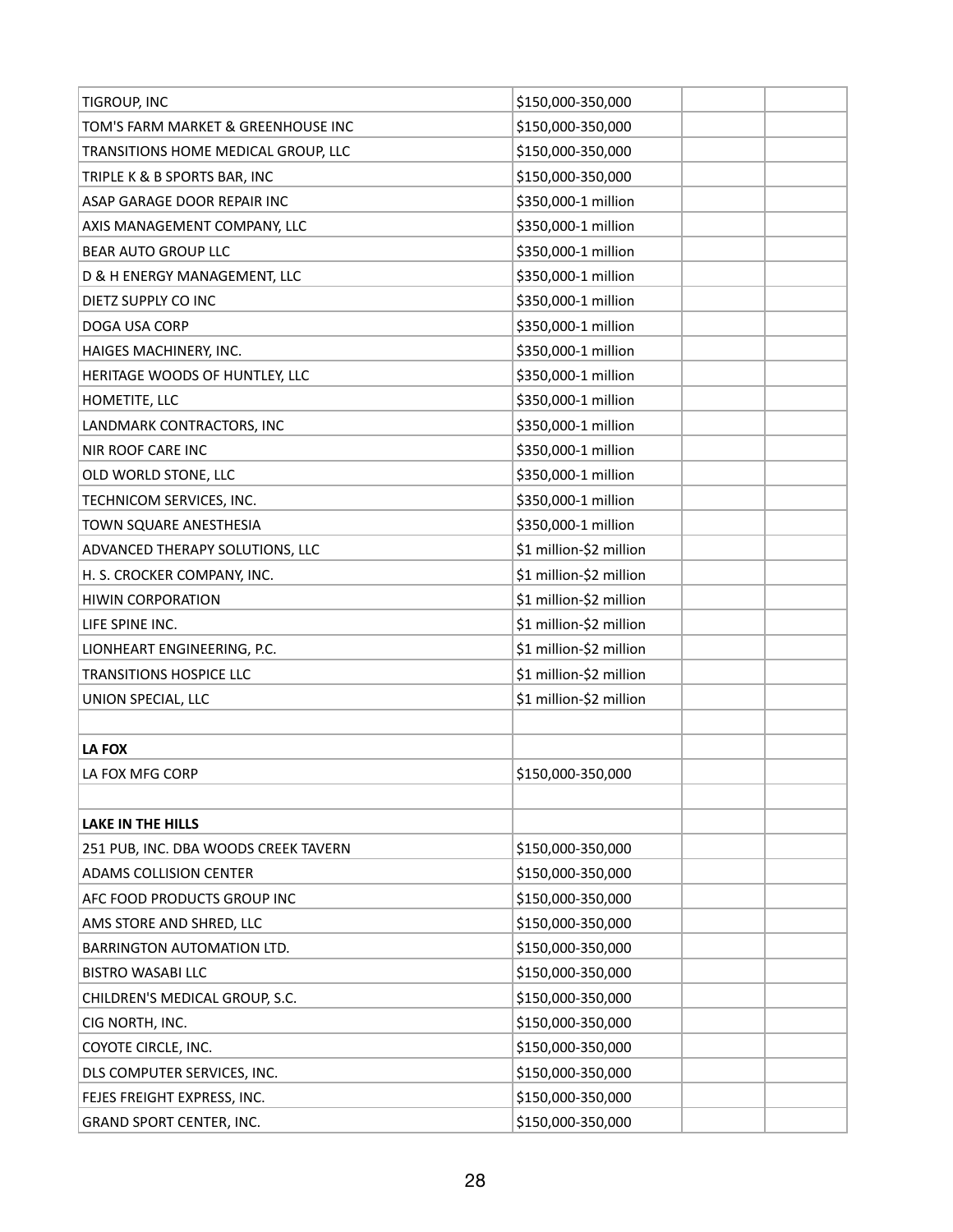| | | | |
|---|---|---|---|
| TIGROUP, INC | $150,000-350,000 | | |
| TOM'S FARM MARKET & GREENHOUSE INC | $150,000-350,000 | | |
| TRANSITIONS HOME MEDICAL GROUP, LLC | $150,000-350,000 | | |
| TRIPLE K & B SPORTS BAR, INC | $150,000-350,000 | | |
| ASAP GARAGE DOOR REPAIR INC | $350,000-1 million | | |
| AXIS MANAGEMENT COMPANY, LLC | $350,000-1 million | | |
| BEAR AUTO GROUP LLC | $350,000-1 million | | |
| D & H ENERGY MANAGEMENT, LLC | $350,000-1 million | | |
| DIETZ SUPPLY CO INC | $350,000-1 million | | |
| DOGA USA CORP | $350,000-1 million | | |
| HAIGES MACHINERY, INC. | $350,000-1 million | | |
| HERITAGE WOODS OF HUNTLEY, LLC | $350,000-1 million | | |
| HOMETITE, LLC | $350,000-1 million | | |
| LANDMARK CONTRACTORS, INC | $350,000-1 million | | |
| NIR ROOF CARE INC | $350,000-1 million | | |
| OLD WORLD STONE, LLC | $350,000-1 million | | |
| TECHNICOM SERVICES, INC. | $350,000-1 million | | |
| TOWN SQUARE ANESTHESIA | $350,000-1 million | | |
| ADVANCED THERAPY SOLUTIONS, LLC | $1 million-$2 million | | |
| H. S. CROCKER COMPANY, INC. | $1 million-$2 million | | |
| HIWIN CORPORATION | $1 million-$2 million | | |
| LIFE SPINE INC. | $1 million-$2 million | | |
| LIONHEART ENGINEERING, P.C. | $1 million-$2 million | | |
| TRANSITIONS HOSPICE LLC | $1 million-$2 million | | |
| UNION SPECIAL, LLC | $1 million-$2 million | | |
| | | | |
| **LA FOX** | | | |
| LA FOX MFG CORP | $150,000-350,000 | | |
| | | | |
| **LAKE IN THE HILLS** | | | |
| 251 PUB, INC. DBA WOODS CREEK TAVERN | $150,000-350,000 | | |
| ADAMS COLLISION CENTER | $150,000-350,000 | | |
| AFC FOOD PRODUCTS GROUP INC | $150,000-350,000 | | |
| AMS STORE AND SHRED, LLC | $150,000-350,000 | | |
| BARRINGTON AUTOMATION LTD. | $150,000-350,000 | | |
| BISTRO WASABI LLC | $150,000-350,000 | | |
| CHILDREN'S MEDICAL GROUP, S.C. | $150,000-350,000 | | |
| CIG NORTH, INC. | $150,000-350,000 | | |
| COYOTE CIRCLE, INC. | $150,000-350,000 | | |
| DLS COMPUTER SERVICES, INC. | $150,000-350,000 | | |
| FEJES FREIGHT EXPRESS, INC. | $150,000-350,000 | | |
| GRAND SPORT CENTER, INC. | $150,000-350,000 | | |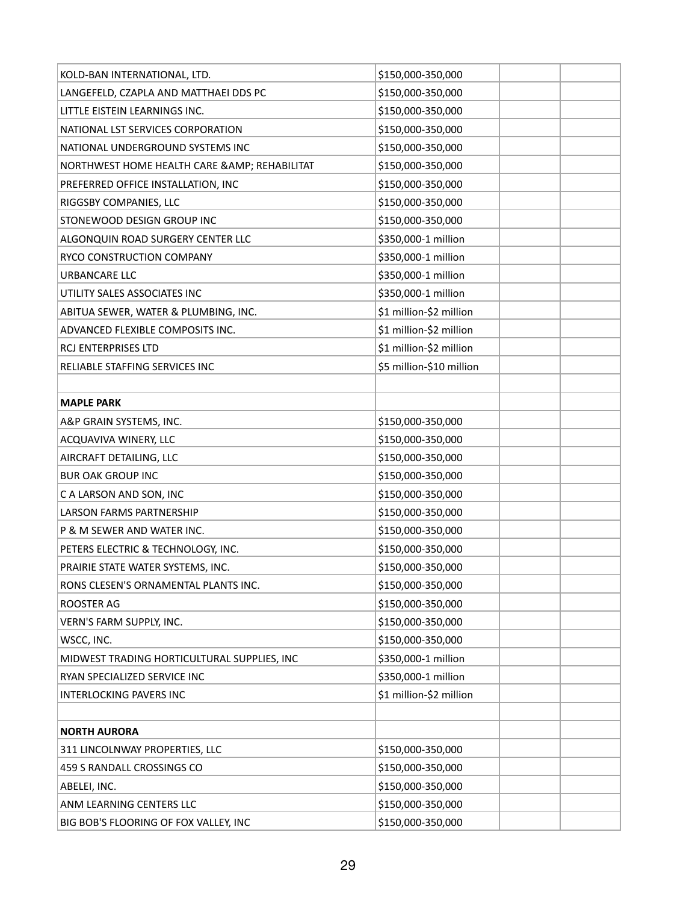| | | | |
|---|---|---|---|
| KOLD-BAN INTERNATIONAL, LTD. | $150,000-350,000 | | |
| LANGEFELD, CZAPLA AND MATTHAEI DDS PC | $150,000-350,000 | | |
| LITTLE EISTEIN LEARNINGS INC. | $150,000-350,000 | | |
| NATIONAL LST SERVICES CORPORATION | $150,000-350,000 | | |
| NATIONAL UNDERGROUND SYSTEMS INC | $150,000-350,000 | | |
| NORTHWEST HOME HEALTH CARE &AMP; REHABILITAT | $150,000-350,000 | | |
| PREFERRED OFFICE INSTALLATION, INC | $150,000-350,000 | | |
| RIGGSBY COMPANIES, LLC | $150,000-350,000 | | |
| STONEWOOD DESIGN GROUP INC | $150,000-350,000 | | |
| ALGONQUIN ROAD SURGERY CENTER LLC | $350,000-1 million | | |
| RYCO CONSTRUCTION COMPANY | $350,000-1 million | | |
| URBANCARE LLC | $350,000-1 million | | |
| UTILITY SALES ASSOCIATES INC | $350,000-1 million | | |
| ABITUA SEWER, WATER & PLUMBING, INC. | $1 million-$2 million | | |
| ADVANCED FLEXIBLE COMPOSITS INC. | $1 million-$2 million | | |
| RCJ ENTERPRISES LTD | $1 million-$2 million | | |
| RELIABLE STAFFING SERVICES INC | $5 million-$10 million | | |
| | | | |
| **MAPLE PARK** | | | |
| A&P GRAIN SYSTEMS, INC. | $150,000-350,000 | | |
| ACQUAVIVA WINERY, LLC | $150,000-350,000 | | |
| AIRCRAFT DETAILING, LLC | $150,000-350,000 | | |
| BUR OAK GROUP INC | $150,000-350,000 | | |
| C A LARSON AND SON, INC | $150,000-350,000 | | |
| LARSON FARMS PARTNERSHIP | $150,000-350,000 | | |
| P & M SEWER AND WATER INC. | $150,000-350,000 | | |
| PETERS ELECTRIC & TECHNOLOGY, INC. | $150,000-350,000 | | |
| PRAIRIE STATE WATER SYSTEMS, INC. | $150,000-350,000 | | |
| RONS CLESEN'S ORNAMENTAL PLANTS INC. | $150,000-350,000 | | |
| ROOSTER AG | $150,000-350,000 | | |
| VERN'S FARM SUPPLY, INC. | $150,000-350,000 | | |
| WSCC, INC. | $150,000-350,000 | | |
| MIDWEST TRADING HORTICULTURAL SUPPLIES, INC | $350,000-1 million | | |
| RYAN SPECIALIZED SERVICE INC | $350,000-1 million | | |
| INTERLOCKING PAVERS INC | $1 million-$2 million | | |
| | | | |
| **NORTH AURORA** | | | |
| 311 LINCOLNWAY PROPERTIES, LLC | $150,000-350,000 | | |
| 459 S RANDALL CROSSINGS CO | $150,000-350,000 | | |
| ABELEI, INC. | $150,000-350,000 | | |
| ANM LEARNING CENTERS LLC | $150,000-350,000 | | |
| BIG BOB'S FLOORING OF FOX VALLEY, INC | $150,000-350,000 | | |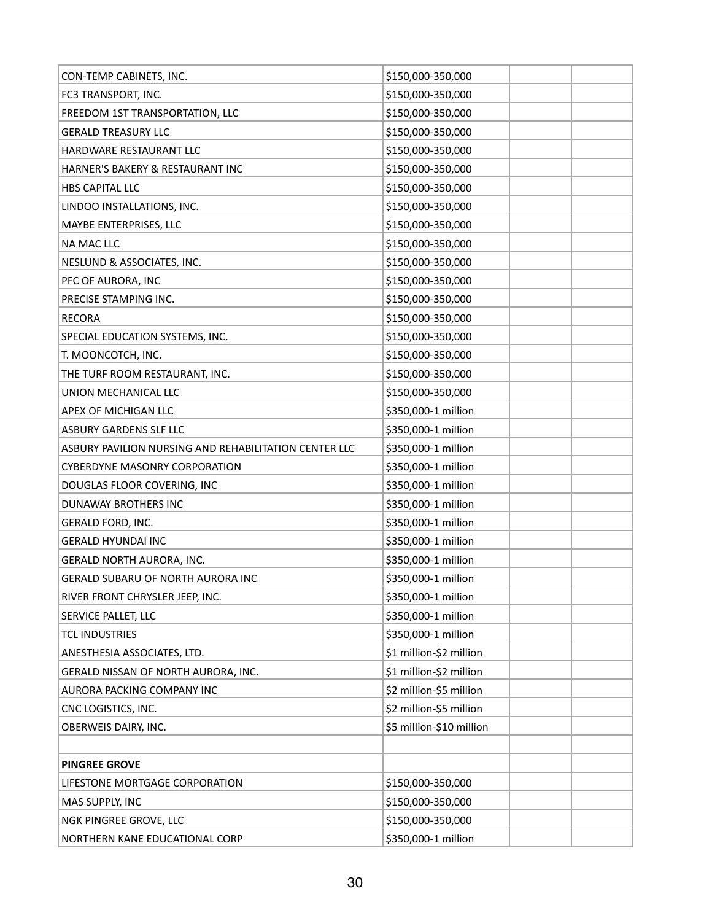| | | | |
|---|---|---|---|
| CON-TEMP CABINETS, INC. | $150,000-350,000 | | |
| FC3 TRANSPORT, INC. | $150,000-350,000 | | |
| FREEDOM 1ST TRANSPORTATION, LLC | $150,000-350,000 | | |
| GERALD TREASURY LLC | $150,000-350,000 | | |
| HARDWARE RESTAURANT LLC | $150,000-350,000 | | |
| HARNER'S BAKERY & RESTAURANT INC | $150,000-350,000 | | |
| HBS CAPITAL LLC | $150,000-350,000 | | |
| LINDOO INSTALLATIONS, INC. | $150,000-350,000 | | |
| MAYBE ENTERPRISES, LLC | $150,000-350,000 | | |
| NA MAC LLC | $150,000-350,000 | | |
| NESLUND & ASSOCIATES, INC. | $150,000-350,000 | | |
| PFC OF AURORA, INC | $150,000-350,000 | | |
| PRECISE STAMPING INC. | $150,000-350,000 | | |
| RECORA | $150,000-350,000 | | |
| SPECIAL EDUCATION SYSTEMS, INC. | $150,000-350,000 | | |
| T. MOONCOTCH, INC. | $150,000-350,000 | | |
| THE TURF ROOM RESTAURANT, INC. | $150,000-350,000 | | |
| UNION MECHANICAL LLC | $150,000-350,000 | | |
| APEX OF MICHIGAN LLC | $350,000-1 million | | |
| ASBURY GARDENS SLF LLC | $350,000-1 million | | |
| ASBURY PAVILION NURSING AND REHABILITATION CENTER LLC | $350,000-1 million | | |
| CYBERDYNE MASONRY CORPORATION | $350,000-1 million | | |
| DOUGLAS FLOOR COVERING, INC | $350,000-1 million | | |
| DUNAWAY BROTHERS INC | $350,000-1 million | | |
| GERALD FORD, INC. | $350,000-1 million | | |
| GERALD HYUNDAI INC | $350,000-1 million | | |
| GERALD NORTH AURORA, INC. | $350,000-1 million | | |
| GERALD SUBARU OF NORTH AURORA INC | $350,000-1 million | | |
| RIVER FRONT CHRYSLER JEEP, INC. | $350,000-1 million | | |
| SERVICE PALLET, LLC | $350,000-1 million | | |
| TCL INDUSTRIES | $350,000-1 million | | |
| ANESTHESIA ASSOCIATES, LTD. | $1 million-$2 million | | |
| GERALD NISSAN OF NORTH AURORA, INC. | $1 million-$2 million | | |
| AURORA PACKING COMPANY INC | $2 million-$5 million | | |
| CNC LOGISTICS, INC. | $2 million-$5 million | | |
| OBERWEIS DAIRY, INC. | $5 million-$10 million | | |
| | | | |
| **PINGREE GROVE** | | | |
| LIFESTONE MORTGAGE CORPORATION | $150,000-350,000 | | |
| MAS SUPPLY, INC | $150,000-350,000 | | |
| NGK PINGREE GROVE, LLC | $150,000-350,000 | | |
| NORTHERN KANE EDUCATIONAL CORP | $350,000-1 million | | |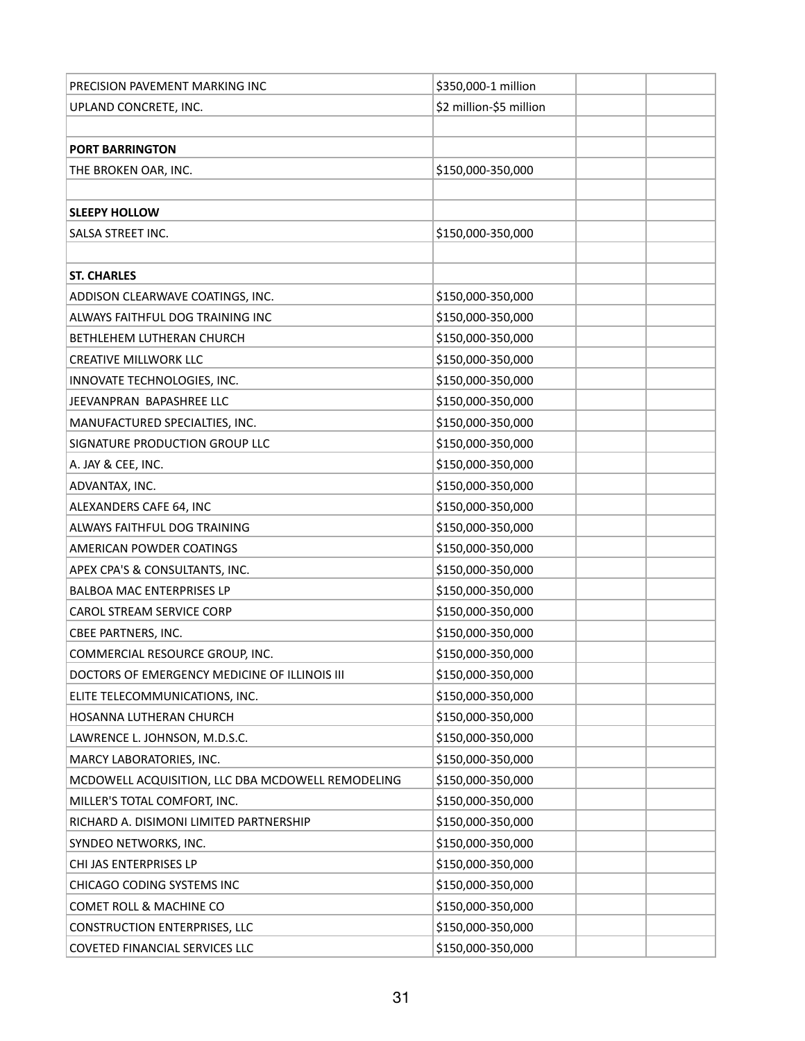| | | | |
|---|---|---|---|
| PRECISION PAVEMENT MARKING INC | $350,000-1 million | | |
| UPLAND CONCRETE, INC. | $2 million-$5 million | | |
| | | | |
| **PORT BARRINGTON** | | | |
| THE BROKEN OAR, INC. | $150,000-350,000 | | |
| | | | |
| **SLEEPY HOLLOW** | | | |
| SALSA STREET INC. | $150,000-350,000 | | |
| | | | |
| **ST. CHARLES** | | | |
| ADDISON CLEARWAVE COATINGS, INC. | $150,000-350,000 | | |
| ALWAYS FAITHFUL DOG TRAINING INC | $150,000-350,000 | | |
| BETHLEHEM LUTHERAN CHURCH | $150,000-350,000 | | |
| CREATIVE MILLWORK LLC | $150,000-350,000 | | |
| INNOVATE TECHNOLOGIES, INC. | $150,000-350,000 | | |
| JEEVANPRAN BAPASHREE LLC | $150,000-350,000 | | |
| MANUFACTURED SPECIALTIES, INC. | $150,000-350,000 | | |
| SIGNATURE PRODUCTION GROUP LLC | $150,000-350,000 | | |
| A. JAY & CEE, INC. | $150,000-350,000 | | |
| ADVANTAX, INC. | $150,000-350,000 | | |
| ALEXANDERS CAFE 64, INC | $150,000-350,000 | | |
| ALWAYS FAITHFUL DOG TRAINING | $150,000-350,000 | | |
| AMERICAN POWDER COATINGS | $150,000-350,000 | | |
| APEX CPA'S & CONSULTANTS, INC. | $150,000-350,000 | | |
| BALBOA MAC ENTERPRISES LP | $150,000-350,000 | | |
| CAROL STREAM SERVICE CORP | $150,000-350,000 | | |
| CBEE PARTNERS, INC. | $150,000-350,000 | | |
| COMMERCIAL RESOURCE GROUP, INC. | $150,000-350,000 | | |
| DOCTORS OF EMERGENCY MEDICINE OF ILLINOIS III | $150,000-350,000 | | |
| ELITE TELECOMMUNICATIONS, INC. | $150,000-350,000 | | |
| HOSANNA LUTHERAN CHURCH | $150,000-350,000 | | |
| LAWRENCE L. JOHNSON, M.D.S.C. | $150,000-350,000 | | |
| MARCY LABORATORIES, INC. | $150,000-350,000 | | |
| MCDOWELL ACQUISITION, LLC DBA MCDOWELL REMODELING | $150,000-350,000 | | |
| MILLER'S TOTAL COMFORT, INC. | $150,000-350,000 | | |
| RICHARD A. DISIMONI LIMITED PARTNERSHIP | $150,000-350,000 | | |
| SYNDEO NETWORKS, INC. | $150,000-350,000 | | |
| CHI JAS ENTERPRISES LP | $150,000-350,000 | | |
| CHICAGO CODING SYSTEMS INC | $150,000-350,000 | | |
| COMET ROLL & MACHINE CO | $150,000-350,000 | | |
| CONSTRUCTION ENTERPRISES, LLC | $150,000-350,000 | | |
| COVETED FINANCIAL SERVICES LLC | $150,000-350,000 | | |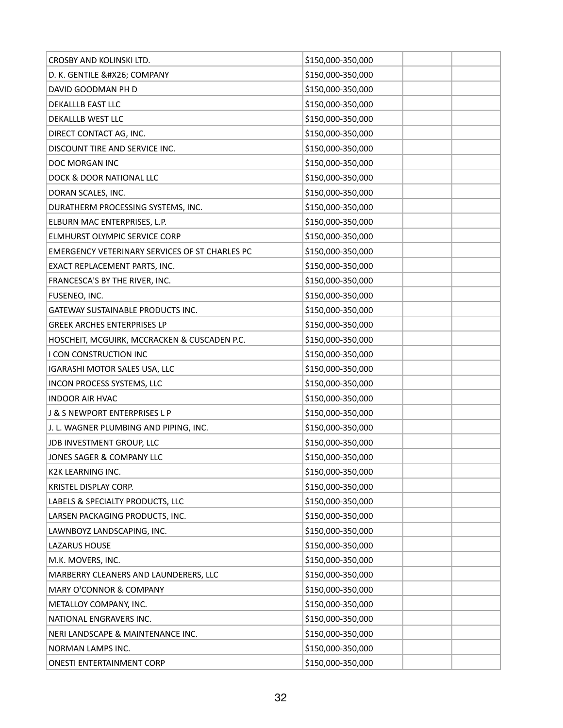| | | | |
|---|---|---|---|
| CROSBY AND KOLINSKI LTD. | $150,000-350,000 | | |
| D. K. GENTILE &#X26; COMPANY | $150,000-350,000 | | |
| DAVID GOODMAN PH D | $150,000-350,000 | | |
| DEKALLLB EAST LLC | $150,000-350,000 | | |
| DEKALLLB WEST LLC | $150,000-350,000 | | |
| DIRECT CONTACT AG, INC. | $150,000-350,000 | | |
| DISCOUNT TIRE AND SERVICE INC. | $150,000-350,000 | | |
| DOC MORGAN INC | $150,000-350,000 | | |
| DOCK & DOOR NATIONAL LLC | $150,000-350,000 | | |
| DORAN SCALES, INC. | $150,000-350,000 | | |
| DURATHERM PROCESSING SYSTEMS, INC. | $150,000-350,000 | | |
| ELBURN MAC ENTERPRISES, L.P. | $150,000-350,000 | | |
| ELMHURST OLYMPIC SERVICE CORP | $150,000-350,000 | | |
| EMERGENCY VETERINARY SERVICES OF ST CHARLES PC | $150,000-350,000 | | |
| EXACT REPLACEMENT PARTS, INC. | $150,000-350,000 | | |
| FRANCESCA'S BY THE RIVER, INC. | $150,000-350,000 | | |
| FUSENEO, INC. | $150,000-350,000 | | |
| GATEWAY SUSTAINABLE PRODUCTS INC. | $150,000-350,000 | | |
| GREEK ARCHES ENTERPRISES LP | $150,000-350,000 | | |
| HOSCHEIT, MCGUIRK, MCCRACKEN & CUSCADEN P.C. | $150,000-350,000 | | |
| I CON CONSTRUCTION INC | $150,000-350,000 | | |
| IGARASHI MOTOR SALES USA, LLC | $150,000-350,000 | | |
| INCON PROCESS SYSTEMS, LLC | $150,000-350,000 | | |
| INDOOR AIR HVAC | $150,000-350,000 | | |
| J & S NEWPORT ENTERPRISES L P | $150,000-350,000 | | |
| J. L. WAGNER PLUMBING AND PIPING, INC. | $150,000-350,000 | | |
| JDB INVESTMENT GROUP, LLC | $150,000-350,000 | | |
| JONES SAGER & COMPANY LLC | $150,000-350,000 | | |
| K2K LEARNING INC. | $150,000-350,000 | | |
| KRISTEL DISPLAY CORP. | $150,000-350,000 | | |
| LABELS & SPECIALTY PRODUCTS, LLC | $150,000-350,000 | | |
| LARSEN PACKAGING PRODUCTS, INC. | $150,000-350,000 | | |
| LAWNBOYZ LANDSCAPING, INC. | $150,000-350,000 | | |
| LAZARUS HOUSE | $150,000-350,000 | | |
| M.K. MOVERS, INC. | $150,000-350,000 | | |
| MARBERRY CLEANERS AND LAUNDERERS, LLC | $150,000-350,000 | | |
| MARY O'CONNOR & COMPANY | $150,000-350,000 | | |
| METALLOY COMPANY, INC. | $150,000-350,000 | | |
| NATIONAL ENGRAVERS INC. | $150,000-350,000 | | |
| NERI LANDSCAPE & MAINTENANCE INC. | $150,000-350,000 | | |
| NORMAN LAMPS INC. | $150,000-350,000 | | |
| ONESTI ENTERTAINMENT CORP | $150,000-350,000 | | |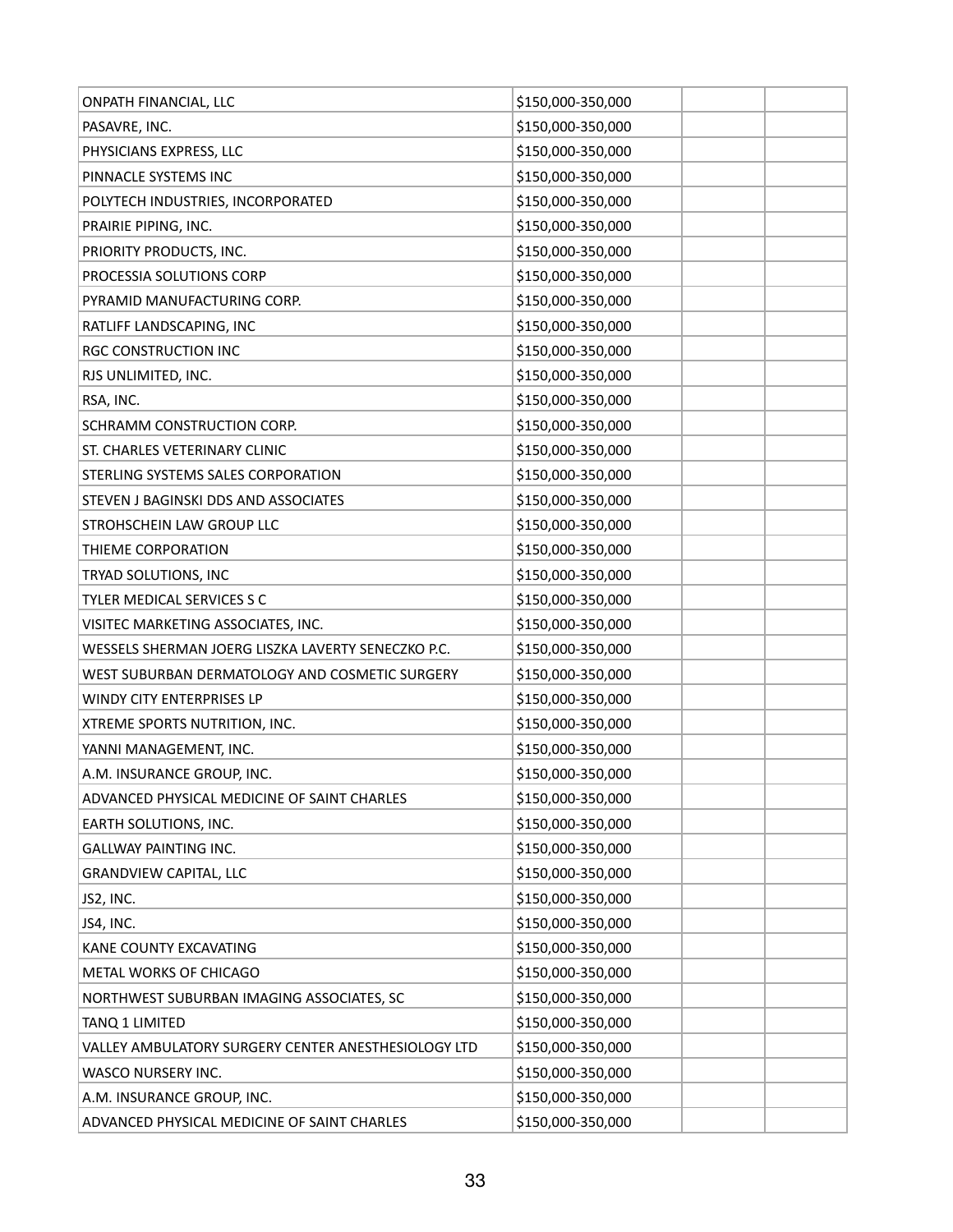| | | | |
|---|---|---|---|
| ONPATH FINANCIAL, LLC | $150,000-350,000 | | |
| PASAVRE, INC. | $150,000-350,000 | | |
| PHYSICIANS EXPRESS, LLC | $150,000-350,000 | | |
| PINNACLE SYSTEMS INC | $150,000-350,000 | | |
| POLYTECH INDUSTRIES, INCORPORATED | $150,000-350,000 | | |
| PRAIRIE PIPING, INC. | $150,000-350,000 | | |
| PRIORITY PRODUCTS, INC. | $150,000-350,000 | | |
| PROCESSIA SOLUTIONS CORP | $150,000-350,000 | | |
| PYRAMID MANUFACTURING CORP. | $150,000-350,000 | | |
| RATLIFF LANDSCAPING, INC | $150,000-350,000 | | |
| RGC CONSTRUCTION INC | $150,000-350,000 | | |
| RJS UNLIMITED, INC. | $150,000-350,000 | | |
| RSA, INC. | $150,000-350,000 | | |
| SCHRAMM CONSTRUCTION CORP. | $150,000-350,000 | | |
| ST. CHARLES VETERINARY CLINIC | $150,000-350,000 | | |
| STERLING SYSTEMS SALES CORPORATION | $150,000-350,000 | | |
| STEVEN J BAGINSKI DDS AND ASSOCIATES | $150,000-350,000 | | |
| STROHSCHEIN LAW GROUP LLC | $150,000-350,000 | | |
| THIEME CORPORATION | $150,000-350,000 | | |
| TRYAD SOLUTIONS, INC | $150,000-350,000 | | |
| TYLER MEDICAL SERVICES S C | $150,000-350,000 | | |
| VISITEC MARKETING ASSOCIATES, INC. | $150,000-350,000 | | |
| WESSELS SHERMAN JOERG LISZKA LAVERTY SENECZKO P.C. | $150,000-350,000 | | |
| WEST SUBURBAN DERMATOLOGY AND COSMETIC SURGERY | $150,000-350,000 | | |
| WINDY CITY ENTERPRISES LP | $150,000-350,000 | | |
| XTREME SPORTS NUTRITION, INC. | $150,000-350,000 | | |
| YANNI MANAGEMENT, INC. | $150,000-350,000 | | |
| A.M. INSURANCE GROUP, INC. | $150,000-350,000 | | |
| ADVANCED PHYSICAL MEDICINE OF SAINT CHARLES | $150,000-350,000 | | |
| EARTH SOLUTIONS, INC. | $150,000-350,000 | | |
| GALLWAY PAINTING INC. | $150,000-350,000 | | |
| GRANDVIEW CAPITAL, LLC | $150,000-350,000 | | |
| JS2, INC. | $150,000-350,000 | | |
| JS4, INC. | $150,000-350,000 | | |
| KANE COUNTY EXCAVATING | $150,000-350,000 | | |
| METAL WORKS OF CHICAGO | $150,000-350,000 | | |
| NORTHWEST SUBURBAN IMAGING ASSOCIATES, SC | $150,000-350,000 | | |
| TANQ 1 LIMITED | $150,000-350,000 | | |
| VALLEY AMBULATORY SURGERY CENTER ANESTHESIOLOGY LTD | $150,000-350,000 | | |
| WASCO NURSERY INC. | $150,000-350,000 | | |
| A.M. INSURANCE GROUP, INC. | $150,000-350,000 | | |
| ADVANCED PHYSICAL MEDICINE OF SAINT CHARLES | $150,000-350,000 | | |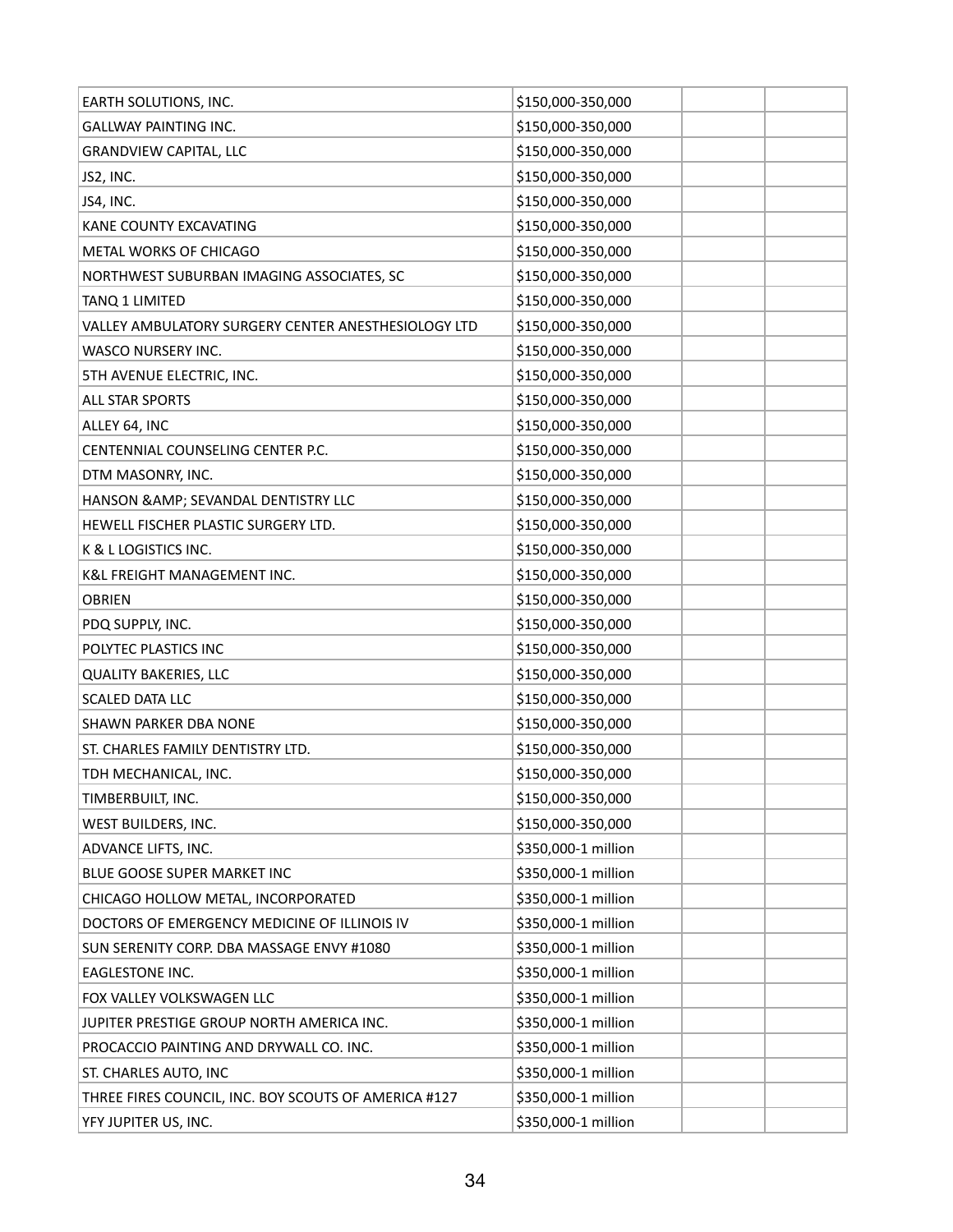| | | | |
|---|---|---|---|
| EARTH SOLUTIONS, INC. | $150,000-350,000 | | |
| GALLWAY PAINTING INC. | $150,000-350,000 | | |
| GRANDVIEW CAPITAL, LLC | $150,000-350,000 | | |
| JS2, INC. | $150,000-350,000 | | |
| JS4, INC. | $150,000-350,000 | | |
| KANE COUNTY EXCAVATING | $150,000-350,000 | | |
| METAL WORKS OF CHICAGO | $150,000-350,000 | | |
| NORTHWEST SUBURBAN IMAGING ASSOCIATES, SC | $150,000-350,000 | | |
| TANQ 1 LIMITED | $150,000-350,000 | | |
| VALLEY AMBULATORY SURGERY CENTER ANESTHESIOLOGY LTD | $150,000-350,000 | | |
| WASCO NURSERY INC. | $150,000-350,000 | | |
| 5TH AVENUE ELECTRIC, INC. | $150,000-350,000 | | |
| ALL STAR SPORTS | $150,000-350,000 | | |
| ALLEY 64, INC | $150,000-350,000 | | |
| CENTENNIAL COUNSELING CENTER P.C. | $150,000-350,000 | | |
| DTM MASONRY, INC. | $150,000-350,000 | | |
| HANSON &AMP; SEVANDAL DENTISTRY LLC | $150,000-350,000 | | |
| HEWELL FISCHER PLASTIC SURGERY LTD. | $150,000-350,000 | | |
| K & L LOGISTICS INC. | $150,000-350,000 | | |
| K&L FREIGHT MANAGEMENT INC. | $150,000-350,000 | | |
| OBRIEN | $150,000-350,000 | | |
| PDQ SUPPLY, INC. | $150,000-350,000 | | |
| POLYTEC PLASTICS INC | $150,000-350,000 | | |
| QUALITY BAKERIES, LLC | $150,000-350,000 | | |
| SCALED DATA LLC | $150,000-350,000 | | |
| SHAWN PARKER DBA NONE | $150,000-350,000 | | |
| ST. CHARLES FAMILY DENTISTRY LTD. | $150,000-350,000 | | |
| TDH MECHANICAL, INC. | $150,000-350,000 | | |
| TIMBERBUILT, INC. | $150,000-350,000 | | |
| WEST BUILDERS, INC. | $150,000-350,000 | | |
| ADVANCE LIFTS, INC. | $350,000-1 million | | |
| BLUE GOOSE SUPER MARKET INC | $350,000-1 million | | |
| CHICAGO HOLLOW METAL, INCORPORATED | $350,000-1 million | | |
| DOCTORS OF EMERGENCY MEDICINE OF ILLINOIS IV | $350,000-1 million | | |
| SUN SERENITY CORP. DBA MASSAGE ENVY #1080 | $350,000-1 million | | |
| EAGLESTONE INC. | $350,000-1 million | | |
| FOX VALLEY VOLKSWAGEN LLC | $350,000-1 million | | |
| JUPITER PRESTIGE GROUP NORTH AMERICA INC. | $350,000-1 million | | |
| PROCACCIO PAINTING AND DRYWALL CO. INC. | $350,000-1 million | | |
| ST. CHARLES AUTO, INC | $350,000-1 million | | |
| THREE FIRES COUNCIL, INC. BOY SCOUTS OF AMERICA #127 | $350,000-1 million | | |
| YFY JUPITER US, INC. | $350,000-1 million | | |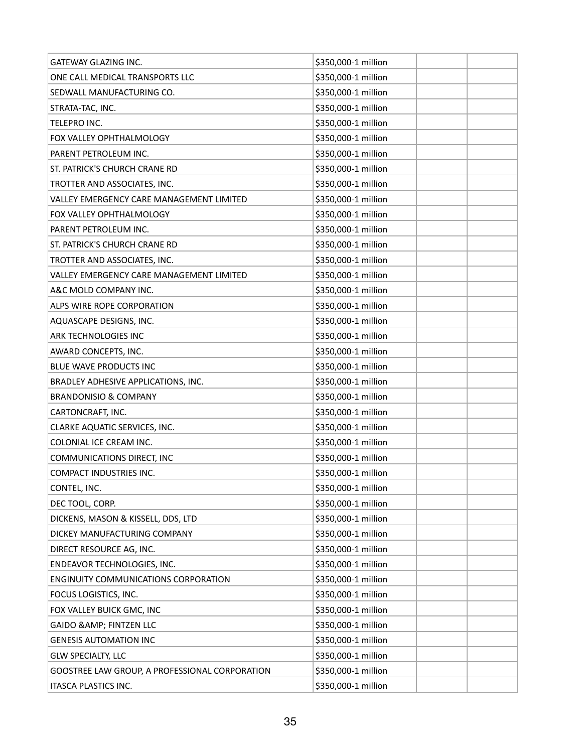| | | | |
|---|---|---|---|
| GATEWAY GLAZING INC. | $350,000-1 million | | |
| ONE CALL MEDICAL TRANSPORTS LLC | $350,000-1 million | | |
| SEDWALL MANUFACTURING CO. | $350,000-1 million | | |
| STRATA-TAC, INC. | $350,000-1 million | | |
| TELEPRO INC. | $350,000-1 million | | |
| FOX VALLEY OPHTHALMOLOGY | $350,000-1 million | | |
| PARENT PETROLEUM INC. | $350,000-1 million | | |
| ST. PATRICK'S CHURCH CRANE RD | $350,000-1 million | | |
| TROTTER AND ASSOCIATES, INC. | $350,000-1 million | | |
| VALLEY EMERGENCY CARE MANAGEMENT LIMITED | $350,000-1 million | | |
| FOX VALLEY OPHTHALMOLOGY | $350,000-1 million | | |
| PARENT PETROLEUM INC. | $350,000-1 million | | |
| ST. PATRICK'S CHURCH CRANE RD | $350,000-1 million | | |
| TROTTER AND ASSOCIATES, INC. | $350,000-1 million | | |
| VALLEY EMERGENCY CARE MANAGEMENT LIMITED | $350,000-1 million | | |
| A&C MOLD COMPANY INC. | $350,000-1 million | | |
| ALPS WIRE ROPE CORPORATION | $350,000-1 million | | |
| AQUASCAPE DESIGNS, INC. | $350,000-1 million | | |
| ARK TECHNOLOGIES INC | $350,000-1 million | | |
| AWARD CONCEPTS, INC. | $350,000-1 million | | |
| BLUE WAVE PRODUCTS INC | $350,000-1 million | | |
| BRADLEY ADHESIVE APPLICATIONS, INC. | $350,000-1 million | | |
| BRANDONISIO & COMPANY | $350,000-1 million | | |
| CARTONCRAFT, INC. | $350,000-1 million | | |
| CLARKE AQUATIC SERVICES, INC. | $350,000-1 million | | |
| COLONIAL ICE CREAM INC. | $350,000-1 million | | |
| COMMUNICATIONS DIRECT, INC | $350,000-1 million | | |
| COMPACT INDUSTRIES INC. | $350,000-1 million | | |
| CONTEL, INC. | $350,000-1 million | | |
| DEC TOOL, CORP. | $350,000-1 million | | |
| DICKENS, MASON & KISSELL, DDS, LTD | $350,000-1 million | | |
| DICKEY MANUFACTURING COMPANY | $350,000-1 million | | |
| DIRECT RESOURCE AG, INC. | $350,000-1 million | | |
| ENDEAVOR TECHNOLOGIES, INC. | $350,000-1 million | | |
| ENGINUITY COMMUNICATIONS CORPORATION | $350,000-1 million | | |
| FOCUS LOGISTICS, INC. | $350,000-1 million | | |
| FOX VALLEY BUICK GMC, INC | $350,000-1 million | | |
| GAIDO &AMP; FINTZEN LLC | $350,000-1 million | | |
| GENESIS AUTOMATION INC | $350,000-1 million | | |
| GLW SPECIALTY, LLC | $350,000-1 million | | |
| GOOSTREE LAW GROUP, A PROFESSIONAL CORPORATION | $350,000-1 million | | |
| ITASCA PLASTICS INC. | $350,000-1 million | | |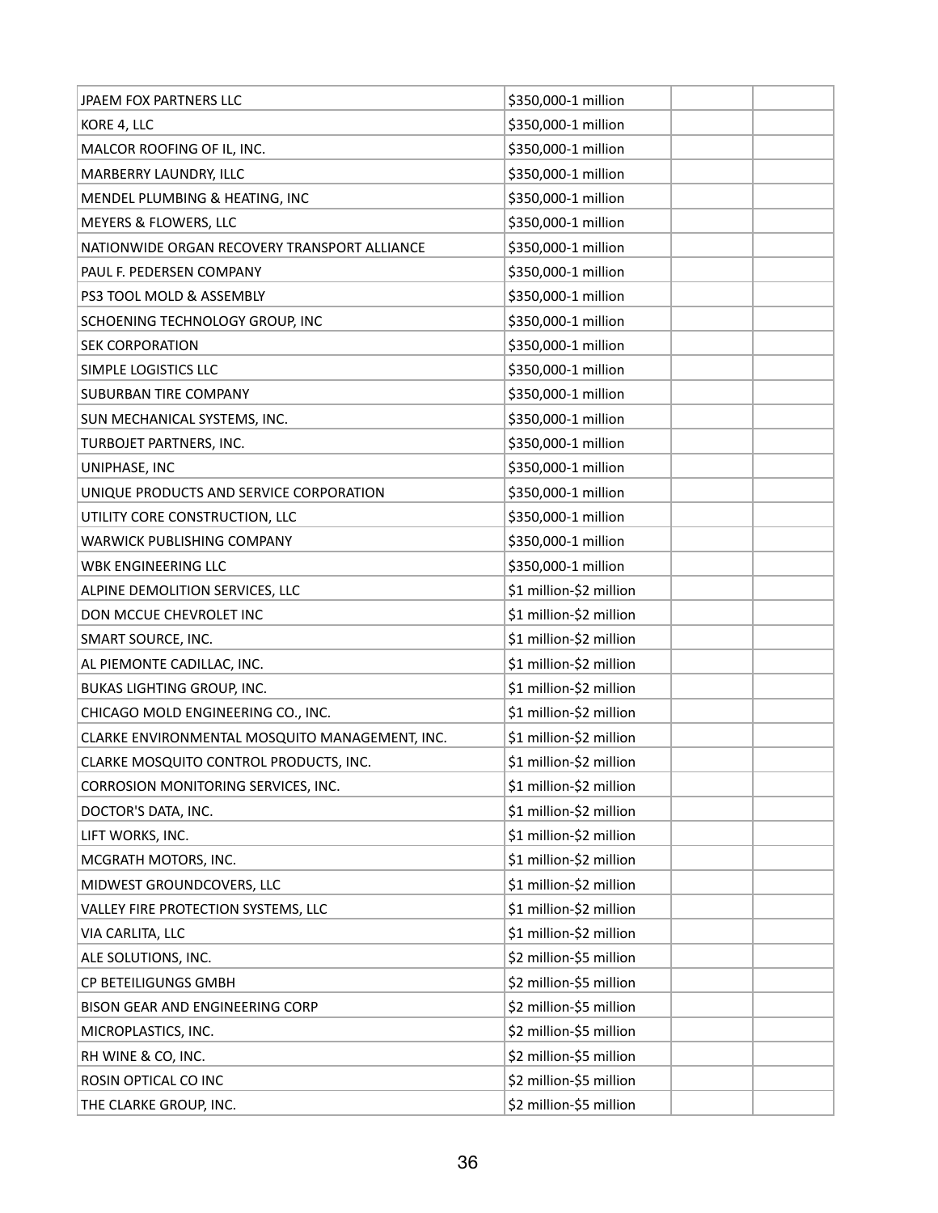| | | | |
|---|---|---|---|
| JPAEM FOX PARTNERS LLC | $350,000-1 million | | |
| KORE 4, LLC | $350,000-1 million | | |
| MALCOR ROOFING OF IL, INC. | $350,000-1 million | | |
| MARBERRY LAUNDRY, ILLC | $350,000-1 million | | |
| MENDEL PLUMBING & HEATING, INC | $350,000-1 million | | |
| MEYERS & FLOWERS, LLC | $350,000-1 million | | |
| NATIONWIDE ORGAN RECOVERY TRANSPORT ALLIANCE | $350,000-1 million | | |
| PAUL F. PEDERSEN COMPANY | $350,000-1 million | | |
| PS3 TOOL MOLD & ASSEMBLY | $350,000-1 million | | |
| SCHOENING TECHNOLOGY GROUP, INC | $350,000-1 million | | |
| SEK CORPORATION | $350,000-1 million | | |
| SIMPLE LOGISTICS LLC | $350,000-1 million | | |
| SUBURBAN TIRE COMPANY | $350,000-1 million | | |
| SUN MECHANICAL SYSTEMS, INC. | $350,000-1 million | | |
| TURBOJET PARTNERS, INC. | $350,000-1 million | | |
| UNIPHASE, INC | $350,000-1 million | | |
| UNIQUE PRODUCTS AND SERVICE CORPORATION | $350,000-1 million | | |
| UTILITY CORE CONSTRUCTION, LLC | $350,000-1 million | | |
| WARWICK PUBLISHING COMPANY | $350,000-1 million | | |
| WBK ENGINEERING LLC | $350,000-1 million | | |
| ALPINE DEMOLITION SERVICES, LLC | $1 million-$2 million | | |
| DON MCCUE CHEVROLET INC | $1 million-$2 million | | |
| SMART SOURCE, INC. | $1 million-$2 million | | |
| AL PIEMONTE CADILLAC, INC. | $1 million-$2 million | | |
| BUKAS LIGHTING GROUP, INC. | $1 million-$2 million | | |
| CHICAGO MOLD ENGINEERING CO., INC. | $1 million-$2 million | | |
| CLARKE ENVIRONMENTAL MOSQUITO MANAGEMENT, INC. | $1 million-$2 million | | |
| CLARKE MOSQUITO CONTROL PRODUCTS, INC. | $1 million-$2 million | | |
| CORROSION MONITORING SERVICES, INC. | $1 million-$2 million | | |
| DOCTOR'S DATA, INC. | $1 million-$2 million | | |
| LIFT WORKS, INC. | $1 million-$2 million | | |
| MCGRATH MOTORS, INC. | $1 million-$2 million | | |
| MIDWEST GROUNDCOVERS, LLC | $1 million-$2 million | | |
| VALLEY FIRE PROTECTION SYSTEMS, LLC | $1 million-$2 million | | |
| VIA CARLITA, LLC | $1 million-$2 million | | |
| ALE SOLUTIONS, INC. | $2 million-$5 million | | |
| CP BETEILIGUNGS GMBH | $2 million-$5 million | | |
| BISON GEAR AND ENGINEERING CORP | $2 million-$5 million | | |
| MICROPLASTICS, INC. | $2 million-$5 million | | |
| RH WINE & CO, INC. | $2 million-$5 million | | |
| ROSIN OPTICAL CO INC | $2 million-$5 million | | |
| THE CLARKE GROUP, INC. | $2 million-$5 million | | |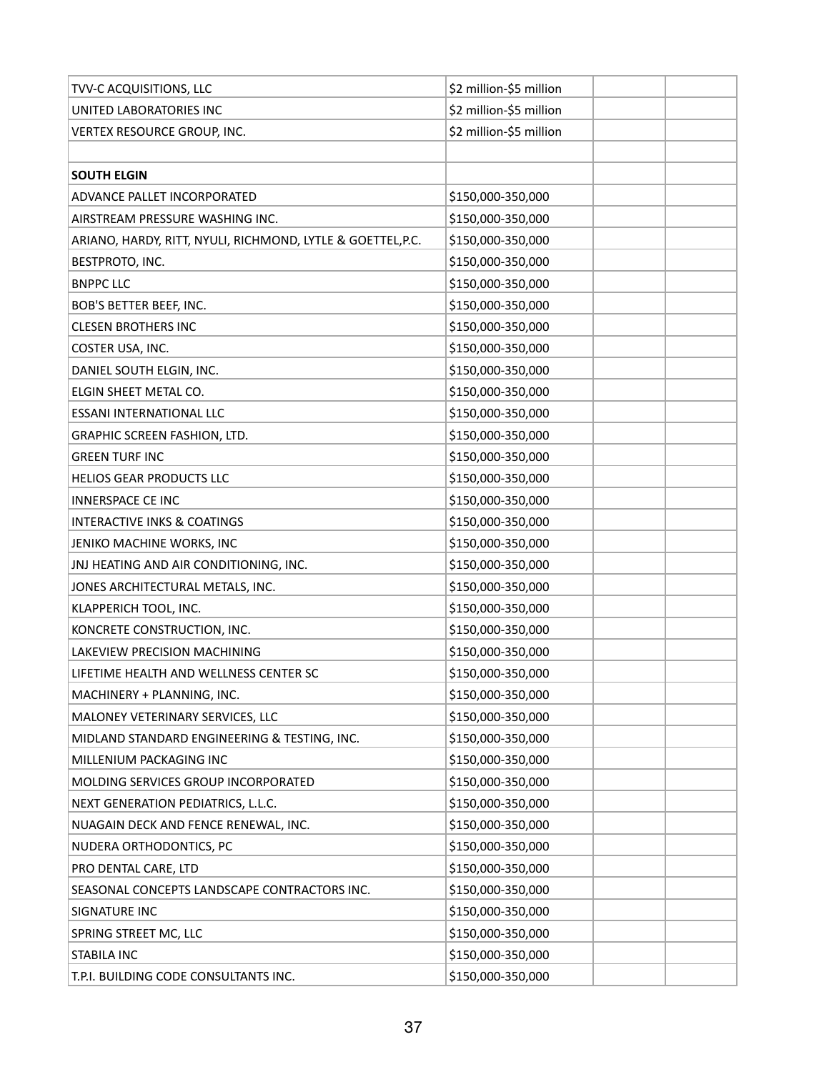| | | | |
|---|---|---|---|
| TVV-C ACQUISITIONS, LLC | $2 million-$5 million | | |
| UNITED LABORATORIES INC | $2 million-$5 million | | |
| VERTEX RESOURCE GROUP, INC. | $2 million-$5 million | | |
| | | | |
| **SOUTH ELGIN** | | | |
| ADVANCE PALLET INCORPORATED | $150,000-350,000 | | |
| AIRSTREAM PRESSURE WASHING INC. | $150,000-350,000 | | |
| ARIANO, HARDY, RITT, NYULI, RICHMOND, LYTLE & GOETTEL,P.C. | $150,000-350,000 | | |
| BESTPROTO, INC. | $150,000-350,000 | | |
| BNPPC LLC | $150,000-350,000 | | |
| BOB'S BETTER BEEF, INC. | $150,000-350,000 | | |
| CLESEN BROTHERS INC | $150,000-350,000 | | |
| COSTER USA, INC. | $150,000-350,000 | | |
| DANIEL SOUTH ELGIN, INC. | $150,000-350,000 | | |
| ELGIN SHEET METAL CO. | $150,000-350,000 | | |
| ESSANI INTERNATIONAL LLC | $150,000-350,000 | | |
| GRAPHIC SCREEN FASHION, LTD. | $150,000-350,000 | | |
| GREEN TURF INC | $150,000-350,000 | | |
| HELIOS GEAR PRODUCTS LLC | $150,000-350,000 | | |
| INNERSPACE CE INC | $150,000-350,000 | | |
| INTERACTIVE INKS & COATINGS | $150,000-350,000 | | |
| JENIKO MACHINE WORKS, INC | $150,000-350,000 | | |
| JNJ HEATING AND AIR CONDITIONING, INC. | $150,000-350,000 | | |
| JONES ARCHITECTURAL METALS, INC. | $150,000-350,000 | | |
| KLAPPERICH TOOL, INC. | $150,000-350,000 | | |
| KONCRETE CONSTRUCTION, INC. | $150,000-350,000 | | |
| LAKEVIEW PRECISION MACHINING | $150,000-350,000 | | |
| LIFETIME HEALTH AND WELLNESS CENTER SC | $150,000-350,000 | | |
| MACHINERY + PLANNING, INC. | $150,000-350,000 | | |
| MALONEY VETERINARY SERVICES, LLC | $150,000-350,000 | | |
| MIDLAND STANDARD ENGINEERING & TESTING, INC. | $150,000-350,000 | | |
| MILLENIUM PACKAGING INC | $150,000-350,000 | | |
| MOLDING SERVICES GROUP INCORPORATED | $150,000-350,000 | | |
| NEXT GENERATION PEDIATRICS, L.L.C. | $150,000-350,000 | | |
| NUAGAIN DECK AND FENCE RENEWAL, INC. | $150,000-350,000 | | |
| NUDERA ORTHODONTICS, PC | $150,000-350,000 | | |
| PRO DENTAL CARE, LTD | $150,000-350,000 | | |
| SEASONAL CONCEPTS LANDSCAPE CONTRACTORS INC. | $150,000-350,000 | | |
| SIGNATURE INC | $150,000-350,000 | | |
| SPRING STREET MC, LLC | $150,000-350,000 | | |
| STABILA INC | $150,000-350,000 | | |
| T.P.I. BUILDING CODE CONSULTANTS INC. | $150,000-350,000 | | |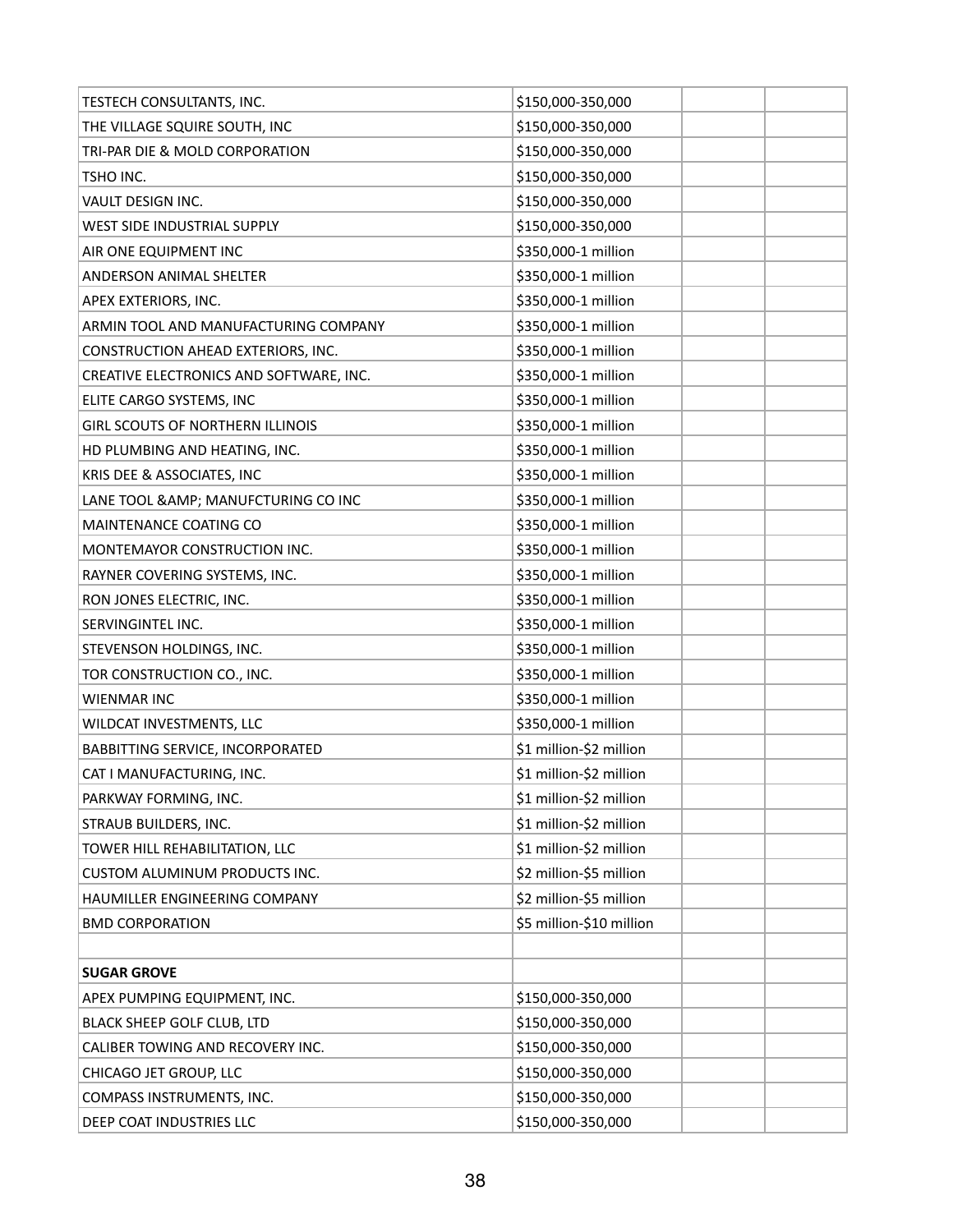| | | | |
|---|---|---|---|
| TESTECH CONSULTANTS, INC. | $150,000-350,000 | | |
| THE VILLAGE SQUIRE SOUTH, INC | $150,000-350,000 | | |
| TRI-PAR DIE & MOLD CORPORATION | $150,000-350,000 | | |
| TSHO INC. | $150,000-350,000 | | |
| VAULT DESIGN INC. | $150,000-350,000 | | |
| WEST SIDE INDUSTRIAL SUPPLY | $150,000-350,000 | | |
| AIR ONE EQUIPMENT INC | $350,000-1 million | | |
| ANDERSON ANIMAL SHELTER | $350,000-1 million | | |
| APEX EXTERIORS, INC. | $350,000-1 million | | |
| ARMIN TOOL AND MANUFACTURING COMPANY | $350,000-1 million | | |
| CONSTRUCTION AHEAD EXTERIORS, INC. | $350,000-1 million | | |
| CREATIVE ELECTRONICS AND SOFTWARE, INC. | $350,000-1 million | | |
| ELITE CARGO SYSTEMS, INC | $350,000-1 million | | |
| GIRL SCOUTS OF NORTHERN ILLINOIS | $350,000-1 million | | |
| HD PLUMBING AND HEATING, INC. | $350,000-1 million | | |
| KRIS DEE & ASSOCIATES, INC | $350,000-1 million | | |
| LANE TOOL &AMP; MANUFCTURING CO INC | $350,000-1 million | | |
| MAINTENANCE COATING CO | $350,000-1 million | | |
| MONTEMAYOR CONSTRUCTION INC. | $350,000-1 million | | |
| RAYNER COVERING SYSTEMS, INC. | $350,000-1 million | | |
| RON JONES ELECTRIC, INC. | $350,000-1 million | | |
| SERVINGINTEL INC. | $350,000-1 million | | |
| STEVENSON HOLDINGS, INC. | $350,000-1 million | | |
| TOR CONSTRUCTION CO., INC. | $350,000-1 million | | |
| WIENMAR INC | $350,000-1 million | | |
| WILDCAT INVESTMENTS, LLC | $350,000-1 million | | |
| BABBITTING SERVICE, INCORPORATED | $1 million-$2 million | | |
| CAT I MANUFACTURING, INC. | $1 million-$2 million | | |
| PARKWAY FORMING, INC. | $1 million-$2 million | | |
| STRAUB BUILDERS, INC. | $1 million-$2 million | | |
| TOWER HILL REHABILITATION, LLC | $1 million-$2 million | | |
| CUSTOM ALUMINUM PRODUCTS INC. | $2 million-$5 million | | |
| HAUMILLER ENGINEERING COMPANY | $2 million-$5 million | | |
| BMD CORPORATION | $5 million-$10 million | | |
| | | | |
| **SUGAR GROVE** | | | |
| APEX PUMPING EQUIPMENT, INC. | $150,000-350,000 | | |
| BLACK SHEEP GOLF CLUB, LTD | $150,000-350,000 | | |
| CALIBER TOWING AND RECOVERY INC. | $150,000-350,000 | | |
| CHICAGO JET GROUP, LLC | $150,000-350,000 | | |
| COMPASS INSTRUMENTS, INC. | $150,000-350,000 | | |
| DEEP COAT INDUSTRIES LLC | $150,000-350,000 | | |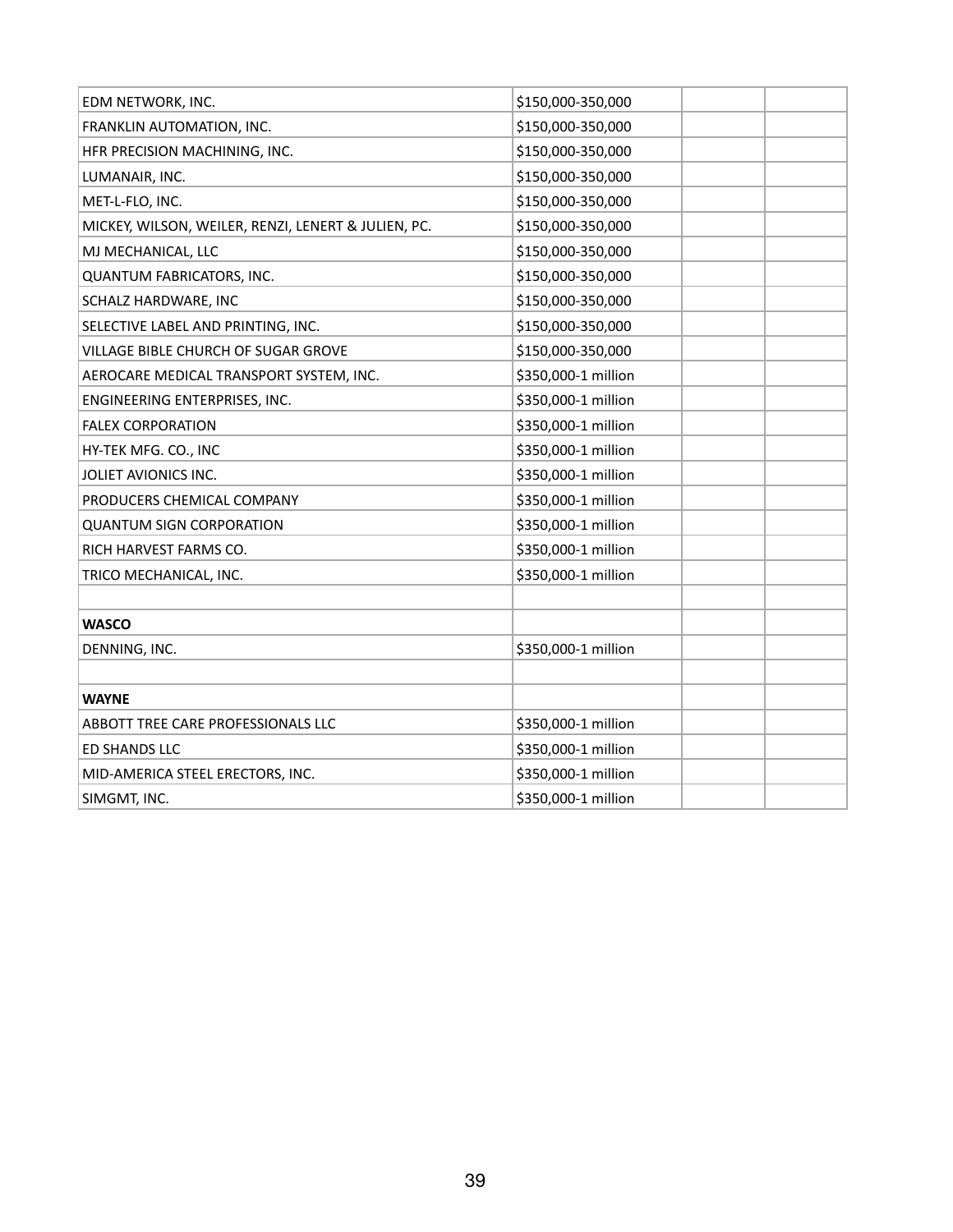| | | | |
|---|---|---|---|
| EDM NETWORK, INC. | $150,000-350,000 | | |
| FRANKLIN AUTOMATION, INC. | $150,000-350,000 | | |
| HFR PRECISION MACHINING, INC. | $150,000-350,000 | | |
| LUMANAIR, INC. | $150,000-350,000 | | |
| MET-L-FLO, INC. | $150,000-350,000 | | |
| MICKEY, WILSON, WEILER, RENZI, LENERT & JULIEN, PC. | $150,000-350,000 | | |
| MJ MECHANICAL, LLC | $150,000-350,000 | | |
| QUANTUM FABRICATORS, INC. | $150,000-350,000 | | |
| SCHALZ HARDWARE, INC | $150,000-350,000 | | |
| SELECTIVE LABEL AND PRINTING, INC. | $150,000-350,000 | | |
| VILLAGE BIBLE CHURCH OF SUGAR GROVE | $150,000-350,000 | | |
| AEROCARE MEDICAL TRANSPORT SYSTEM, INC. | $350,000-1 million | | |
| ENGINEERING ENTERPRISES, INC. | $350,000-1 million | | |
| FALEX CORPORATION | $350,000-1 million | | |
| HY-TEK MFG. CO., INC | $350,000-1 million | | |
| JOLIET AVIONICS INC. | $350,000-1 million | | |
| PRODUCERS CHEMICAL COMPANY | $350,000-1 million | | |
| QUANTUM SIGN CORPORATION | $350,000-1 million | | |
| RICH HARVEST FARMS CO. | $350,000-1 million | | |
| TRICO MECHANICAL, INC. | $350,000-1 million | | |
| | | | |
| **WASCO** | | | |
| DENNING, INC. | $350,000-1 million | | |
| | | | |
| **WAYNE** | | | |
| ABBOTT TREE CARE PROFESSIONALS LLC | $350,000-1 million | | |
| ED SHANDS LLC | $350,000-1 million | | |
| MID-AMERICA STEEL ERECTORS, INC. | $350,000-1 million | | |
| SIMGMT, INC. | $350,000-1 million | | |